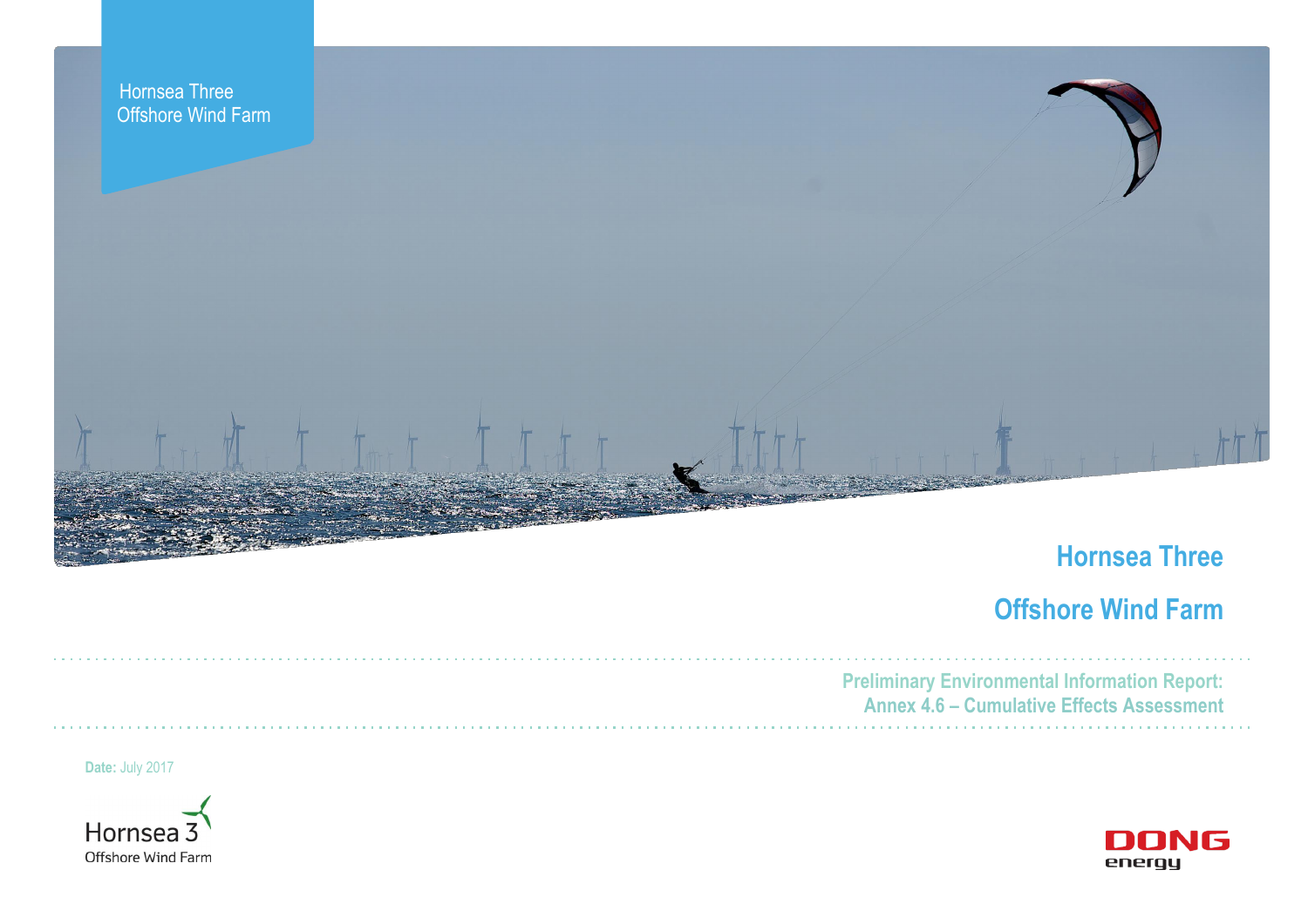Hornsea Three
Offshore Wind Farm

# Hornsea Three

# Offshore Wind Farm

## Preliminary Environmental Information Report: Annex 4.6 – Cumulative Effects Assessment

**Date:** July 2017

Hornsea 3
Offshore Wind Farm

DONG
energy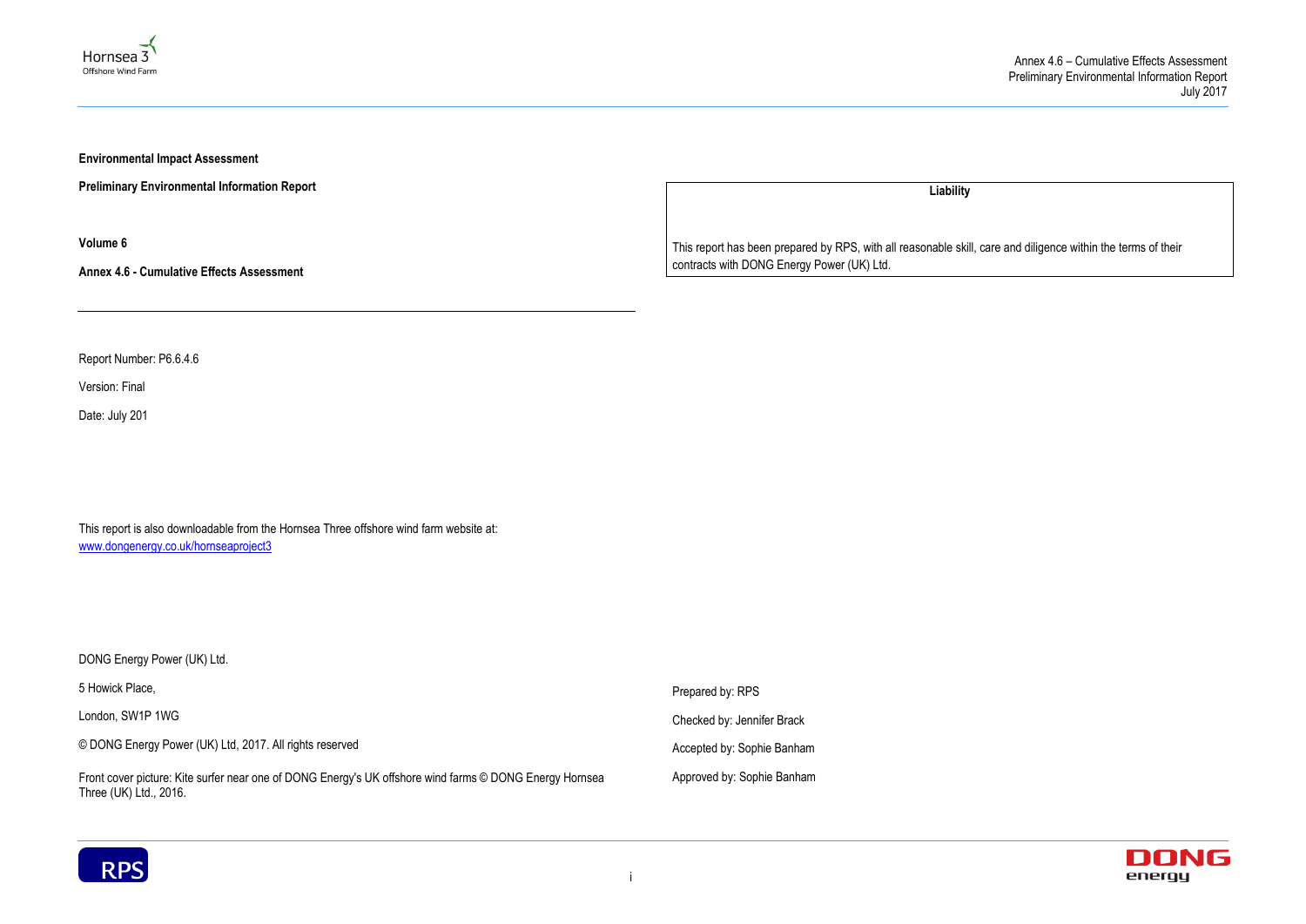**Environmental Impact Assessment**

**Preliminary Environmental Information Report**

**Volume 6**

**Annex 4.6 - Cumulative Effects Assessment**

| **Liability** |
| --- |
| This report has been prepared by RPS, with all reasonable skill, care and diligence within the terms of their contracts with DONG Energy Power (UK) Ltd. |

Report Number: P6.6.4.6

Version: Final

Date: July 201

This report is also downloadable from the Hornsea Three offshore wind farm website at: [www.dongenergy.co.uk/hornseaproject3](www.dongenergy.co.uk/hornseaproject3)

DONG Energy Power (UK) Ltd.

5 Howick Place,

London, SW1P 1WG

© DONG Energy Power (UK) Ltd, 2017. All rights reserved

Front cover picture: Kite surfer near one of DONG Energy's UK offshore wind farms © DONG Energy Hornsea Three (UK) Ltd., 2016.

Prepared by: RPS

Checked by: Jennifer Brack

Accepted by: Sophie Banham

Approved by: Sophie Banham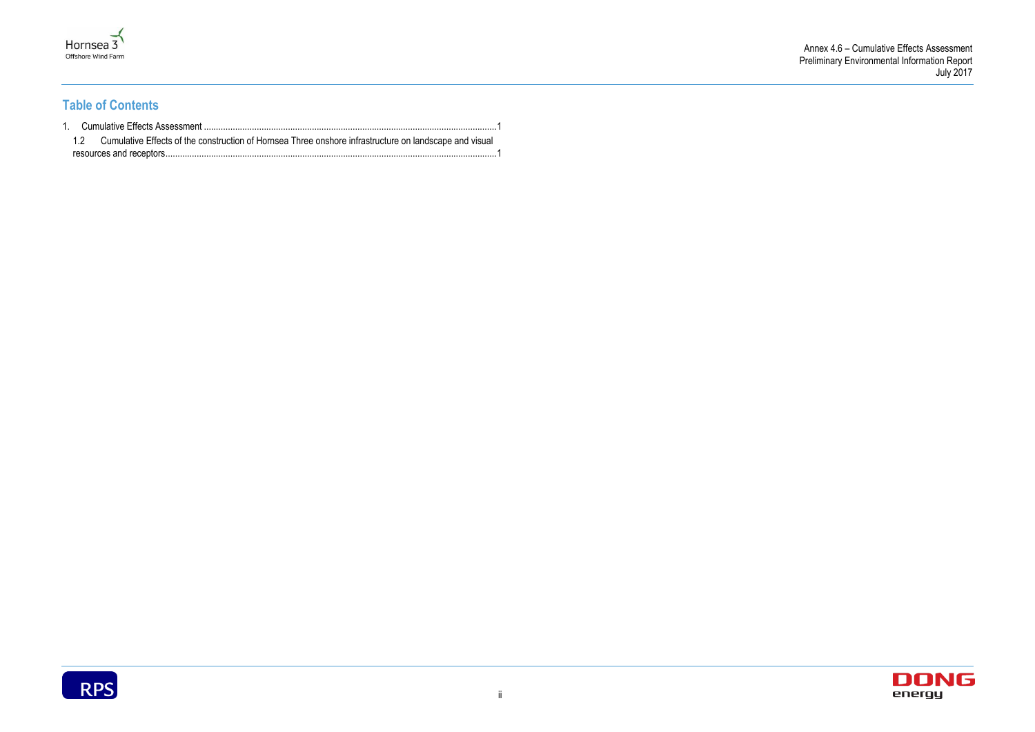## Table of Contents

1. Cumulative Effects Assessment ..........................................................................................................................1
   1.2 Cumulative Effects of the construction of Hornsea Three onshore infrastructure on landscape and visual resources and receptors.........................................................................................................................................1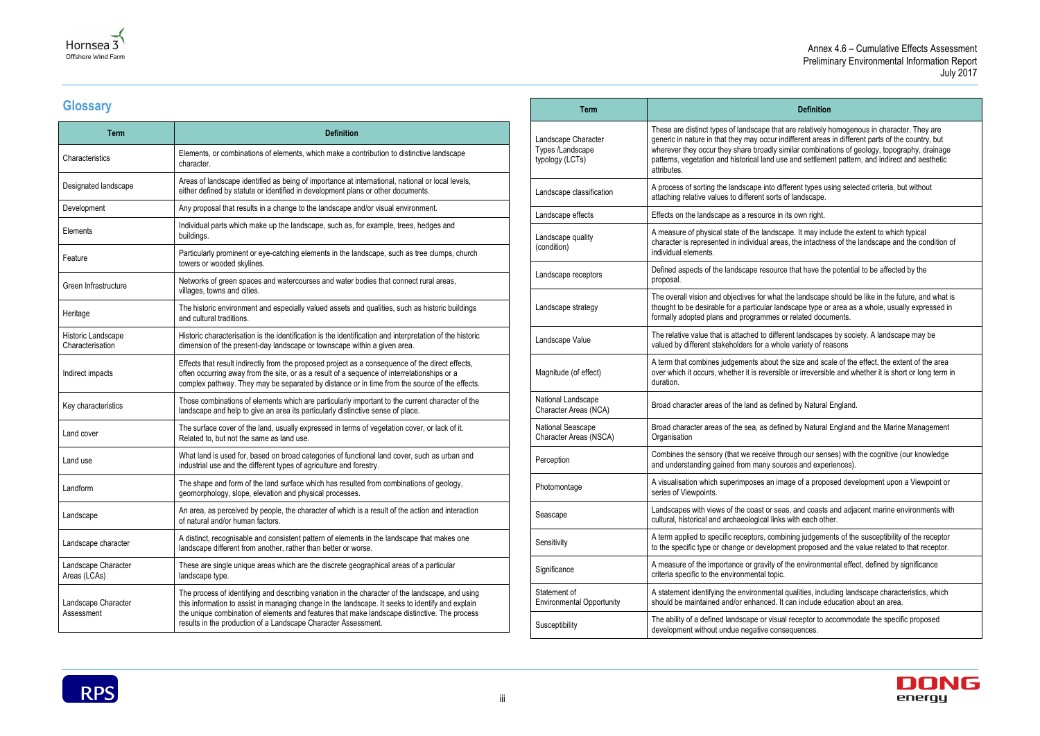## Glossary

| Term | Definition |
| --- | --- |
| Characteristics | Elements, or combinations of elements, which make a contribution to distinctive landscape character. |
| Designated landscape | Areas of landscape identified as being of importance at international, national or local levels, either defined by statute or identified in development plans or other documents. |
| Development | Any proposal that results in a change to the landscape and/or visual environment. |
| Elements | Individual parts which make up the landscape, such as, for example, trees, hedges and buildings. |
| Feature | Particularly prominent or eye-catching elements in the landscape, such as tree clumps, church towers or wooded skylines. |
| Green Infrastructure | Networks of green spaces and watercourses and water bodies that connect rural areas, villages, towns and cities. |
| Heritage | The historic environment and especially valued assets and qualities, such as historic buildings and cultural traditions. |
| Historic Landscape Characterisation | Historic characterisation is the identification is the identification and interpretation of the historic dimension of the present-day landscape or townscape within a given area. |
| Indirect impacts | Effects that result indirectly from the proposed project as a consequence of the direct effects, often occurring away from the site, or as a result of a sequence of interrelationships or a complex pathway. They may be separated by distance or in time from the source of the effects. |
| Key characteristics | Those combinations of elements which are particularly important to the current character of the landscape and help to give an area its particularly distinctive sense of place. |
| Land cover | The surface cover of the land, usually expressed in terms of vegetation cover, or lack of it. Related to, but not the same as land use. |
| Land use | What land is used for, based on broad categories of functional land cover, such as urban and industrial use and the different types of agriculture and forestry. |
| Landform | The shape and form of the land surface which has resulted from combinations of geology, geomorphology, slope, elevation and physical processes. |
| Landscape | An area, as perceived by people, the character of which is a result of the action and interaction of natural and/or human factors. |
| Landscape character | A distinct, recognisable and consistent pattern of elements in the landscape that makes one landscape different from another, rather than better or worse. |
| Landscape Character Areas (LCAs) | These are single unique areas which are the discrete geographical areas of a particular landscape type. |
| Landscape Character Assessment | The process of identifying and describing variation in the character of the landscape, and using this information to assist in managing change in the landscape. It seeks to identify and explain the unique combination of elements and features that make landscape distinctive. The process results in the production of a Landscape Character Assessment. |
| Landscape Character Types /Landscape typology (LCTs) | These are distinct types of landscape that are relatively homogenous in character. They are generic in nature in that they may occur indifferent areas in different parts of the country, but wherever they occur they share broadly similar combinations of geology, topography, drainage patterns, vegetation and historical land use and settlement pattern, and indirect and aesthetic attributes. |
| Landscape classification | A process of sorting the landscape into different types using selected criteria, but without attaching relative values to different sorts of landscape. |
| Landscape effects | Effects on the landscape as a resource in its own right. |
| Landscape quality (condition) | A measure of physical state of the landscape. It may include the extent to which typical character is represented in individual areas, the intactness of the landscape and the condition of individual elements. |
| Landscape receptors | Defined aspects of the landscape resource that have the potential to be affected by the proposal. |
| Landscape strategy | The overall vision and objectives for what the landscape should be like in the future, and what is thought to be desirable for a particular landscape type or area as a whole, usually expressed in formally adopted plans and programmes or related documents. |
| Landscape Value | The relative value that is attached to different landscapes by society. A landscape may be valued by different stakeholders for a whole variety of reasons |
| Magnitude (of effect) | A term that combines judgements about the size and scale of the effect, the extent of the area over which it occurs, whether it is reversible or irreversible and whether it is short or long term in duration. |
| National Landscape Character Areas (NCA) | Broad character areas of the land as defined by Natural England. |
| National Seascape Character Areas (NSCA) | Broad character areas of the sea, as defined by Natural England and the Marine Management Organisation |
| Perception | Combines the sensory (that we receive through our senses) with the cognitive (our knowledge and understanding gained from many sources and experiences). |
| Photomontage | A visualisation which superimposes an image of a proposed development upon a Viewpoint or series of Viewpoints. |
| Seascape | Landscapes with views of the coast or seas, and coasts and adjacent marine environments with cultural, historical and archaeological links with each other. |
| Sensitivity | A term applied to specific receptors, combining judgements of the susceptibility of the receptor to the specific type or change or development proposed and the value related to that receptor. |
| Significance | A measure of the importance or gravity of the environmental effect, defined by significance criteria specific to the environmental topic. |
| Statement of Environmental Opportunity | A statement identifying the environmental qualities, including landscape characteristics, which should be maintained and/or enhanced. It can include education about an area. |
| Susceptibility | The ability of a defined landscape or visual receptor to accommodate the specific proposed development without undue negative consequences. |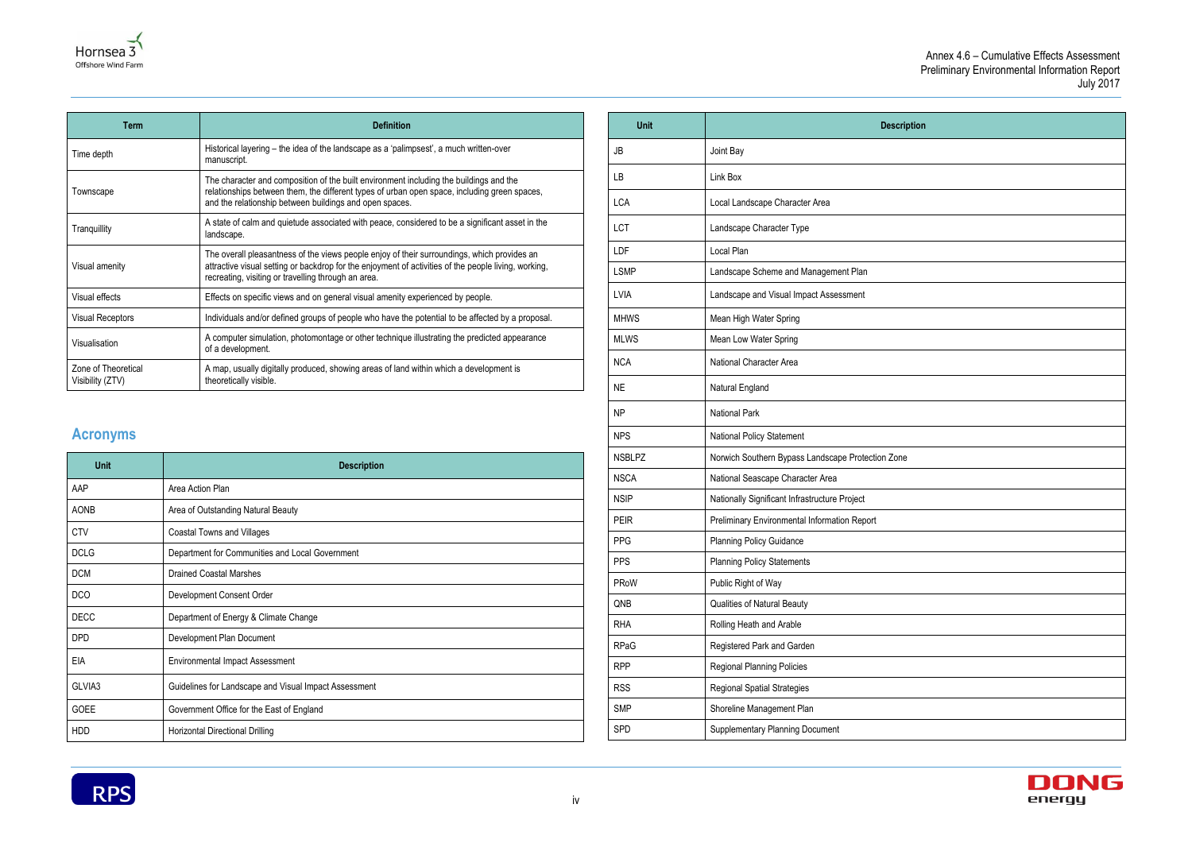| Term | Definition |
|---|---|
| Time depth | Historical layering – the idea of the landscape as a 'palimpsest', a much written-over manuscript. |
| Townscape | The character and composition of the built environment including the buildings and the relationships between them, the different types of urban open space, including green spaces, and the relationship between buildings and open spaces. |
| Tranquillity | A state of calm and quietude associated with peace, considered to be a significant asset in the landscape. |
| Visual amenity | The overall pleasantness of the views people enjoy of their surroundings, which provides an attractive visual setting or backdrop for the enjoyment of activities of the people living, working, recreating, visiting or travelling through an area. |
| Visual effects | Effects on specific views and on general visual amenity experienced by people. |
| Visual Receptors | Individuals and/or defined groups of people who have the potential to be affected by a proposal. |
| Visualisation | A computer simulation, photomontage or other technique illustrating the predicted appearance of a development. |
| Zone of Theoretical Visibility (ZTV) | A map, usually digitally produced, showing areas of land within which a development is theoretically visible. |

## Acronyms

| Unit | Description |
|---|---|
| AAP | Area Action Plan |
| AONB | Area of Outstanding Natural Beauty |
| CTV | Coastal Towns and Villages |
| DCLG | Department for Communities and Local Government |
| DCM | Drained Coastal Marshes |
| DCO | Development Consent Order |
| DECC | Department of Energy & Climate Change |
| DPD | Development Plan Document |
| EIA | Environmental Impact Assessment |
| GLVIA3 | Guidelines for Landscape and Visual Impact Assessment |
| GOEE | Government Office for the East of England |
| HDD | Horizontal Directional Drilling |
| JB | Joint Bay |
| LB | Link Box |
| LCA | Local Landscape Character Area |
| LCT | Landscape Character Type |
| LDF | Local Plan |
| LSMP | Landscape Scheme and Management Plan |
| LVIA | Landscape and Visual Impact Assessment |
| MHWS | Mean High Water Spring |
| MLWS | Mean Low Water Spring |
| NCA | National Character Area |
| NE | Natural England |
| NP | National Park |
| NPS | National Policy Statement |
| NSBLPZ | Norwich Southern Bypass Landscape Protection Zone |
| NSCA | National Seascape Character Area |
| NSIP | Nationally Significant Infrastructure Project |
| PEIR | Preliminary Environmental Information Report |
| PPG | Planning Policy Guidance |
| PPS | Planning Policy Statements |
| PRoW | Public Right of Way |
| QNB | Qualities of Natural Beauty |
| RHA | Rolling Heath and Arable |
| RPaG | Registered Park and Garden |
| RPP | Regional Planning Policies |
| RSS | Regional Spatial Strategies |
| SMP | Shoreline Management Plan |
| SPD | Supplementary Planning Document |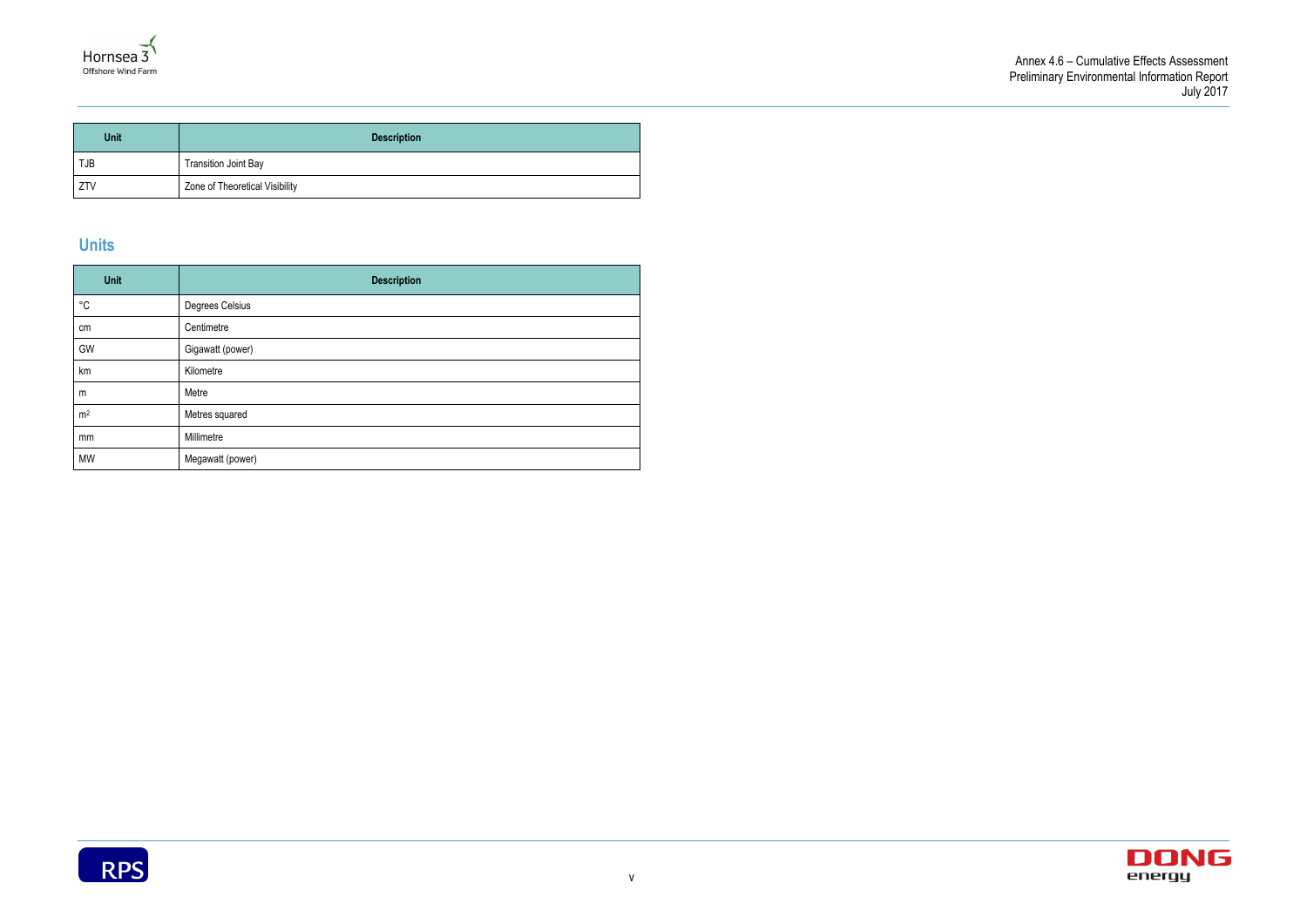| Unit | Description |
| --- | --- |
| TJB | Transition Joint Bay |
| ZTV | Zone of Theoretical Visibility |

## Units

| Unit | Description |
| --- | --- |
| °C | Degrees Celsius |
| cm | Centimetre |
| GW | Gigawatt (power) |
| km | Kilometre |
| m | Metre |
| $m^2$ | Metres squared |
| mm | Millimetre |
| MW | Megawatt (power) |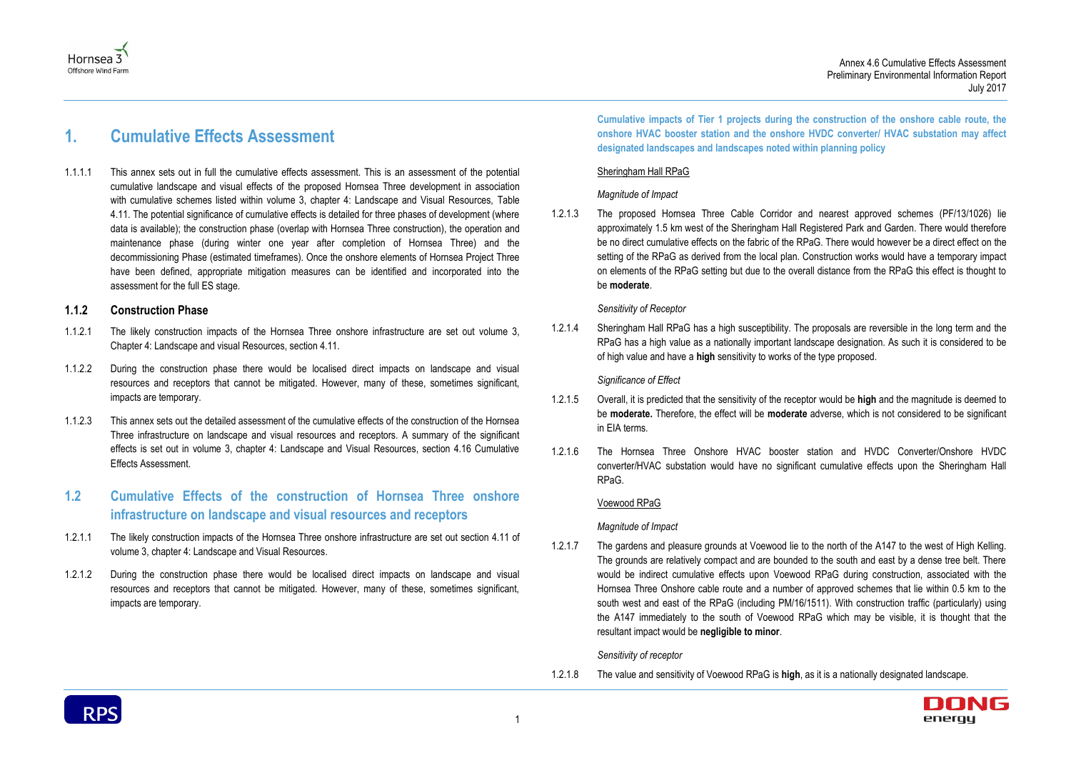# 1. Cumulative Effects Assessment

1.1.1.1 This annex sets out in full the cumulative effects assessment. This is an assessment of the potential cumulative landscape and visual effects of the proposed Hornsea Three development in association with cumulative schemes listed within volume 3, chapter 4: Landscape and Visual Resources, Table 4.11. The potential significance of cumulative effects is detailed for three phases of development (where data is available); the construction phase (overlap with Hornsea Three construction), the operation and maintenance phase (during winter one year after completion of Hornsea Three) and the decommissioning Phase (estimated timeframes). Once the onshore elements of Hornsea Project Three have been defined, appropriate mitigation measures can be identified and incorporated into the assessment for the full ES stage.

### 1.1.2 Construction Phase

1.1.2.1 The likely construction impacts of the Hornsea Three onshore infrastructure are set out volume 3, Chapter 4: Landscape and visual Resources, section 4.11.

1.1.2.2 During the construction phase there would be localised direct impacts on landscape and visual resources and receptors that cannot be mitigated. However, many of these, sometimes significant, impacts are temporary.

1.1.2.3 This annex sets out the detailed assessment of the cumulative effects of the construction of the Hornsea Three infrastructure on landscape and visual resources and receptors. A summary of the significant effects is set out in volume 3, chapter 4: Landscape and Visual Resources, section 4.16 Cumulative Effects Assessment.

## 1.2 Cumulative Effects of the construction of Hornsea Three onshore infrastructure on landscape and visual resources and receptors

1.2.1.1 The likely construction impacts of the Hornsea Three onshore infrastructure are set out section 4.11 of volume 3, chapter 4: Landscape and Visual Resources.

1.2.1.2 During the construction phase there would be localised direct impacts on landscape and visual resources and receptors that cannot be mitigated. However, many of these, sometimes significant, impacts are temporary.

**Cumulative impacts of Tier 1 projects during the construction of the onshore cable route, the onshore HVAC booster station and the onshore HVDC converter/ HVAC substation may affect designated landscapes and landscapes noted within planning policy**

Sheringham Hall RPaG

*Magnitude of Impact*

1.2.1.3 The proposed Hornsea Three Cable Corridor and nearest approved schemes (PF/13/1026) lie approximately 1.5 km west of the Sheringham Hall Registered Park and Garden. There would therefore be no direct cumulative effects on the fabric of the RPaG. There would however be a direct effect on the setting of the RPaG as derived from the local plan. Construction works would have a temporary impact on elements of the RPaG setting but due to the overall distance from the RPaG this effect is thought to be **moderate**.

*Sensitivity of Receptor*

1.2.1.4 Sheringham Hall RPaG has a high susceptibility. The proposals are reversible in the long term and the RPaG has a high value as a nationally important landscape designation. As such it is considered to be of high value and have a **high** sensitivity to works of the type proposed.

*Significance of Effect*

1.2.1.5 Overall, it is predicted that the sensitivity of the receptor would be **high** and the magnitude is deemed to be **moderate.** Therefore, the effect will be **moderate** adverse, which is not considered to be significant in EIA terms.

1.2.1.6 The Hornsea Three Onshore HVAC booster station and HVDC Converter/Onshore HVDC converter/HVAC substation would have no significant cumulative effects upon the Sheringham Hall RPaG.

Voewood RPaG

*Magnitude of Impact*

1.2.1.7 The gardens and pleasure grounds at Voewood lie to the north of the A147 to the west of High Kelling. The grounds are relatively compact and are bounded to the south and east by a dense tree belt. There would be indirect cumulative effects upon Voewood RPaG during construction, associated with the Hornsea Three Onshore cable route and a number of approved schemes that lie within 0.5 km to the south west and east of the RPaG (including PM/16/1511). With construction traffic (particularly) using the A147 immediately to the south of Voewood RPaG which may be visible, it is thought that the resultant impact would be **negligible to minor**.

*Sensitivity of receptor*

1.2.1.8 The value and sensitivity of Voewood RPaG is **high**, as it is a nationally designated landscape.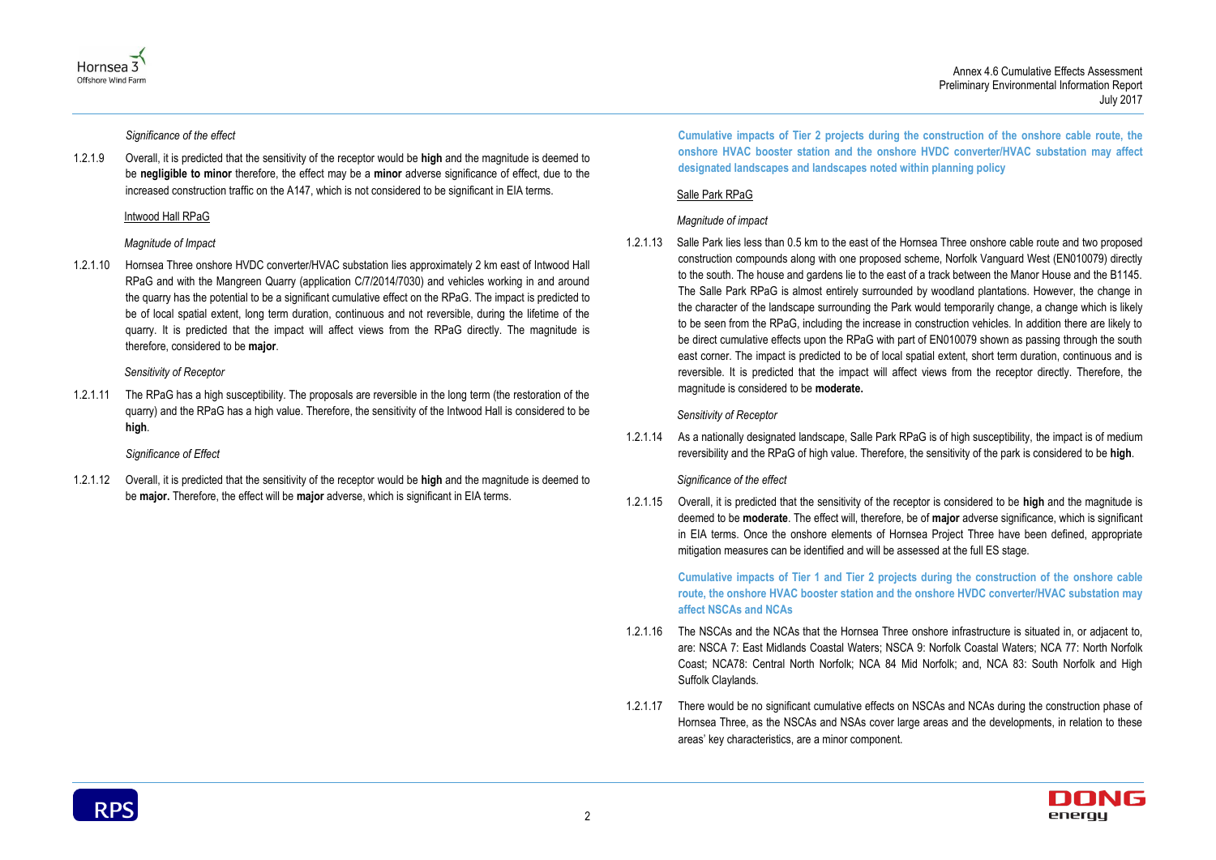*Significance of the effect*

1.2.1.9 Overall, it is predicted that the sensitivity of the receptor would be **high** and the magnitude is deemed to be **negligible to minor** therefore, the effect may be a **minor** adverse significance of effect, due to the increased construction traffic on the A147, which is not considered to be significant in EIA terms.

Intwood Hall RPaG

*Magnitude of Impact*

1.2.1.10 Hornsea Three onshore HVDC converter/HVAC substation lies approximately 2 km east of Intwood Hall RPaG and with the Mangreen Quarry (application C/7/2014/7030) and vehicles working in and around the quarry has the potential to be a significant cumulative effect on the RPaG. The impact is predicted to be of local spatial extent, long term duration, continuous and not reversible, during the lifetime of the quarry. It is predicted that the impact will affect views from the RPaG directly. The magnitude is therefore, considered to be **major**.

*Sensitivity of Receptor*

1.2.1.11 The RPaG has a high susceptibility. The proposals are reversible in the long term (the restoration of the quarry) and the RPaG has a high value. Therefore, the sensitivity of the Intwood Hall is considered to be **high**.

*Significance of Effect*

1.2.1.12 Overall, it is predicted that the sensitivity of the receptor would be **high** and the magnitude is deemed to be **major.** Therefore, the effect will be **major** adverse, which is significant in EIA terms.

**Cumulative impacts of Tier 2 projects during the construction of the onshore cable route, the onshore HVAC booster station and the onshore HVDC converter/HVAC substation may affect designated landscapes and landscapes noted within planning policy**

Salle Park RPaG

*Magnitude of impact*

1.2.1.13 Salle Park lies less than 0.5 km to the east of the Hornsea Three onshore cable route and two proposed construction compounds along with one proposed scheme, Norfolk Vanguard West (EN010079) directly to the south. The house and gardens lie to the east of a track between the Manor House and the B1145. The Salle Park RPaG is almost entirely surrounded by woodland plantations. However, the change in the character of the landscape surrounding the Park would temporarily change, a change which is likely to be seen from the RPaG, including the increase in construction vehicles. In addition there are likely to be direct cumulative effects upon the RPaG with part of EN010079 shown as passing through the south east corner. The impact is predicted to be of local spatial extent, short term duration, continuous and is reversible. It is predicted that the impact will affect views from the receptor directly. Therefore, the magnitude is considered to be **moderate.**

*Sensitivity of Receptor*

1.2.1.14 As a nationally designated landscape, Salle Park RPaG is of high susceptibility, the impact is of medium reversibility and the RPaG of high value. Therefore, the sensitivity of the park is considered to be **high**.

*Significance of the effect*

1.2.1.15 Overall, it is predicted that the sensitivity of the receptor is considered to be **high** and the magnitude is deemed to be **moderate**. The effect will, therefore, be of **major** adverse significance, which is significant in EIA terms. Once the onshore elements of Hornsea Project Three have been defined, appropriate mitigation measures can be identified and will be assessed at the full ES stage.

**Cumulative impacts of Tier 1 and Tier 2 projects during the construction of the onshore cable route, the onshore HVAC booster station and the onshore HVDC converter/HVAC substation may affect NSCAs and NCAs**

1.2.1.16 The NSCAs and the NCAs that the Hornsea Three onshore infrastructure is situated in, or adjacent to, are: NSCA 7: East Midlands Coastal Waters; NSCA 9: Norfolk Coastal Waters; NCA 77: North Norfolk Coast; NCA78: Central North Norfolk; NCA 84 Mid Norfolk; and, NCA 83: South Norfolk and High Suffolk Claylands.

1.2.1.17 There would be no significant cumulative effects on NSCAs and NCAs during the construction phase of Hornsea Three, as the NSCAs and NSAs cover large areas and the developments, in relation to these areas' key characteristics, are a minor component.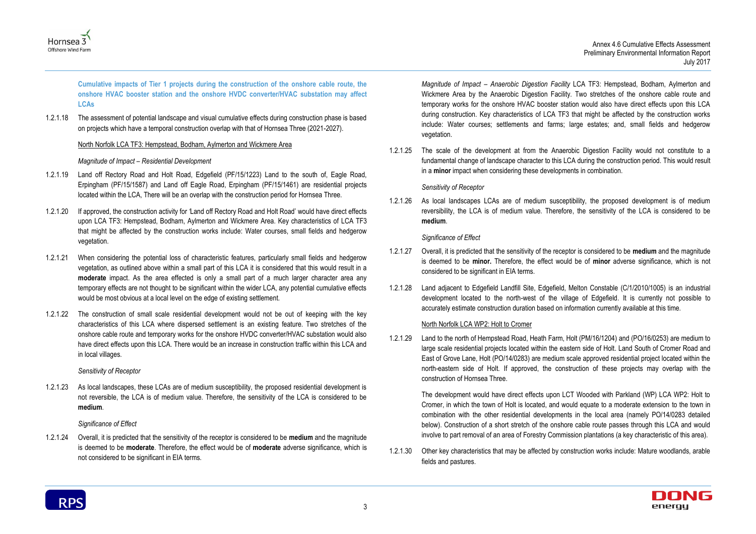**Cumulative impacts of Tier 1 projects during the construction of the onshore cable route, the onshore HVAC booster station and the onshore HVDC converter/HVAC substation may affect LCAs**

1.2.1.18 The assessment of potential landscape and visual cumulative effects during construction phase is based on projects which have a temporal construction overlap with that of Hornsea Three (2021-2027).

North Norfolk LCA TF3: Hempstead, Bodham, Aylmerton and Wickmere Area

*Magnitude of Impact – Residential Development*

1.2.1.19 Land off Rectory Road and Holt Road, Edgefield (PF/15/1223) Land to the south of, Eagle Road, Erpingham (PF/15/1587) and Land off Eagle Road, Erpingham (PF/15/1461) are residential projects located within the LCA, There will be an overlap with the construction period for Hornsea Three.

1.2.1.20 If approved, the construction activity for 'Land off Rectory Road and Holt Road' would have direct effects upon LCA TF3: Hempstead, Bodham, Aylmerton and Wickmere Area. Key characteristics of LCA TF3 that might be affected by the construction works include: Water courses, small fields and hedgerow vegetation.

1.2.1.21 When considering the potential loss of characteristic features, particularly small fields and hedgerow vegetation, as outlined above within a small part of this LCA it is considered that this would result in a **moderate** impact. As the area effected is only a small part of a much larger character area any temporary effects are not thought to be significant within the wider LCA, any potential cumulative effects would be most obvious at a local level on the edge of existing settlement.

1.2.1.22 The construction of small scale residential development would not be out of keeping with the key characteristics of this LCA where dispersed settlement is an existing feature. Two stretches of the onshore cable route and temporary works for the onshore HVDC converter/HVAC substation would also have direct effects upon this LCA. There would be an increase in construction traffic within this LCA and in local villages.

*Sensitivity of Receptor*

1.2.1.23 As local landscapes, these LCAs are of medium susceptibility, the proposed residential development is not reversible, the LCA is of medium value. Therefore, the sensitivity of the LCA is considered to be **medium**.

*Significance of Effect*

1.2.1.24 Overall, it is predicted that the sensitivity of the receptor is considered to be **medium** and the magnitude is deemed to be **moderate**. Therefore, the effect would be of **moderate** adverse significance, which is not considered to be significant in EIA terms.

*Magnitude of Impact – Anaerobic Digestion Facility* LCA TF3: Hempstead, Bodham, Aylmerton and Wickmere Area by the Anaerobic Digestion Facility. Two stretches of the onshore cable route and temporary works for the onshore HVAC booster station would also have direct effects upon this LCA during construction. Key characteristics of LCA TF3 that might be affected by the construction works include: Water courses; settlements and farms; large estates; and, small fields and hedgerow vegetation.

1.2.1.25 The scale of the development at from the Anaerobic Digestion Facility would not constitute to a fundamental change of landscape character to this LCA during the construction period. This would result in a **minor** impact when considering these developments in combination.

*Sensitivity of Receptor*

1.2.1.26 As local landscapes LCAs are of medium susceptibility, the proposed development is of medium reversibility, the LCA is of medium value. Therefore, the sensitivity of the LCA is considered to be **medium**.

*Significance of Effect*

1.2.1.27 Overall, it is predicted that the sensitivity of the receptor is considered to be **medium** and the magnitude is deemed to be **minor.** Therefore, the effect would be of **minor** adverse significance, which is not considered to be significant in EIA terms.

1.2.1.28 Land adjacent to Edgefield Landfill Site, Edgefield, Melton Constable (C/1/2010/1005) is an industrial development located to the north-west of the village of Edgefield. It is currently not possible to accurately estimate construction duration based on information currently available at this time.

North Norfolk LCA WP2: Holt to Cromer

1.2.1.29 Land to the north of Hempstead Road, Heath Farm, Holt (PM/16/1204) and (PO/16/0253) are medium to large scale residential projects located within the eastern side of Holt. Land South of Cromer Road and East of Grove Lane, Holt (PO/14/0283) are medium scale approved residential project located within the north-eastern side of Holt. If approved, the construction of these projects may overlap with the construction of Hornsea Three.

The development would have direct effects upon LCT Wooded with Parkland (WP) LCA WP2: Holt to Cromer, in which the town of Holt is located, and would equate to a moderate extension to the town in combination with the other residential developments in the local area (namely PO/14/0283 detailed below). Construction of a short stretch of the onshore cable route passes through this LCA and would involve to part removal of an area of Forestry Commission plantations (a key characteristic of this area).

1.2.1.30 Other key characteristics that may be affected by construction works include: Mature woodlands, arable fields and pastures.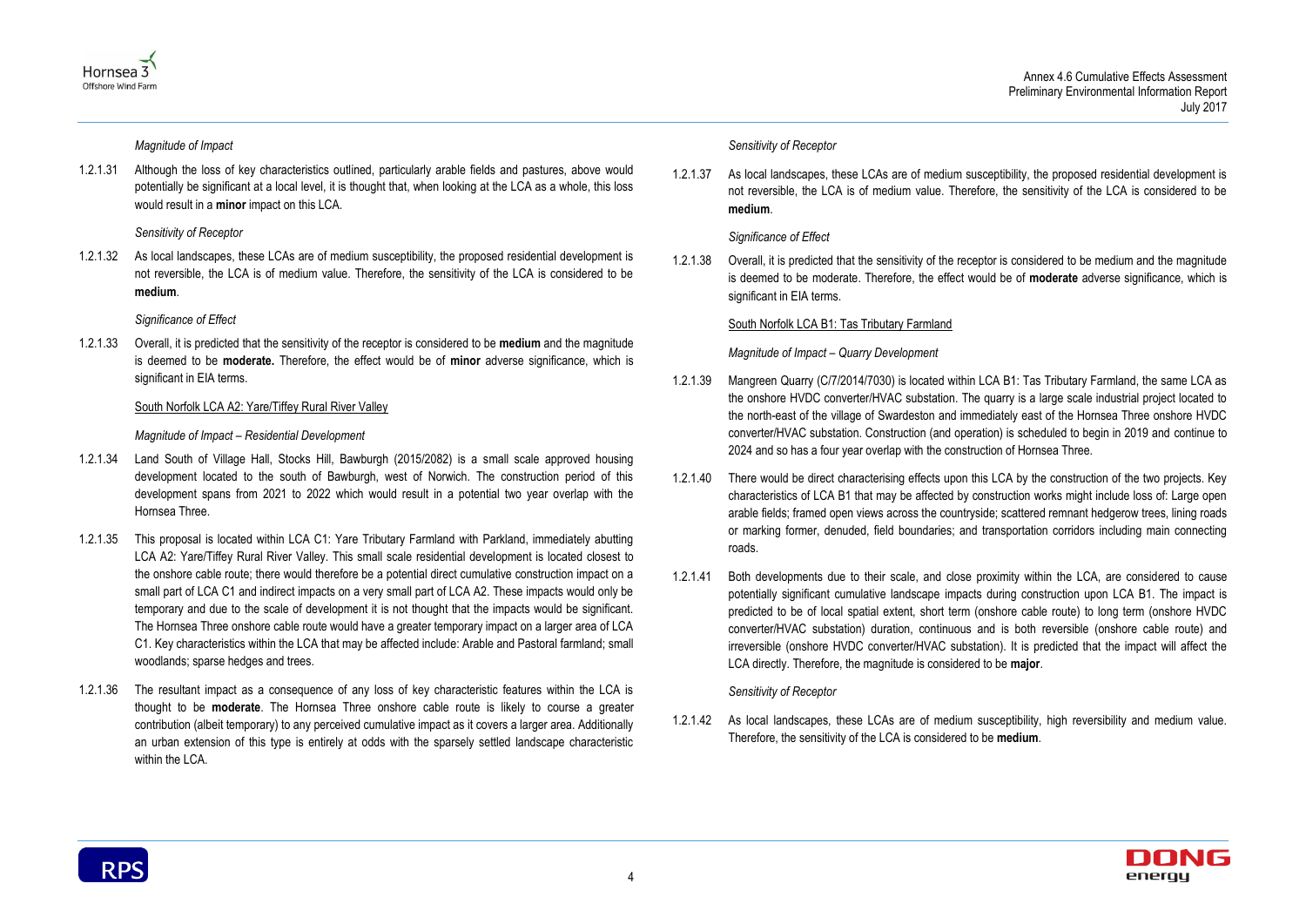*Magnitude of Impact*

1.2.1.31 Although the loss of key characteristics outlined, particularly arable fields and pastures, above would potentially be significant at a local level, it is thought that, when looking at the LCA as a whole, this loss would result in a **minor** impact on this LCA.

*Sensitivity of Receptor*

1.2.1.32 As local landscapes, these LCAs are of medium susceptibility, the proposed residential development is not reversible, the LCA is of medium value. Therefore, the sensitivity of the LCA is considered to be **medium**.

*Significance of Effect*

1.2.1.33 Overall, it is predicted that the sensitivity of the receptor is considered to be **medium** and the magnitude is deemed to be **moderate.** Therefore, the effect would be of **minor** adverse significance, which is significant in EIA terms.

South Norfolk LCA A2: Yare/Tiffey Rural River Valley

*Magnitude of Impact – Residential Development*

1.2.1.34 Land South of Village Hall, Stocks Hill, Bawburgh (2015/2082) is a small scale approved housing development located to the south of Bawburgh, west of Norwich. The construction period of this development spans from 2021 to 2022 which would result in a potential two year overlap with the Hornsea Three.

1.2.1.35 This proposal is located within LCA C1: Yare Tributary Farmland with Parkland, immediately abutting LCA A2: Yare/Tiffey Rural River Valley. This small scale residential development is located closest to the onshore cable route; there would therefore be a potential direct cumulative construction impact on a small part of LCA C1 and indirect impacts on a very small part of LCA A2. These impacts would only be temporary and due to the scale of development it is not thought that the impacts would be significant. The Hornsea Three onshore cable route would have a greater temporary impact on a larger area of LCA C1. Key characteristics within the LCA that may be affected include: Arable and Pastoral farmland; small woodlands; sparse hedges and trees.

1.2.1.36 The resultant impact as a consequence of any loss of key characteristic features within the LCA is thought to be **moderate**. The Hornsea Three onshore cable route is likely to course a greater contribution (albeit temporary) to any perceived cumulative impact as it covers a larger area. Additionally an urban extension of this type is entirely at odds with the sparsely settled landscape characteristic within the LCA.

*Sensitivity of Receptor*

1.2.1.37 As local landscapes, these LCAs are of medium susceptibility, the proposed residential development is not reversible, the LCA is of medium value. Therefore, the sensitivity of the LCA is considered to be **medium**.

*Significance of Effect*

1.2.1.38 Overall, it is predicted that the sensitivity of the receptor is considered to be medium and the magnitude is deemed to be moderate. Therefore, the effect would be of **moderate** adverse significance, which is significant in EIA terms.

South Norfolk LCA B1: Tas Tributary Farmland

*Magnitude of Impact – Quarry Development*

1.2.1.39 Mangreen Quarry (C/7/2014/7030) is located within LCA B1: Tas Tributary Farmland, the same LCA as the onshore HVDC converter/HVAC substation. The quarry is a large scale industrial project located to the north-east of the village of Swardeston and immediately east of the Hornsea Three onshore HVDC converter/HVAC substation. Construction (and operation) is scheduled to begin in 2019 and continue to 2024 and so has a four year overlap with the construction of Hornsea Three.

1.2.1.40 There would be direct characterising effects upon this LCA by the construction of the two projects. Key characteristics of LCA B1 that may be affected by construction works might include loss of: Large open arable fields; framed open views across the countryside; scattered remnant hedgerow trees, lining roads or marking former, denuded, field boundaries; and transportation corridors including main connecting roads.

1.2.1.41 Both developments due to their scale, and close proximity within the LCA, are considered to cause potentially significant cumulative landscape impacts during construction upon LCA B1. The impact is predicted to be of local spatial extent, short term (onshore cable route) to long term (onshore HVDC converter/HVAC substation) duration, continuous and is both reversible (onshore cable route) and irreversible (onshore HVDC converter/HVAC substation). It is predicted that the impact will affect the LCA directly. Therefore, the magnitude is considered to be **major**.

*Sensitivity of Receptor*

1.2.1.42 As local landscapes, these LCAs are of medium susceptibility, high reversibility and medium value. Therefore, the sensitivity of the LCA is considered to be **medium**.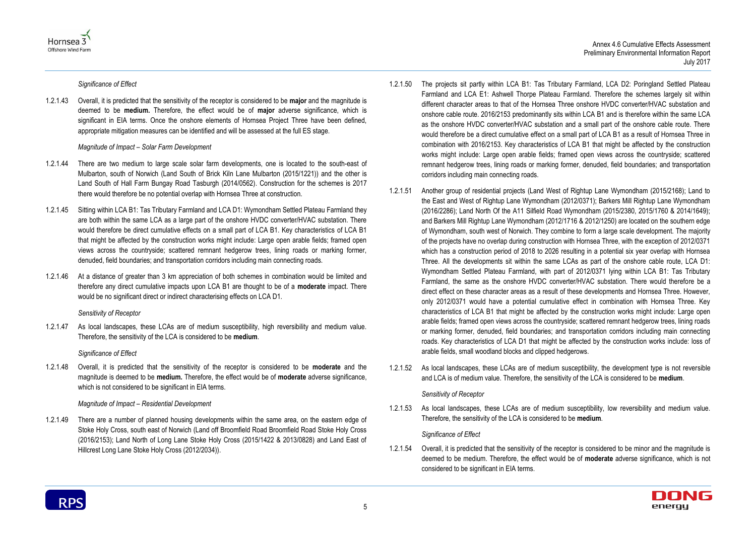*Significance of Effect*

1.2.1.43 Overall, it is predicted that the sensitivity of the receptor is considered to be **major** and the magnitude is deemed to be **medium.** Therefore, the effect would be of **major** adverse significance, which is significant in EIA terms. Once the onshore elements of Hornsea Project Three have been defined, appropriate mitigation measures can be identified and will be assessed at the full ES stage.

*Magnitude of Impact – Solar Farm Development*

1.2.1.44 There are two medium to large scale solar farm developments, one is located to the south-east of Mulbarton, south of Norwich (Land South of Brick Kiln Lane Mulbarton (2015/1221)) and the other is Land South of Hall Farm Bungay Road Tasburgh (2014/0562). Construction for the schemes is 2017 there would therefore be no potential overlap with Hornsea Three at construction.

1.2.1.45 Sitting within LCA B1: Tas Tributary Farmland and LCA D1: Wymondham Settled Plateau Farmland they are both within the same LCA as a large part of the onshore HVDC converter/HVAC substation. There would therefore be direct cumulative effects on a small part of LCA B1. Key characteristics of LCA B1 that might be affected by the construction works might include: Large open arable fields; framed open views across the countryside; scattered remnant hedgerow trees, lining roads or marking former, denuded, field boundaries; and transportation corridors including main connecting roads.

1.2.1.46 At a distance of greater than 3 km appreciation of both schemes in combination would be limited and therefore any direct cumulative impacts upon LCA B1 are thought to be of a **moderate** impact. There would be no significant direct or indirect characterising effects on LCA D1.

*Sensitivity of Receptor*

1.2.1.47 As local landscapes, these LCAs are of medium susceptibility, high reversibility and medium value. Therefore, the sensitivity of the LCA is considered to be **medium**.

*Significance of Effect*

1.2.1.48 Overall, it is predicted that the sensitivity of the receptor is considered to be **moderate** and the magnitude is deemed to be **medium.** Therefore, the effect would be of **moderate** adverse significance, which is not considered to be significant in EIA terms.

*Magnitude of Impact – Residential Development*

1.2.1.49 There are a number of planned housing developments within the same area, on the eastern edge of Stoke Holy Cross, south east of Norwich (Land off Broomfield Road Broomfield Road Stoke Holy Cross (2016/2153); Land North of Long Lane Stoke Holy Cross (2015/1422 & 2013/0828) and Land East of Hillcrest Long Lane Stoke Holy Cross (2012/2034)).

1.2.1.50 The projects sit partly within LCA B1: Tas Tributary Farmland, LCA D2: Poringland Settled Plateau Farmland and LCA E1: Ashwell Thorpe Plateau Farmland. Therefore the schemes largely sit within different character areas to that of the Hornsea Three onshore HVDC converter/HVAC substation and onshore cable route. 2016/2153 predominantly sits within LCA B1 and is therefore within the same LCA as the onshore HVDC converter/HVAC substation and a small part of the onshore cable route. There would therefore be a direct cumulative effect on a small part of LCA B1 as a result of Hornsea Three in combination with 2016/2153. Key characteristics of LCA B1 that might be affected by the construction works might include: Large open arable fields; framed open views across the countryside; scattered remnant hedgerow trees, lining roads or marking former, denuded, field boundaries; and transportation corridors including main connecting roads.

1.2.1.51 Another group of residential projects (Land West of Rightup Lane Wymondham (2015/2168); Land to the East and West of Rightup Lane Wymondham (2012/0371); Barkers Mill Rightup Lane Wymondham (2016/2286); Land North Of the A11 Silfield Road Wymondham (2015/2380, 2015/1760 & 2014/1649); and Barkers Mill Rightup Lane Wymondham (2012/1716 & 2012/1250) are located on the southern edge of Wymondham, south west of Norwich. They combine to form a large scale development. The majority of the projects have no overlap during construction with Hornsea Three, with the exception of 2012/0371 which has a construction period of 2018 to 2026 resulting in a potential six year overlap with Hornsea Three. All the developments sit within the same LCAs as part of the onshore cable route, LCA D1: Wymondham Settled Plateau Farmland, with part of 2012/0371 lying within LCA B1: Tas Tributary Farmland, the same as the onshore HVDC converter/HVAC substation. There would therefore be a direct effect on these character areas as a result of these developments and Hornsea Three. However, only 2012/0371 would have a potential cumulative effect in combination with Hornsea Three. Key characteristics of LCA B1 that might be affected by the construction works might include: Large open arable fields; framed open views across the countryside; scattered remnant hedgerow trees, lining roads or marking former, denuded, field boundaries; and transportation corridors including main connecting roads. Key characteristics of LCA D1 that might be affected by the construction works include: loss of arable fields, small woodland blocks and clipped hedgerows.

1.2.1.52 As local landscapes, these LCAs are of medium susceptibility, the development type is not reversible and LCA is of medium value. Therefore, the sensitivity of the LCA is considered to be **medium**.

*Sensitivity of Receptor*

1.2.1.53 As local landscapes, these LCAs are of medium susceptibility, low reversibility and medium value. Therefore, the sensitivity of the LCA is considered to be **medium**.

*Significance of Effect*

1.2.1.54 Overall, it is predicted that the sensitivity of the receptor is considered to be minor and the magnitude is deemed to be medium. Therefore, the effect would be of **moderate** adverse significance, which is not considered to be significant in EIA terms.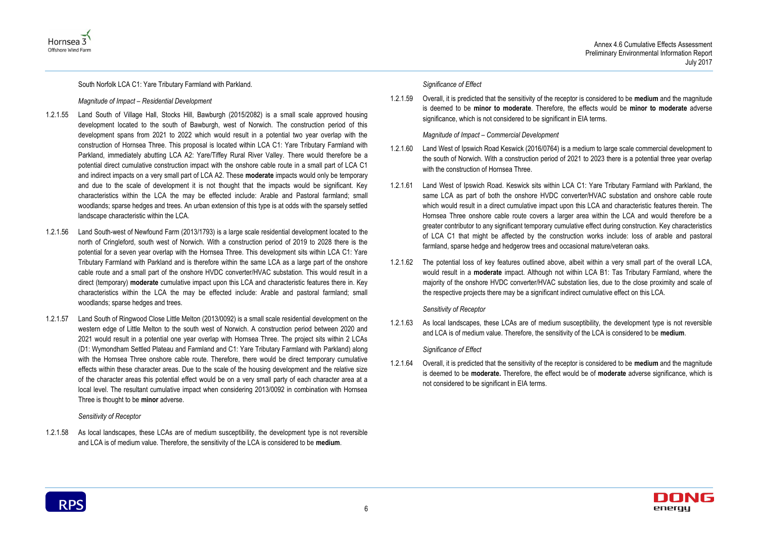South Norfolk LCA C1: Yare Tributary Farmland with Parkland.

*Magnitude of Impact – Residential Development*

1.2.1.55 Land South of Village Hall, Stocks Hill, Bawburgh (2015/2082) is a small scale approved housing development located to the south of Bawburgh, west of Norwich. The construction period of this development spans from 2021 to 2022 which would result in a potential two year overlap with the construction of Hornsea Three. This proposal is located within LCA C1: Yare Tributary Farmland with Parkland, immediately abutting LCA A2: Yare/Tiffey Rural River Valley. There would therefore be a potential direct cumulative construction impact with the onshore cable route in a small part of LCA C1 and indirect impacts on a very small part of LCA A2. These **moderate** impacts would only be temporary and due to the scale of development it is not thought that the impacts would be significant. Key characteristics within the LCA the may be effected include: Arable and Pastoral farmland; small woodlands; sparse hedges and trees. An urban extension of this type is at odds with the sparsely settled landscape characteristic within the LCA.

1.2.1.56 Land South-west of Newfound Farm (2013/1793) is a large scale residential development located to the north of Cringleford, south west of Norwich. With a construction period of 2019 to 2028 there is the potential for a seven year overlap with the Hornsea Three. This development sits within LCA C1: Yare Tributary Farmland with Parkland and is therefore within the same LCA as a large part of the onshore cable route and a small part of the onshore HVDC converter/HVAC substation. This would result in a direct (temporary) **moderate** cumulative impact upon this LCA and characteristic features there in. Key characteristics within the LCA the may be effected include: Arable and pastoral farmland; small woodlands; sparse hedges and trees.

1.2.1.57 Land South of Ringwood Close Little Melton (2013/0092) is a small scale residential development on the western edge of Little Melton to the south west of Norwich. A construction period between 2020 and 2021 would result in a potential one year overlap with Hornsea Three. The project sits within 2 LCAs (D1: Wymondham Settled Plateau and Farmland and C1: Yare Tributary Farmland with Parkland) along with the Hornsea Three onshore cable route. Therefore, there would be direct temporary cumulative effects within these character areas. Due to the scale of the housing development and the relative size of the character areas this potential effect would be on a very small party of each character area at a local level. The resultant cumulative impact when considering 2013/0092 in combination with Hornsea Three is thought to be **minor** adverse.

*Sensitivity of Receptor*

1.2.1.58 As local landscapes, these LCAs are of medium susceptibility, the development type is not reversible and LCA is of medium value. Therefore, the sensitivity of the LCA is considered to be **medium**.

*Significance of Effect*

1.2.1.59 Overall, it is predicted that the sensitivity of the receptor is considered to be **medium** and the magnitude is deemed to be **minor to moderate**. Therefore, the effects would be **minor to moderate** adverse significance, which is not considered to be significant in EIA terms.

*Magnitude of Impact – Commercial Development*

1.2.1.60 Land West of Ipswich Road Keswick (2016/0764) is a medium to large scale commercial development to the south of Norwich. With a construction period of 2021 to 2023 there is a potential three year overlap with the construction of Hornsea Three.

1.2.1.61 Land West of Ipswich Road. Keswick sits within LCA C1: Yare Tributary Farmland with Parkland, the same LCA as part of both the onshore HVDC converter/HVAC substation and onshore cable route which would result in a direct cumulative impact upon this LCA and characteristic features therein. The Hornsea Three onshore cable route covers a larger area within the LCA and would therefore be a greater contributor to any significant temporary cumulative effect during construction. Key characteristics of LCA C1 that might be affected by the construction works include: loss of arable and pastoral farmland, sparse hedge and hedgerow trees and occasional mature/veteran oaks.

1.2.1.62 The potential loss of key features outlined above, albeit within a very small part of the overall LCA, would result in a **moderate** impact. Although not within LCA B1: Tas Tributary Farmland, where the majority of the onshore HVDC converter/HVAC substation lies, due to the close proximity and scale of the respective projects there may be a significant indirect cumulative effect on this LCA.

*Sensitivity of Receptor*

1.2.1.63 As local landscapes, these LCAs are of medium susceptibility, the development type is not reversible and LCA is of medium value. Therefore, the sensitivity of the LCA is considered to be **medium**.

*Significance of Effect*

1.2.1.64 Overall, it is predicted that the sensitivity of the receptor is considered to be **medium** and the magnitude is deemed to be **moderate.** Therefore, the effect would be of **moderate** adverse significance, which is not considered to be significant in EIA terms.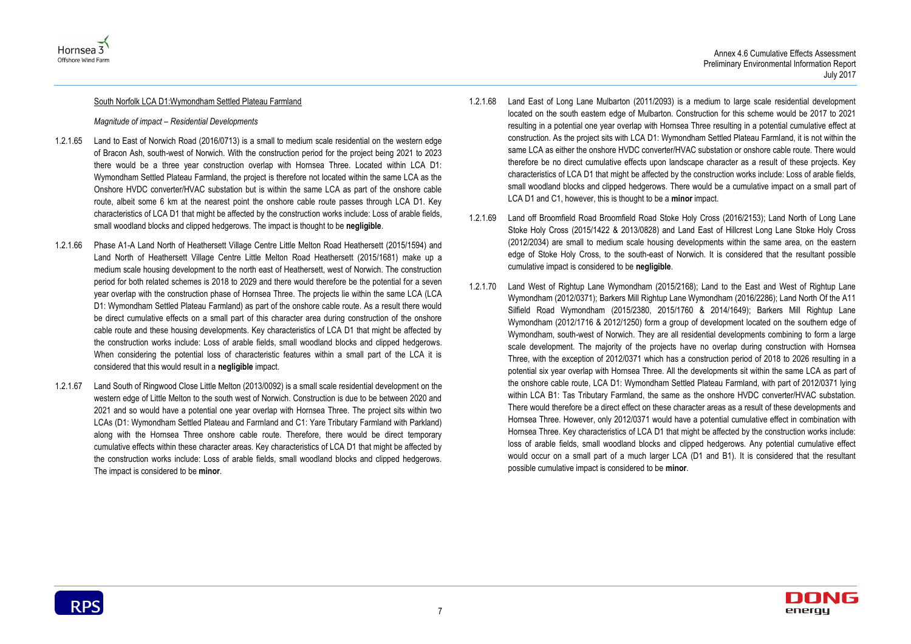South Norfolk LCA D1:Wymondham Settled Plateau Farmland

*Magnitude of impact – Residential Developments*

1.2.1.65 Land to East of Norwich Road (2016/0713) is a small to medium scale residential on the western edge of Bracon Ash, south-west of Norwich. With the construction period for the project being 2021 to 2023 there would be a three year construction overlap with Hornsea Three. Located within LCA D1: Wymondham Settled Plateau Farmland, the project is therefore not located within the same LCA as the Onshore HVDC converter/HVAC substation but is within the same LCA as part of the onshore cable route, albeit some 6 km at the nearest point the onshore cable route passes through LCA D1. Key characteristics of LCA D1 that might be affected by the construction works include: Loss of arable fields, small woodland blocks and clipped hedgerows. The impact is thought to be **negligible**.

1.2.1.66 Phase A1-A Land North of Heathersett Village Centre Little Melton Road Heathersett (2015/1594) and Land North of Heathersett Village Centre Little Melton Road Heathersett (2015/1681) make up a medium scale housing development to the north east of Heathersett, west of Norwich. The construction period for both related schemes is 2018 to 2029 and there would therefore be the potential for a seven year overlap with the construction phase of Hornsea Three. The projects lie within the same LCA (LCA D1: Wymondham Settled Plateau Farmland) as part of the onshore cable route. As a result there would be direct cumulative effects on a small part of this character area during construction of the onshore cable route and these housing developments. Key characteristics of LCA D1 that might be affected by the construction works include: Loss of arable fields, small woodland blocks and clipped hedgerows. When considering the potential loss of characteristic features within a small part of the LCA it is considered that this would result in a **negligible** impact.

1.2.1.67 Land South of Ringwood Close Little Melton (2013/0092) is a small scale residential development on the western edge of Little Melton to the south west of Norwich. Construction is due to be between 2020 and 2021 and so would have a potential one year overlap with Hornsea Three. The project sits within two LCAs (D1: Wymondham Settled Plateau and Farmland and C1: Yare Tributary Farmland with Parkland) along with the Hornsea Three onshore cable route. Therefore, there would be direct temporary cumulative effects within these character areas. Key characteristics of LCA D1 that might be affected by the construction works include: Loss of arable fields, small woodland blocks and clipped hedgerows. The impact is considered to be **minor**.

1.2.1.68 Land East of Long Lane Mulbarton (2011/2093) is a medium to large scale residential development located on the south eastern edge of Mulbarton. Construction for this scheme would be 2017 to 2021 resulting in a potential one year overlap with Hornsea Three resulting in a potential cumulative effect at construction. As the project sits with LCA D1: Wymondham Settled Plateau Farmland, it is not within the same LCA as either the onshore HVDC converter/HVAC substation or onshore cable route. There would therefore be no direct cumulative effects upon landscape character as a result of these projects. Key characteristics of LCA D1 that might be affected by the construction works include: Loss of arable fields, small woodland blocks and clipped hedgerows. There would be a cumulative impact on a small part of LCA D1 and C1, however, this is thought to be a **minor** impact.

1.2.1.69 Land off Broomfield Road Broomfield Road Stoke Holy Cross (2016/2153); Land North of Long Lane Stoke Holy Cross (2015/1422 & 2013/0828) and Land East of Hillcrest Long Lane Stoke Holy Cross (2012/2034) are small to medium scale housing developments within the same area, on the eastern edge of Stoke Holy Cross, to the south-east of Norwich. It is considered that the resultant possible cumulative impact is considered to be **negligible**.

1.2.1.70 Land West of Rightup Lane Wymondham (2015/2168); Land to the East and West of Rightup Lane Wymondham (2012/0371); Barkers Mill Rightup Lane Wymondham (2016/2286); Land North Of the A11 Silfield Road Wymondham (2015/2380, 2015/1760 & 2014/1649); Barkers Mill Rightup Lane Wymondham (2012/1716 & 2012/1250) form a group of development located on the southern edge of Wymondham, south-west of Norwich. They are all residential developments combining to form a large scale development. The majority of the projects have no overlap during construction with Hornsea Three, with the exception of 2012/0371 which has a construction period of 2018 to 2026 resulting in a potential six year overlap with Hornsea Three. All the developments sit within the same LCA as part of the onshore cable route, LCA D1: Wymondham Settled Plateau Farmland, with part of 2012/0371 lying within LCA B1: Tas Tributary Farmland, the same as the onshore HVDC converter/HVAC substation. There would therefore be a direct effect on these character areas as a result of these developments and Hornsea Three. However, only 2012/0371 would have a potential cumulative effect in combination with Hornsea Three. Key characteristics of LCA D1 that might be affected by the construction works include: loss of arable fields, small woodland blocks and clipped hedgerows. Any potential cumulative effect would occur on a small part of a much larger LCA (D1 and B1). It is considered that the resultant possible cumulative impact is considered to be **minor**.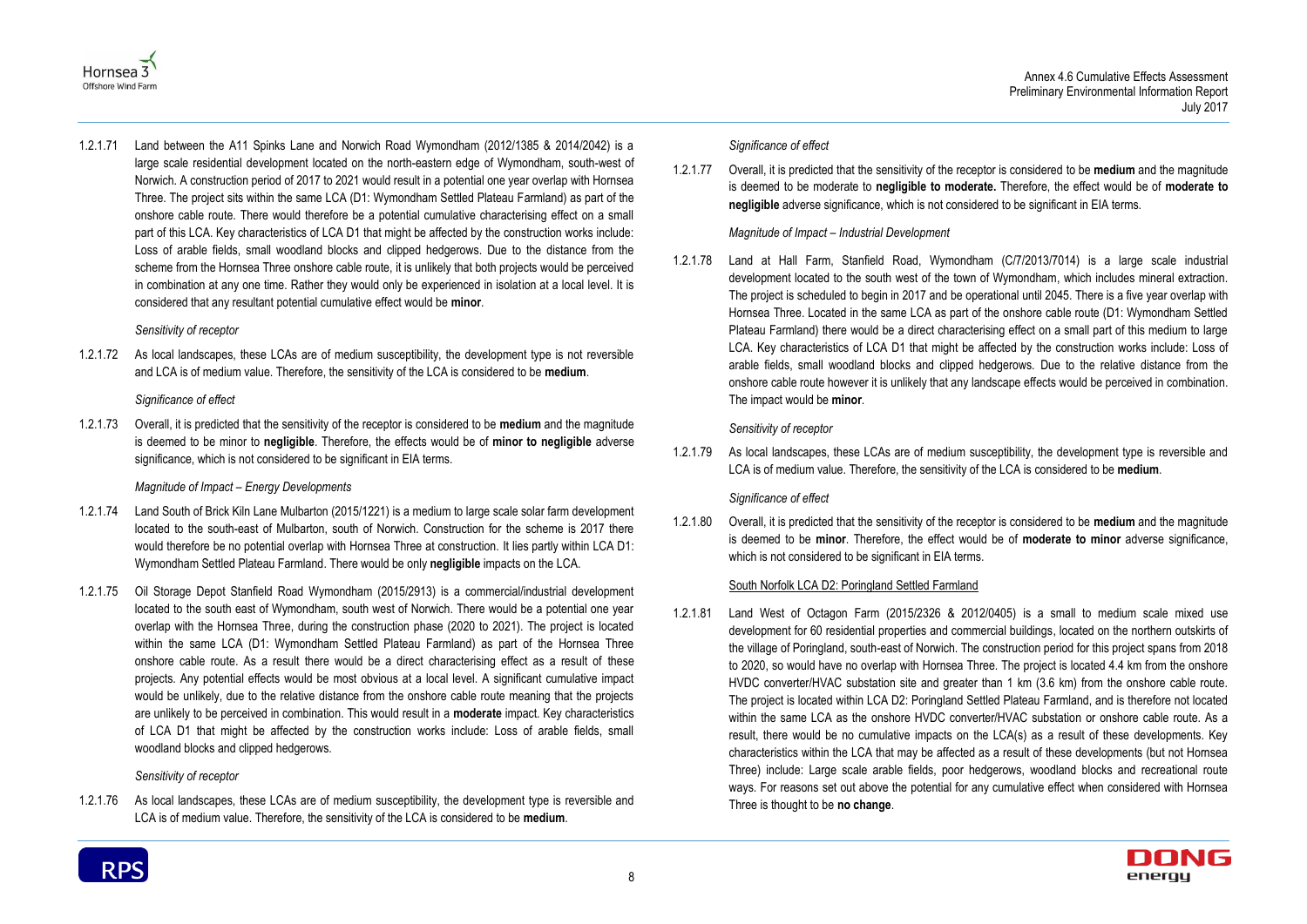1.2.1.71 Land between the A11 Spinks Lane and Norwich Road Wymondham (2012/1385 & 2014/2042) is a large scale residential development located on the north-eastern edge of Wymondham, south-west of Norwich. A construction period of 2017 to 2021 would result in a potential one year overlap with Hornsea Three. The project sits within the same LCA (D1: Wymondham Settled Plateau Farmland) as part of the onshore cable route. There would therefore be a potential cumulative characterising effect on a small part of this LCA. Key characteristics of LCA D1 that might be affected by the construction works include: Loss of arable fields, small woodland blocks and clipped hedgerows. Due to the distance from the scheme from the Hornsea Three onshore cable route, it is unlikely that both projects would be perceived in combination at any one time. Rather they would only be experienced in isolation at a local level. It is considered that any resultant potential cumulative effect would be **minor**.

*Sensitivity of receptor*

1.2.1.72 As local landscapes, these LCAs are of medium susceptibility, the development type is not reversible and LCA is of medium value. Therefore, the sensitivity of the LCA is considered to be **medium**.

*Significance of effect*

1.2.1.73 Overall, it is predicted that the sensitivity of the receptor is considered to be **medium** and the magnitude is deemed to be minor to **negligible**. Therefore, the effects would be of **minor to negligible** adverse significance, which is not considered to be significant in EIA terms.

*Magnitude of Impact – Energy Developments*

1.2.1.74 Land South of Brick Kiln Lane Mulbarton (2015/1221) is a medium to large scale solar farm development located to the south-east of Mulbarton, south of Norwich. Construction for the scheme is 2017 there would therefore be no potential overlap with Hornsea Three at construction. It lies partly within LCA D1: Wymondham Settled Plateau Farmland. There would be only **negligible** impacts on the LCA.

1.2.1.75 Oil Storage Depot Stanfield Road Wymondham (2015/2913) is a commercial/industrial development located to the south east of Wymondham, south west of Norwich. There would be a potential one year overlap with the Hornsea Three, during the construction phase (2020 to 2021). The project is located within the same LCA (D1: Wymondham Settled Plateau Farmland) as part of the Hornsea Three onshore cable route. As a result there would be a direct characterising effect as a result of these projects. Any potential effects would be most obvious at a local level. A significant cumulative impact would be unlikely, due to the relative distance from the onshore cable route meaning that the projects are unlikely to be perceived in combination. This would result in a **moderate** impact. Key characteristics of LCA D1 that might be affected by the construction works include: Loss of arable fields, small woodland blocks and clipped hedgerows.

*Sensitivity of receptor*

1.2.1.76 As local landscapes, these LCAs are of medium susceptibility, the development type is reversible and LCA is of medium value. Therefore, the sensitivity of the LCA is considered to be **medium**.

*Significance of effect*

1.2.1.77 Overall, it is predicted that the sensitivity of the receptor is considered to be **medium** and the magnitude is deemed to be moderate to **negligible to moderate.** Therefore, the effect would be of **moderate to negligible** adverse significance, which is not considered to be significant in EIA terms.

*Magnitude of Impact – Industrial Development*

1.2.1.78 Land at Hall Farm, Stanfield Road, Wymondham (C/7/2013/7014) is a large scale industrial development located to the south west of the town of Wymondham, which includes mineral extraction. The project is scheduled to begin in 2017 and be operational until 2045. There is a five year overlap with Hornsea Three. Located in the same LCA as part of the onshore cable route (D1: Wymondham Settled Plateau Farmland) there would be a direct characterising effect on a small part of this medium to large LCA. Key characteristics of LCA D1 that might be affected by the construction works include: Loss of arable fields, small woodland blocks and clipped hedgerows. Due to the relative distance from the onshore cable route however it is unlikely that any landscape effects would be perceived in combination. The impact would be **minor**.

*Sensitivity of receptor*

1.2.1.79 As local landscapes, these LCAs are of medium susceptibility, the development type is reversible and LCA is of medium value. Therefore, the sensitivity of the LCA is considered to be **medium**.

*Significance of effect*

1.2.1.80 Overall, it is predicted that the sensitivity of the receptor is considered to be **medium** and the magnitude is deemed to be **minor**. Therefore, the effect would be of **moderate to minor** adverse significance, which is not considered to be significant in EIA terms.

South Norfolk LCA D2: Poringland Settled Farmland

1.2.1.81 Land West of Octagon Farm (2015/2326 & 2012/0405) is a small to medium scale mixed use development for 60 residential properties and commercial buildings, located on the northern outskirts of the village of Poringland, south-east of Norwich. The construction period for this project spans from 2018 to 2020, so would have no overlap with Hornsea Three. The project is located 4.4 km from the onshore HVDC converter/HVAC substation site and greater than 1 km (3.6 km) from the onshore cable route. The project is located within LCA D2: Poringland Settled Plateau Farmland, and is therefore not located within the same LCA as the onshore HVDC converter/HVAC substation or onshore cable route. As a result, there would be no cumulative impacts on the LCA(s) as a result of these developments. Key characteristics within the LCA that may be affected as a result of these developments (but not Hornsea Three) include: Large scale arable fields, poor hedgerows, woodland blocks and recreational route ways. For reasons set out above the potential for any cumulative effect when considered with Hornsea Three is thought to be **no change**.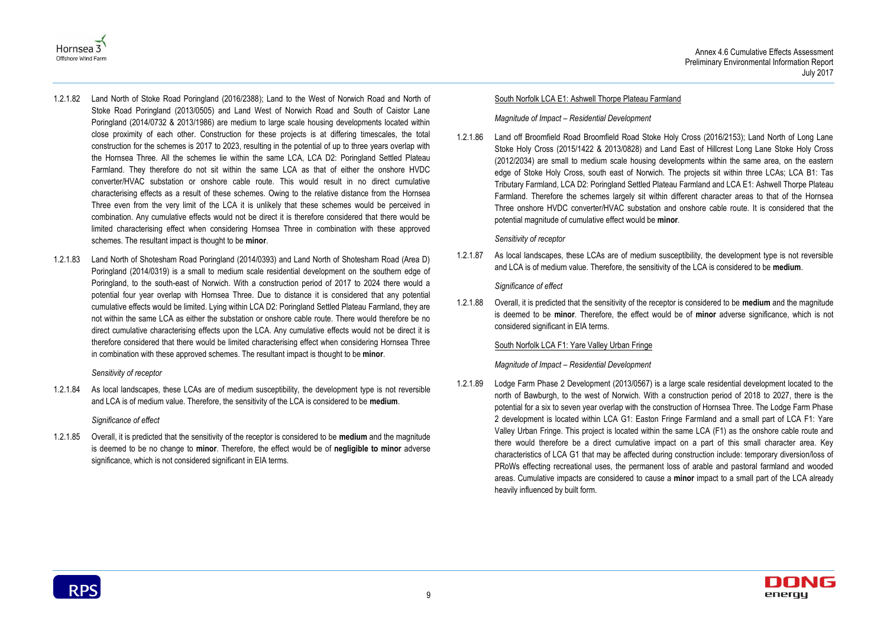1.2.1.82 Land North of Stoke Road Poringland (2016/2388); Land to the West of Norwich Road and North of Stoke Road Poringland (2013/0505) and Land West of Norwich Road and South of Caistor Lane Poringland (2014/0732 & 2013/1986) are medium to large scale housing developments located within close proximity of each other. Construction for these projects is at differing timescales, the total construction for the schemes is 2017 to 2023, resulting in the potential of up to three years overlap with the Hornsea Three. All the schemes lie within the same LCA, LCA D2: Poringland Settled Plateau Farmland. They therefore do not sit within the same LCA as that of either the onshore HVDC converter/HVAC substation or onshore cable route. This would result in no direct cumulative characterising effects as a result of these schemes. Owing to the relative distance from the Hornsea Three even from the very limit of the LCA it is unlikely that these schemes would be perceived in combination. Any cumulative effects would not be direct it is therefore considered that there would be limited characterising effect when considering Hornsea Three in combination with these approved schemes. The resultant impact is thought to be **minor**.

1.2.1.83 Land North of Shotesham Road Poringland (2014/0393) and Land North of Shotesham Road (Area D) Poringland (2014/0319) is a small to medium scale residential development on the southern edge of Poringland, to the south-east of Norwich. With a construction period of 2017 to 2024 there would a potential four year overlap with Hornsea Three. Due to distance it is considered that any potential cumulative effects would be limited. Lying within LCA D2: Poringland Settled Plateau Farmland, they are not within the same LCA as either the substation or onshore cable route. There would therefore be no direct cumulative characterising effects upon the LCA. Any cumulative effects would not be direct it is therefore considered that there would be limited characterising effect when considering Hornsea Three in combination with these approved schemes. The resultant impact is thought to be **minor**.

*Sensitivity of receptor*

1.2.1.84 As local landscapes, these LCAs are of medium susceptibility, the development type is not reversible and LCA is of medium value. Therefore, the sensitivity of the LCA is considered to be **medium**.

*Significance of effect*

1.2.1.85 Overall, it is predicted that the sensitivity of the receptor is considered to be **medium** and the magnitude is deemed to be no change to **minor**. Therefore, the effect would be of **negligible to minor** adverse significance, which is not considered significant in EIA terms.

<u>South Norfolk LCA E1: Ashwell Thorpe Plateau Farmland</u>

*Magnitude of Impact – Residential Development*

1.2.1.86 Land off Broomfield Road Broomfield Road Stoke Holy Cross (2016/2153); Land North of Long Lane Stoke Holy Cross (2015/1422 & 2013/0828) and Land East of Hillcrest Long Lane Stoke Holy Cross (2012/2034) are small to medium scale housing developments within the same area, on the eastern edge of Stoke Holy Cross, south east of Norwich. The projects sit within three LCAs; LCA B1: Tas Tributary Farmland, LCA D2: Poringland Settled Plateau Farmland and LCA E1: Ashwell Thorpe Plateau Farmland. Therefore the schemes largely sit within different character areas to that of the Hornsea Three onshore HVDC converter/HVAC substation and onshore cable route. It is considered that the potential magnitude of cumulative effect would be **minor**.

*Sensitivity of receptor*

1.2.1.87 As local landscapes, these LCAs are of medium susceptibility, the development type is not reversible and LCA is of medium value. Therefore, the sensitivity of the LCA is considered to be **medium**.

*Significance of effect*

1.2.1.88 Overall, it is predicted that the sensitivity of the receptor is considered to be **medium** and the magnitude is deemed to be **minor**. Therefore, the effect would be of **minor** adverse significance, which is not considered significant in EIA terms.

<u>South Norfolk LCA F1: Yare Valley Urban Fringe</u>

*Magnitude of Impact – Residential Development*

1.2.1.89 Lodge Farm Phase 2 Development (2013/0567) is a large scale residential development located to the north of Bawburgh, to the west of Norwich. With a construction period of 2018 to 2027, there is the potential for a six to seven year overlap with the construction of Hornsea Three. The Lodge Farm Phase 2 development is located within LCA G1: Easton Fringe Farmland and a small part of LCA F1: Yare Valley Urban Fringe. This project is located within the same LCA (F1) as the onshore cable route and there would therefore be a direct cumulative impact on a part of this small character area. Key characteristics of LCA G1 that may be affected during construction include: temporary diversion/loss of PRoWs effecting recreational uses, the permanent loss of arable and pastoral farmland and wooded areas. Cumulative impacts are considered to cause a **minor** impact to a small part of the LCA already heavily influenced by built form.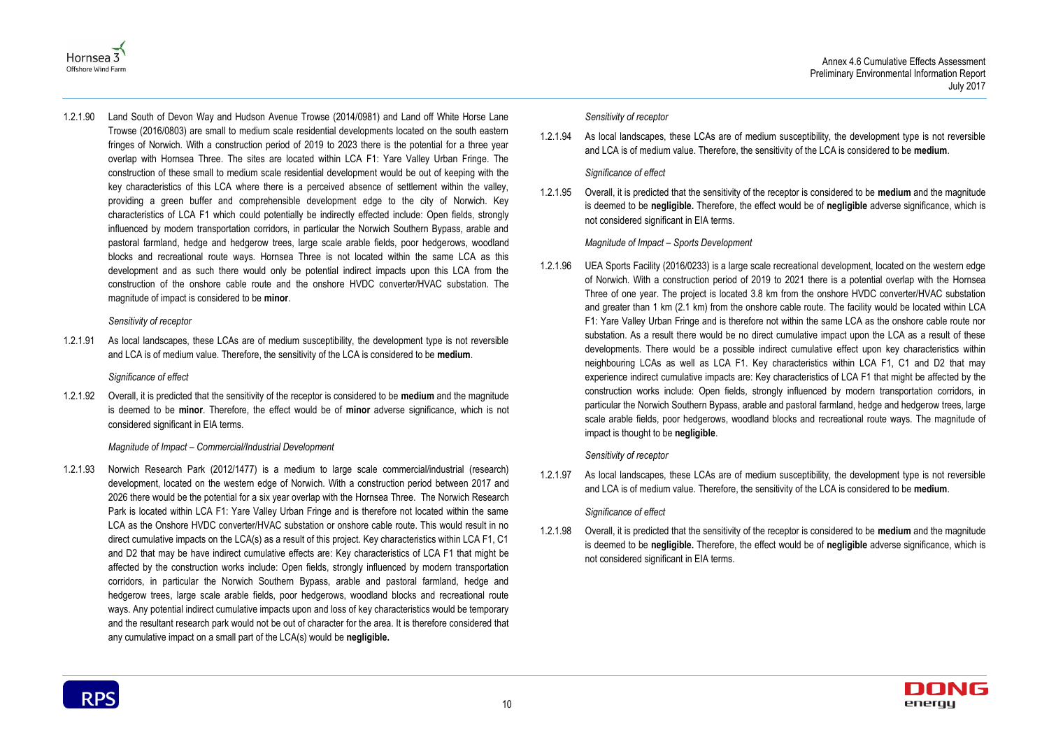1.2.1.90 Land South of Devon Way and Hudson Avenue Trowse (2014/0981) and Land off White Horse Lane Trowse (2016/0803) are small to medium scale residential developments located on the south eastern fringes of Norwich. With a construction period of 2019 to 2023 there is the potential for a three year overlap with Hornsea Three. The sites are located within LCA F1: Yare Valley Urban Fringe. The construction of these small to medium scale residential development would be out of keeping with the key characteristics of this LCA where there is a perceived absence of settlement within the valley, providing a green buffer and comprehensible development edge to the city of Norwich. Key characteristics of LCA F1 which could potentially be indirectly effected include: Open fields, strongly influenced by modern transportation corridors, in particular the Norwich Southern Bypass, arable and pastoral farmland, hedge and hedgerow trees, large scale arable fields, poor hedgerows, woodland blocks and recreational route ways. Hornsea Three is not located within the same LCA as this development and as such there would only be potential indirect impacts upon this LCA from the construction of the onshore cable route and the onshore HVDC converter/HVAC substation. The magnitude of impact is considered to be **minor**.

*Sensitivity of receptor*

1.2.1.91 As local landscapes, these LCAs are of medium susceptibility, the development type is not reversible and LCA is of medium value. Therefore, the sensitivity of the LCA is considered to be **medium**.

*Significance of effect*

1.2.1.92 Overall, it is predicted that the sensitivity of the receptor is considered to be **medium** and the magnitude is deemed to be **minor**. Therefore, the effect would be of **minor** adverse significance, which is not considered significant in EIA terms.

*Magnitude of Impact – Commercial/Industrial Development*

1.2.1.93 Norwich Research Park (2012/1477) is a medium to large scale commercial/industrial (research) development, located on the western edge of Norwich. With a construction period between 2017 and 2026 there would be the potential for a six year overlap with the Hornsea Three. The Norwich Research Park is located within LCA F1: Yare Valley Urban Fringe and is therefore not located within the same LCA as the Onshore HVDC converter/HVAC substation or onshore cable route. This would result in no direct cumulative impacts on the LCA(s) as a result of this project. Key characteristics within LCA F1, C1 and D2 that may be have indirect cumulative effects are: Key characteristics of LCA F1 that might be affected by the construction works include: Open fields, strongly influenced by modern transportation corridors, in particular the Norwich Southern Bypass, arable and pastoral farmland, hedge and hedgerow trees, large scale arable fields, poor hedgerows, woodland blocks and recreational route ways. Any potential indirect cumulative impacts upon and loss of key characteristics would be temporary and the resultant research park would not be out of character for the area. It is therefore considered that any cumulative impact on a small part of the LCA(s) would be **negligible.**

*Sensitivity of receptor*

1.2.1.94 As local landscapes, these LCAs are of medium susceptibility, the development type is not reversible and LCA is of medium value. Therefore, the sensitivity of the LCA is considered to be **medium**.

*Significance of effect*

1.2.1.95 Overall, it is predicted that the sensitivity of the receptor is considered to be **medium** and the magnitude is deemed to be **negligible.** Therefore, the effect would be of **negligible** adverse significance, which is not considered significant in EIA terms.

*Magnitude of Impact – Sports Development*

1.2.1.96 UEA Sports Facility (2016/0233) is a large scale recreational development, located on the western edge of Norwich. With a construction period of 2019 to 2021 there is a potential overlap with the Hornsea Three of one year. The project is located 3.8 km from the onshore HVDC converter/HVAC substation and greater than 1 km (2.1 km) from the onshore cable route. The facility would be located within LCA F1: Yare Valley Urban Fringe and is therefore not within the same LCA as the onshore cable route nor substation. As a result there would be no direct cumulative impact upon the LCA as a result of these developments. There would be a possible indirect cumulative effect upon key characteristics within neighbouring LCAs as well as LCA F1. Key characteristics within LCA F1, C1 and D2 that may experience indirect cumulative impacts are: Key characteristics of LCA F1 that might be affected by the construction works include: Open fields, strongly influenced by modern transportation corridors, in particular the Norwich Southern Bypass, arable and pastoral farmland, hedge and hedgerow trees, large scale arable fields, poor hedgerows, woodland blocks and recreational route ways. The magnitude of impact is thought to be **negligible**.

*Sensitivity of receptor*

1.2.1.97 As local landscapes, these LCAs are of medium susceptibility, the development type is not reversible and LCA is of medium value. Therefore, the sensitivity of the LCA is considered to be **medium**.

*Significance of effect*

1.2.1.98 Overall, it is predicted that the sensitivity of the receptor is considered to be **medium** and the magnitude is deemed to be **negligible.** Therefore, the effect would be of **negligible** adverse significance, which is not considered significant in EIA terms.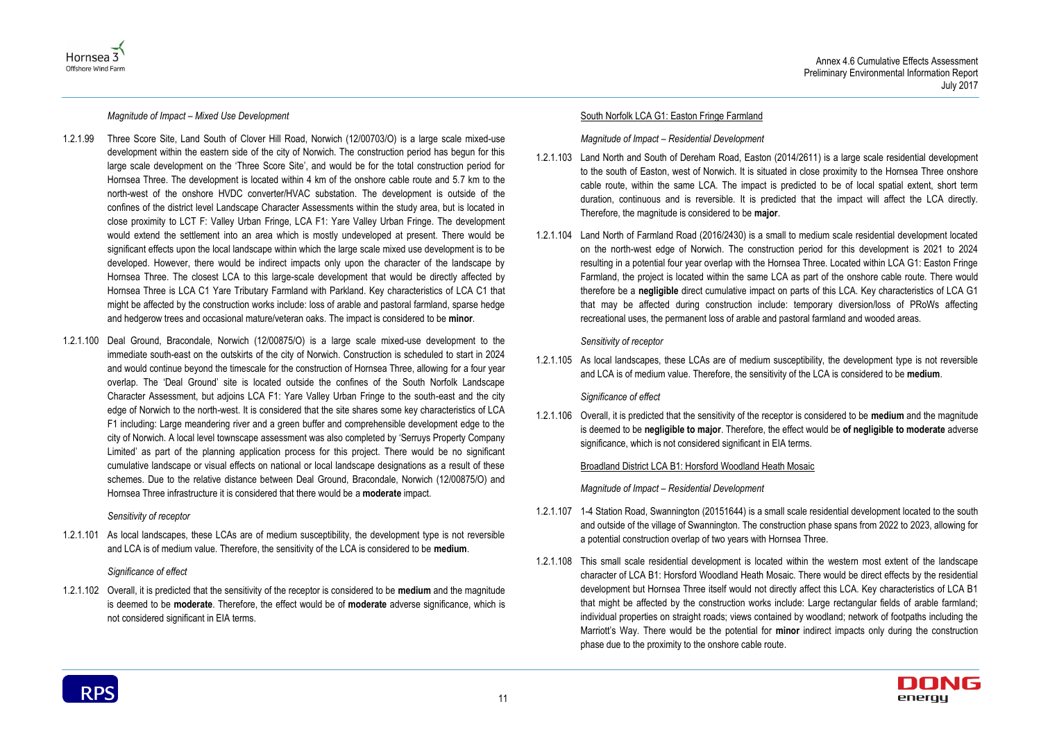*Magnitude of Impact – Mixed Use Development*

1.2.1.99 Three Score Site, Land South of Clover Hill Road, Norwich (12/00703/O) is a large scale mixed-use development within the eastern side of the city of Norwich. The construction period has begun for this large scale development on the 'Three Score Site', and would be for the total construction period for Hornsea Three. The development is located within 4 km of the onshore cable route and 5.7 km to the north-west of the onshore HVDC converter/HVAC substation. The development is outside of the confines of the district level Landscape Character Assessments within the study area, but is located in close proximity to LCT F: Valley Urban Fringe, LCA F1: Yare Valley Urban Fringe. The development would extend the settlement into an area which is mostly undeveloped at present. There would be significant effects upon the local landscape within which the large scale mixed use development is to be developed. However, there would be indirect impacts only upon the character of the landscape by Hornsea Three. The closest LCA to this large-scale development that would be directly affected by Hornsea Three is LCA C1 Yare Tributary Farmland with Parkland. Key characteristics of LCA C1 that might be affected by the construction works include: loss of arable and pastoral farmland, sparse hedge and hedgerow trees and occasional mature/veteran oaks. The impact is considered to be **minor**.

1.2.1.100 Deal Ground, Bracondale, Norwich (12/00875/O) is a large scale mixed-use development to the immediate south-east on the outskirts of the city of Norwich. Construction is scheduled to start in 2024 and would continue beyond the timescale for the construction of Hornsea Three, allowing for a four year overlap. The 'Deal Ground' site is located outside the confines of the South Norfolk Landscape Character Assessment, but adjoins LCA F1: Yare Valley Urban Fringe to the south-east and the city edge of Norwich to the north-west. It is considered that the site shares some key characteristics of LCA F1 including: Large meandering river and a green buffer and comprehensible development edge to the city of Norwich. A local level townscape assessment was also completed by 'Serruys Property Company Limited' as part of the planning application process for this project. There would be no significant cumulative landscape or visual effects on national or local landscape designations as a result of these schemes. Due to the relative distance between Deal Ground, Bracondale, Norwich (12/00875/O) and Hornsea Three infrastructure it is considered that there would be a **moderate** impact.

*Sensitivity of receptor*

1.2.1.101 As local landscapes, these LCAs are of medium susceptibility, the development type is not reversible and LCA is of medium value. Therefore, the sensitivity of the LCA is considered to be **medium**.

*Significance of effect*

1.2.1.102 Overall, it is predicted that the sensitivity of the receptor is considered to be **medium** and the magnitude is deemed to be **moderate**. Therefore, the effect would be of **moderate** adverse significance, which is not considered significant in EIA terms.

South Norfolk LCA G1: Easton Fringe Farmland

*Magnitude of Impact – Residential Development*

1.2.1.103 Land North and South of Dereham Road, Easton (2014/2611) is a large scale residential development to the south of Easton, west of Norwich. It is situated in close proximity to the Hornsea Three onshore cable route, within the same LCA. The impact is predicted to be of local spatial extent, short term duration, continuous and is reversible. It is predicted that the impact will affect the LCA directly. Therefore, the magnitude is considered to be **major**.

1.2.1.104 Land North of Farmland Road (2016/2430) is a small to medium scale residential development located on the north-west edge of Norwich. The construction period for this development is 2021 to 2024 resulting in a potential four year overlap with the Hornsea Three. Located within LCA G1: Easton Fringe Farmland, the project is located within the same LCA as part of the onshore cable route. There would therefore be a **negligible** direct cumulative impact on parts of this LCA. Key characteristics of LCA G1 that may be affected during construction include: temporary diversion/loss of PRoWs affecting recreational uses, the permanent loss of arable and pastoral farmland and wooded areas.

*Sensitivity of receptor*

1.2.1.105 As local landscapes, these LCAs are of medium susceptibility, the development type is not reversible and LCA is of medium value. Therefore, the sensitivity of the LCA is considered to be **medium**.

*Significance of effect*

1.2.1.106 Overall, it is predicted that the sensitivity of the receptor is considered to be **medium** and the magnitude is deemed to be **negligible to major**. Therefore, the effect would be **of negligible to moderate** adverse significance, which is not considered significant in EIA terms.

Broadland District LCA B1: Horsford Woodland Heath Mosaic

*Magnitude of Impact – Residential Development*

1.2.1.107 1-4 Station Road, Swannington (20151644) is a small scale residential development located to the south and outside of the village of Swannington. The construction phase spans from 2022 to 2023, allowing for a potential construction overlap of two years with Hornsea Three.

1.2.1.108 This small scale residential development is located within the western most extent of the landscape character of LCA B1: Horsford Woodland Heath Mosaic. There would be direct effects by the residential development but Hornsea Three itself would not directly affect this LCA. Key characteristics of LCA B1 that might be affected by the construction works include: Large rectangular fields of arable farmland; individual properties on straight roads; views contained by woodland; network of footpaths including the Marriott's Way. There would be the potential for **minor** indirect impacts only during the construction phase due to the proximity to the onshore cable route.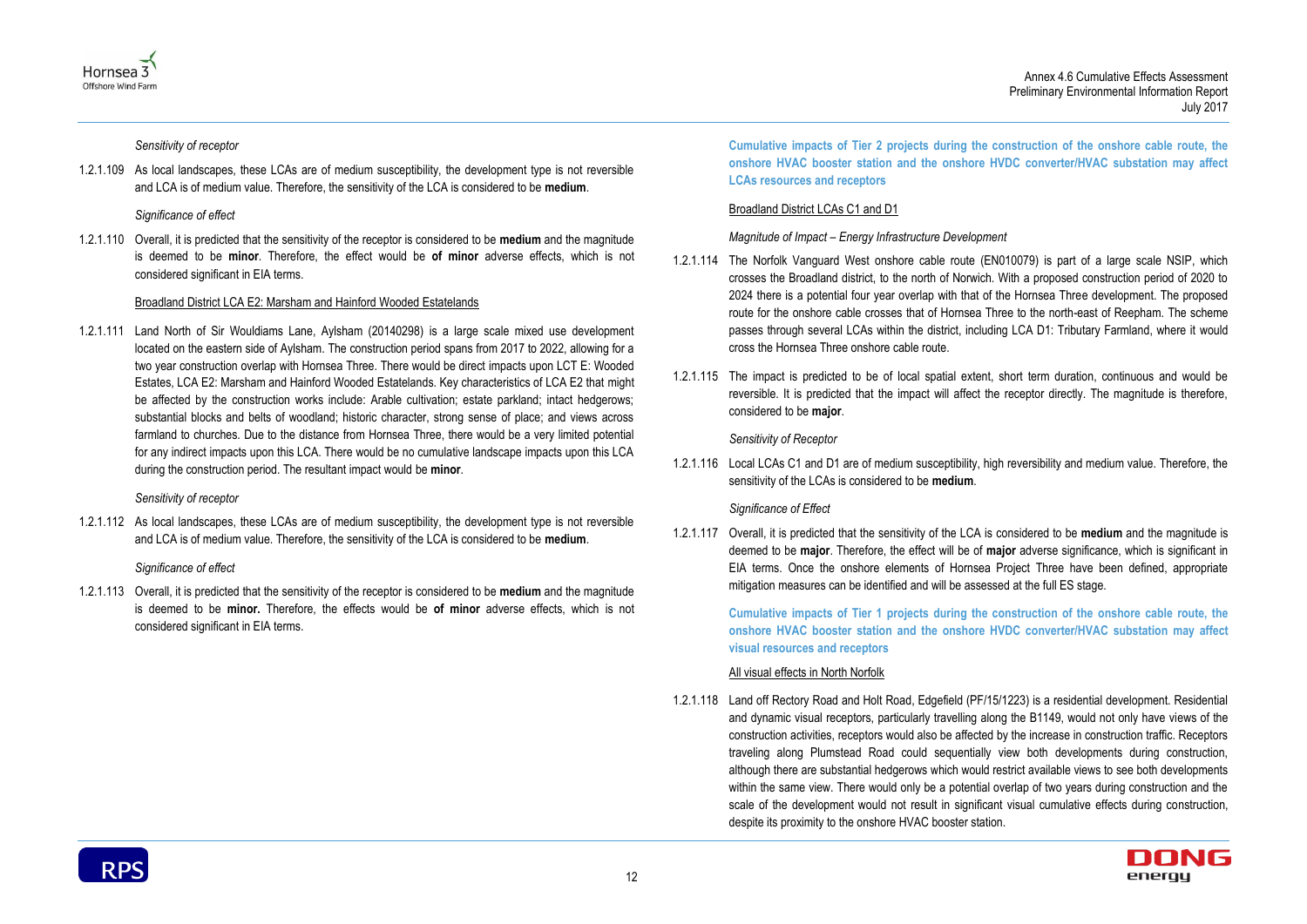*Sensitivity of receptor*

1.2.1.109 As local landscapes, these LCAs are of medium susceptibility, the development type is not reversible and LCA is of medium value. Therefore, the sensitivity of the LCA is considered to be **medium**.

*Significance of effect*

1.2.1.110 Overall, it is predicted that the sensitivity of the receptor is considered to be **medium** and the magnitude is deemed to be **minor**. Therefore, the effect would be **of minor** adverse effects, which is not considered significant in EIA terms.

Broadland District LCA E2: Marsham and Hainford Wooded Estatelands

1.2.1.111 Land North of Sir Wouldiams Lane, Aylsham (20140298) is a large scale mixed use development located on the eastern side of Aylsham. The construction period spans from 2017 to 2022, allowing for a two year construction overlap with Hornsea Three. There would be direct impacts upon LCT E: Wooded Estates, LCA E2: Marsham and Hainford Wooded Estatelands. Key characteristics of LCA E2 that might be affected by the construction works include: Arable cultivation; estate parkland; intact hedgerows; substantial blocks and belts of woodland; historic character, strong sense of place; and views across farmland to churches. Due to the distance from Hornsea Three, there would be a very limited potential for any indirect impacts upon this LCA. There would be no cumulative landscape impacts upon this LCA during the construction period. The resultant impact would be **minor**.

*Sensitivity of receptor*

1.2.1.112 As local landscapes, these LCAs are of medium susceptibility, the development type is not reversible and LCA is of medium value. Therefore, the sensitivity of the LCA is considered to be **medium**.

*Significance of effect*

1.2.1.113 Overall, it is predicted that the sensitivity of the receptor is considered to be **medium** and the magnitude is deemed to be **minor.** Therefore, the effects would be **of minor** adverse effects, which is not considered significant in EIA terms.

**Cumulative impacts of Tier 2 projects during the construction of the onshore cable route, the onshore HVAC booster station and the onshore HVDC converter/HVAC substation may affect LCAs resources and receptors**

Broadland District LCAs C1 and D1

*Magnitude of Impact – Energy Infrastructure Development*

1.2.1.114 The Norfolk Vanguard West onshore cable route (EN010079) is part of a large scale NSIP, which crosses the Broadland district, to the north of Norwich. With a proposed construction period of 2020 to 2024 there is a potential four year overlap with that of the Hornsea Three development. The proposed route for the onshore cable crosses that of Hornsea Three to the north-east of Reepham. The scheme passes through several LCAs within the district, including LCA D1: Tributary Farmland, where it would cross the Hornsea Three onshore cable route.

1.2.1.115 The impact is predicted to be of local spatial extent, short term duration, continuous and would be reversible. It is predicted that the impact will affect the receptor directly. The magnitude is therefore, considered to be **major**.

*Sensitivity of Receptor*

1.2.1.116 Local LCAs C1 and D1 are of medium susceptibility, high reversibility and medium value. Therefore, the sensitivity of the LCAs is considered to be **medium**.

*Significance of Effect*

1.2.1.117 Overall, it is predicted that the sensitivity of the LCA is considered to be **medium** and the magnitude is deemed to be **major**. Therefore, the effect will be of **major** adverse significance, which is significant in EIA terms. Once the onshore elements of Hornsea Project Three have been defined, appropriate mitigation measures can be identified and will be assessed at the full ES stage.

**Cumulative impacts of Tier 1 projects during the construction of the onshore cable route, the onshore HVAC booster station and the onshore HVDC converter/HVAC substation may affect visual resources and receptors**

All visual effects in North Norfolk

1.2.1.118 Land off Rectory Road and Holt Road, Edgefield (PF/15/1223) is a residential development. Residential and dynamic visual receptors, particularly travelling along the B1149, would not only have views of the construction activities, receptors would also be affected by the increase in construction traffic. Receptors traveling along Plumstead Road could sequentially view both developments during construction, although there are substantial hedgerows which would restrict available views to see both developments within the same view. There would only be a potential overlap of two years during construction and the scale of the development would not result in significant visual cumulative effects during construction, despite its proximity to the onshore HVAC booster station.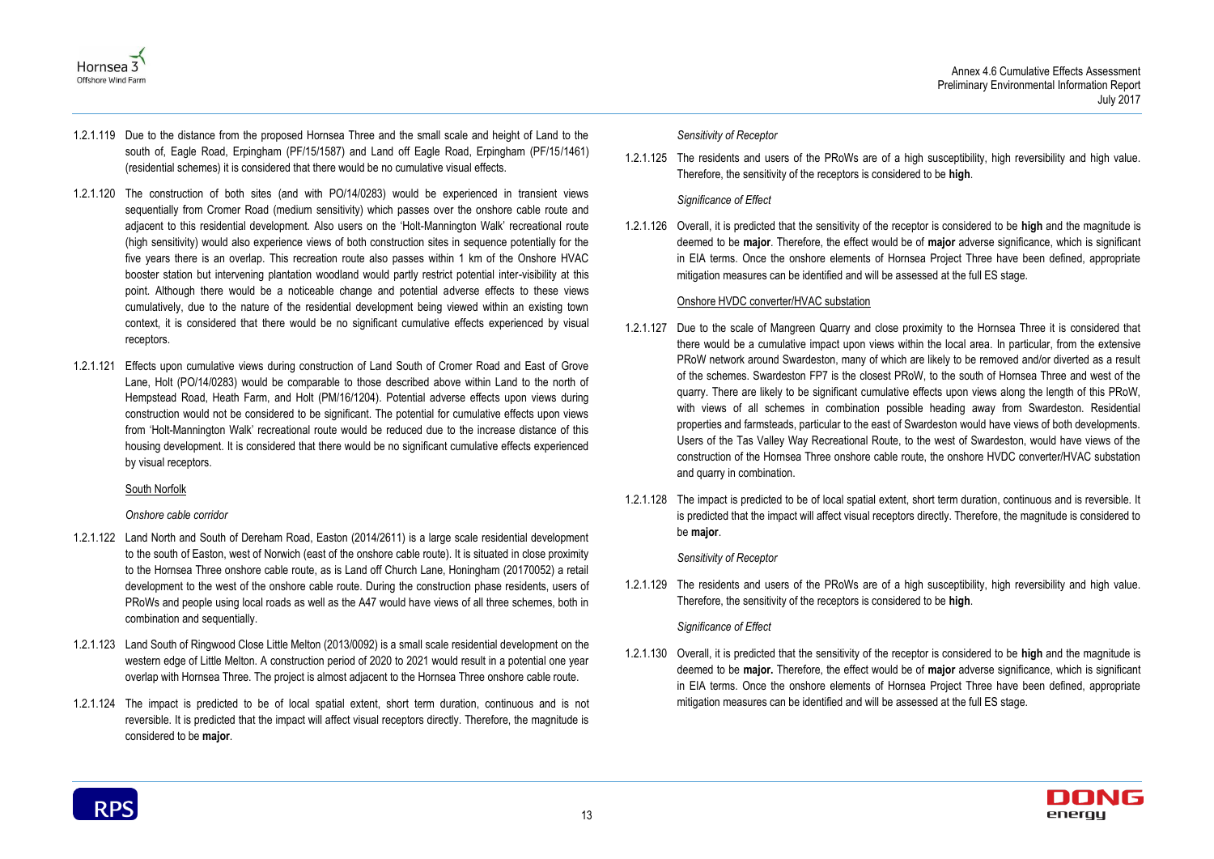1.2.1.119 Due to the distance from the proposed Hornsea Three and the small scale and height of Land to the south of, Eagle Road, Erpingham (PF/15/1587) and Land off Eagle Road, Erpingham (PF/15/1461) (residential schemes) it is considered that there would be no cumulative visual effects.

1.2.1.120 The construction of both sites (and with PO/14/0283) would be experienced in transient views sequentially from Cromer Road (medium sensitivity) which passes over the onshore cable route and adjacent to this residential development. Also users on the 'Holt-Mannington Walk' recreational route (high sensitivity) would also experience views of both construction sites in sequence potentially for the five years there is an overlap. This recreation route also passes within 1 km of the Onshore HVAC booster station but intervening plantation woodland would partly restrict potential inter-visibility at this point. Although there would be a noticeable change and potential adverse effects to these views cumulatively, due to the nature of the residential development being viewed within an existing town context, it is considered that there would be no significant cumulative effects experienced by visual receptors.

1.2.1.121 Effects upon cumulative views during construction of Land South of Cromer Road and East of Grove Lane, Holt (PO/14/0283) would be comparable to those described above within Land to the north of Hempstead Road, Heath Farm, and Holt (PM/16/1204). Potential adverse effects upon views during construction would not be considered to be significant. The potential for cumulative effects upon views from 'Holt-Mannington Walk' recreational route would be reduced due to the increase distance of this housing development. It is considered that there would be no significant cumulative effects experienced by visual receptors.

South Norfolk

*Onshore cable corridor*

1.2.1.122 Land North and South of Dereham Road, Easton (2014/2611) is a large scale residential development to the south of Easton, west of Norwich (east of the onshore cable route). It is situated in close proximity to the Hornsea Three onshore cable route, as is Land off Church Lane, Honingham (20170052) a retail development to the west of the onshore cable route. During the construction phase residents, users of PRoWs and people using local roads as well as the A47 would have views of all three schemes, both in combination and sequentially.

1.2.1.123 Land South of Ringwood Close Little Melton (2013/0092) is a small scale residential development on the western edge of Little Melton. A construction period of 2020 to 2021 would result in a potential one year overlap with Hornsea Three. The project is almost adjacent to the Hornsea Three onshore cable route.

1.2.1.124 The impact is predicted to be of local spatial extent, short term duration, continuous and is not reversible. It is predicted that the impact will affect visual receptors directly. Therefore, the magnitude is considered to be **major**.

*Sensitivity of Receptor*

1.2.1.125 The residents and users of the PRoWs are of a high susceptibility, high reversibility and high value. Therefore, the sensitivity of the receptors is considered to be **high**.

*Significance of Effect*

1.2.1.126 Overall, it is predicted that the sensitivity of the receptor is considered to be **high** and the magnitude is deemed to be **major**. Therefore, the effect would be of **major** adverse significance, which is significant in EIA terms. Once the onshore elements of Hornsea Project Three have been defined, appropriate mitigation measures can be identified and will be assessed at the full ES stage.

Onshore HVDC converter/HVAC substation

1.2.1.127 Due to the scale of Mangreen Quarry and close proximity to the Hornsea Three it is considered that there would be a cumulative impact upon views within the local area. In particular, from the extensive PRoW network around Swardeston, many of which are likely to be removed and/or diverted as a result of the schemes. Swardeston FP7 is the closest PRoW, to the south of Hornsea Three and west of the quarry. There are likely to be significant cumulative effects upon views along the length of this PRoW, with views of all schemes in combination possible heading away from Swardeston. Residential properties and farmsteads, particular to the east of Swardeston would have views of both developments. Users of the Tas Valley Way Recreational Route, to the west of Swardeston, would have views of the construction of the Hornsea Three onshore cable route, the onshore HVDC converter/HVAC substation and quarry in combination.

1.2.1.128 The impact is predicted to be of local spatial extent, short term duration, continuous and is reversible. It is predicted that the impact will affect visual receptors directly. Therefore, the magnitude is considered to be **major**.

*Sensitivity of Receptor*

1.2.1.129 The residents and users of the PRoWs are of a high susceptibility, high reversibility and high value. Therefore, the sensitivity of the receptors is considered to be **high**.

*Significance of Effect*

1.2.1.130 Overall, it is predicted that the sensitivity of the receptor is considered to be **high** and the magnitude is deemed to be **major.** Therefore, the effect would be of **major** adverse significance, which is significant in EIA terms. Once the onshore elements of Hornsea Project Three have been defined, appropriate mitigation measures can be identified and will be assessed at the full ES stage.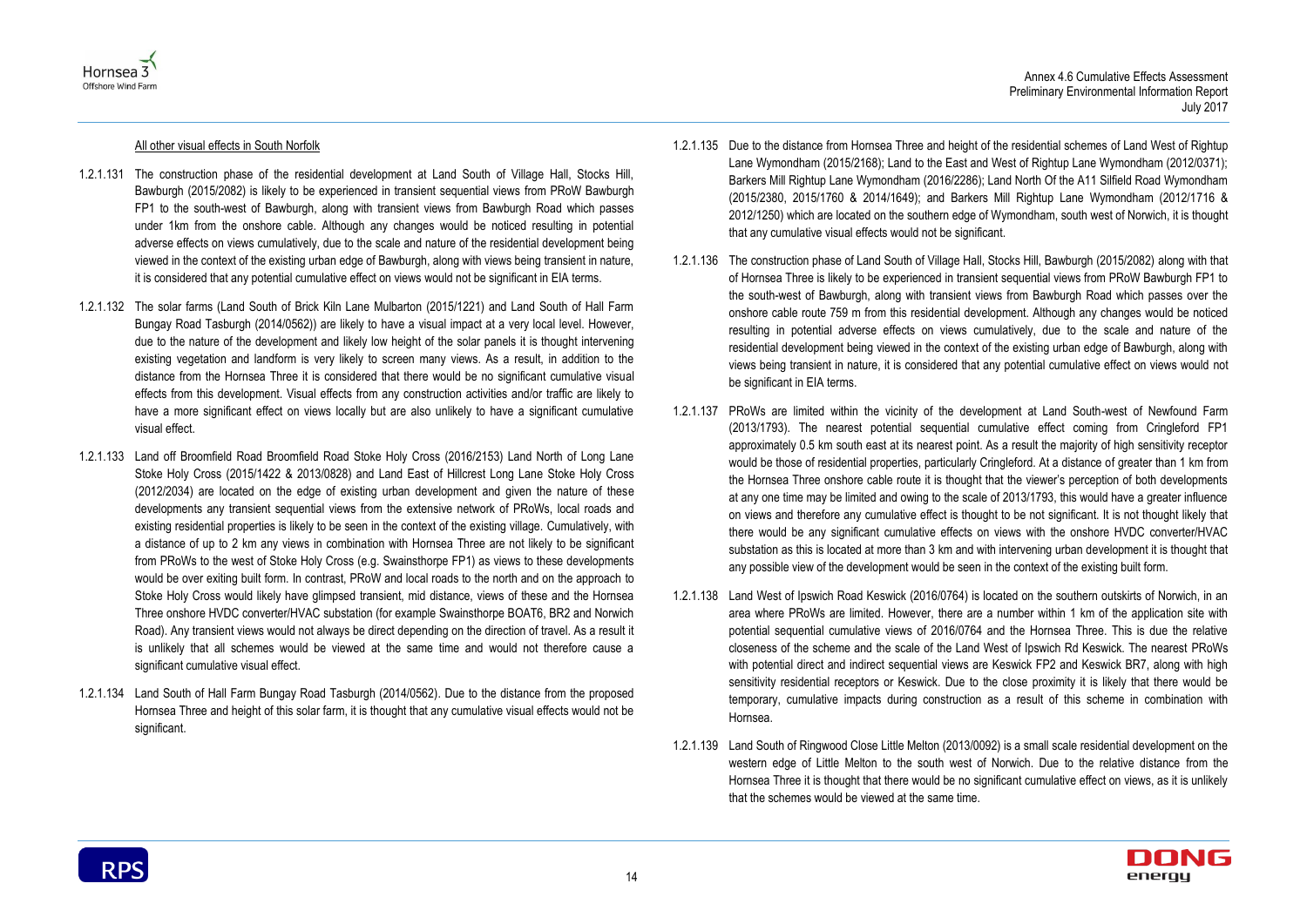All other visual effects in South Norfolk

1.2.1.131 The construction phase of the residential development at Land South of Village Hall, Stocks Hill, Bawburgh (2015/2082) is likely to be experienced in transient sequential views from PRoW Bawburgh FP1 to the south-west of Bawburgh, along with transient views from Bawburgh Road which passes under 1km from the onshore cable. Although any changes would be noticed resulting in potential adverse effects on views cumulatively, due to the scale and nature of the residential development being viewed in the context of the existing urban edge of Bawburgh, along with views being transient in nature, it is considered that any potential cumulative effect on views would not be significant in EIA terms.

1.2.1.132 The solar farms (Land South of Brick Kiln Lane Mulbarton (2015/1221) and Land South of Hall Farm Bungay Road Tasburgh (2014/0562)) are likely to have a visual impact at a very local level. However, due to the nature of the development and likely low height of the solar panels it is thought intervening existing vegetation and landform is very likely to screen many views. As a result, in addition to the distance from the Hornsea Three it is considered that there would be no significant cumulative visual effects from this development. Visual effects from any construction activities and/or traffic are likely to have a more significant effect on views locally but are also unlikely to have a significant cumulative visual effect.

1.2.1.133 Land off Broomfield Road Broomfield Road Stoke Holy Cross (2016/2153) Land North of Long Lane Stoke Holy Cross (2015/1422 & 2013/0828) and Land East of Hillcrest Long Lane Stoke Holy Cross (2012/2034) are located on the edge of existing urban development and given the nature of these developments any transient sequential views from the extensive network of PRoWs, local roads and existing residential properties is likely to be seen in the context of the existing village. Cumulatively, with a distance of up to 2 km any views in combination with Hornsea Three are not likely to be significant from PRoWs to the west of Stoke Holy Cross (e.g. Swainsthorpe FP1) as views to these developments would be over exiting built form. In contrast, PRoW and local roads to the north and on the approach to Stoke Holy Cross would likely have glimpsed transient, mid distance, views of these and the Hornsea Three onshore HVDC converter/HVAC substation (for example Swainsthorpe BOAT6, BR2 and Norwich Road). Any transient views would not always be direct depending on the direction of travel. As a result it is unlikely that all schemes would be viewed at the same time and would not therefore cause a significant cumulative visual effect.

1.2.1.134 Land South of Hall Farm Bungay Road Tasburgh (2014/0562). Due to the distance from the proposed Hornsea Three and height of this solar farm, it is thought that any cumulative visual effects would not be significant.

1.2.1.135 Due to the distance from Hornsea Three and height of the residential schemes of Land West of Rightup Lane Wymondham (2015/2168); Land to the East and West of Rightup Lane Wymondham (2012/0371); Barkers Mill Rightup Lane Wymondham (2016/2286); Land North Of the A11 Silfield Road Wymondham (2015/2380, 2015/1760 & 2014/1649); and Barkers Mill Rightup Lane Wymondham (2012/1716 & 2012/1250) which are located on the southern edge of Wymondham, south west of Norwich, it is thought that any cumulative visual effects would not be significant.

1.2.1.136 The construction phase of Land South of Village Hall, Stocks Hill, Bawburgh (2015/2082) along with that of Hornsea Three is likely to be experienced in transient sequential views from PRoW Bawburgh FP1 to the south-west of Bawburgh, along with transient views from Bawburgh Road which passes over the onshore cable route 759 m from this residential development. Although any changes would be noticed resulting in potential adverse effects on views cumulatively, due to the scale and nature of the residential development being viewed in the context of the existing urban edge of Bawburgh, along with views being transient in nature, it is considered that any potential cumulative effect on views would not be significant in EIA terms.

1.2.1.137 PRoWs are limited within the vicinity of the development at Land South-west of Newfound Farm (2013/1793). The nearest potential sequential cumulative effect coming from Cringleford FP1 approximately 0.5 km south east at its nearest point. As a result the majority of high sensitivity receptor would be those of residential properties, particularly Cringleford. At a distance of greater than 1 km from the Hornsea Three onshore cable route it is thought that the viewer's perception of both developments at any one time may be limited and owing to the scale of 2013/1793, this would have a greater influence on views and therefore any cumulative effect is thought to be not significant. It is not thought likely that there would be any significant cumulative effects on views with the onshore HVDC converter/HVAC substation as this is located at more than 3 km and with intervening urban development it is thought that any possible view of the development would be seen in the context of the existing built form.

1.2.1.138 Land West of Ipswich Road Keswick (2016/0764) is located on the southern outskirts of Norwich, in an area where PRoWs are limited. However, there are a number within 1 km of the application site with potential sequential cumulative views of 2016/0764 and the Hornsea Three. This is due the relative closeness of the scheme and the scale of the Land West of Ipswich Rd Keswick. The nearest PRoWs with potential direct and indirect sequential views are Keswick FP2 and Keswick BR7, along with high sensitivity residential receptors or Keswick. Due to the close proximity it is likely that there would be temporary, cumulative impacts during construction as a result of this scheme in combination with Hornsea.

1.2.1.139 Land South of Ringwood Close Little Melton (2013/0092) is a small scale residential development on the western edge of Little Melton to the south west of Norwich. Due to the relative distance from the Hornsea Three it is thought that there would be no significant cumulative effect on views, as it is unlikely that the schemes would be viewed at the same time.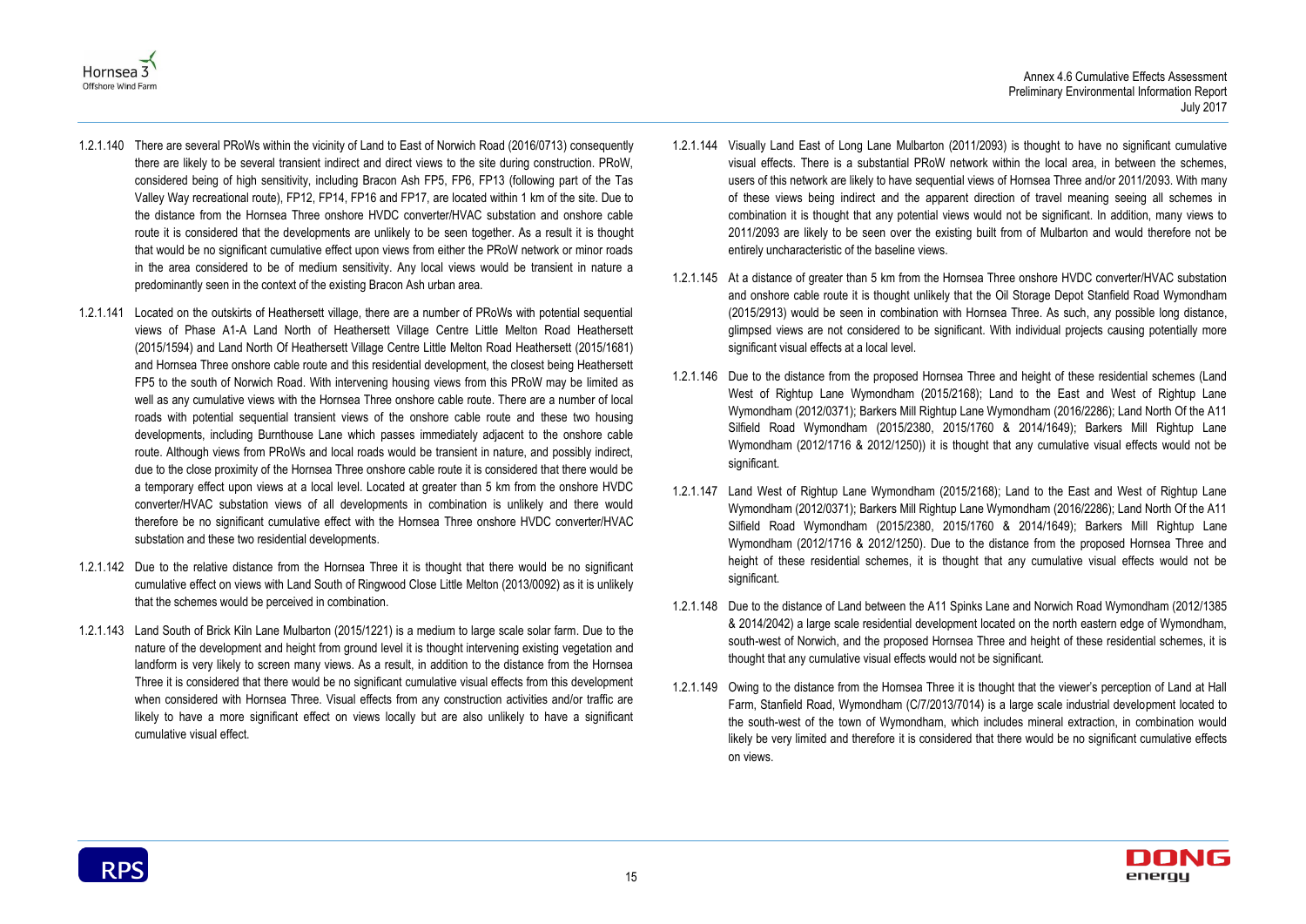1.2.1.140 There are several PRoWs within the vicinity of Land to East of Norwich Road (2016/0713) consequently there are likely to be several transient indirect and direct views to the site during construction. PRoW, considered being of high sensitivity, including Bracon Ash FP5, FP6, FP13 (following part of the Tas Valley Way recreational route), FP12, FP14, FP16 and FP17, are located within 1 km of the site. Due to the distance from the Hornsea Three onshore HVDC converter/HVAC substation and onshore cable route it is considered that the developments are unlikely to be seen together. As a result it is thought that would be no significant cumulative effect upon views from either the PRoW network or minor roads in the area considered to be of medium sensitivity. Any local views would be transient in nature a predominantly seen in the context of the existing Bracon Ash urban area.

1.2.1.141 Located on the outskirts of Heathersett village, there are a number of PRoWs with potential sequential views of Phase A1-A Land North of Heathersett Village Centre Little Melton Road Heathersett (2015/1594) and Land North Of Heathersett Village Centre Little Melton Road Heathersett (2015/1681) and Hornsea Three onshore cable route and this residential development, the closest being Heathersett FP5 to the south of Norwich Road. With intervening housing views from this PRoW may be limited as well as any cumulative views with the Hornsea Three onshore cable route. There are a number of local roads with potential sequential transient views of the onshore cable route and these two housing developments, including Burnthouse Lane which passes immediately adjacent to the onshore cable route. Although views from PRoWs and local roads would be transient in nature, and possibly indirect, due to the close proximity of the Hornsea Three onshore cable route it is considered that there would be a temporary effect upon views at a local level. Located at greater than 5 km from the onshore HVDC converter/HVAC substation views of all developments in combination is unlikely and there would therefore be no significant cumulative effect with the Hornsea Three onshore HVDC converter/HVAC substation and these two residential developments.

1.2.1.142 Due to the relative distance from the Hornsea Three it is thought that there would be no significant cumulative effect on views with Land South of Ringwood Close Little Melton (2013/0092) as it is unlikely that the schemes would be perceived in combination.

1.2.1.143 Land South of Brick Kiln Lane Mulbarton (2015/1221) is a medium to large scale solar farm. Due to the nature of the development and height from ground level it is thought intervening existing vegetation and landform is very likely to screen many views. As a result, in addition to the distance from the Hornsea Three it is considered that there would be no significant cumulative visual effects from this development when considered with Hornsea Three. Visual effects from any construction activities and/or traffic are likely to have a more significant effect on views locally but are also unlikely to have a significant cumulative visual effect.

1.2.1.144 Visually Land East of Long Lane Mulbarton (2011/2093) is thought to have no significant cumulative visual effects. There is a substantial PRoW network within the local area, in between the schemes, users of this network are likely to have sequential views of Hornsea Three and/or 2011/2093. With many of these views being indirect and the apparent direction of travel meaning seeing all schemes in combination it is thought that any potential views would not be significant. In addition, many views to 2011/2093 are likely to be seen over the existing built from of Mulbarton and would therefore not be entirely uncharacteristic of the baseline views.

1.2.1.145 At a distance of greater than 5 km from the Hornsea Three onshore HVDC converter/HVAC substation and onshore cable route it is thought unlikely that the Oil Storage Depot Stanfield Road Wymondham (2015/2913) would be seen in combination with Hornsea Three. As such, any possible long distance, glimpsed views are not considered to be significant. With individual projects causing potentially more significant visual effects at a local level.

1.2.1.146 Due to the distance from the proposed Hornsea Three and height of these residential schemes (Land West of Rightup Lane Wymondham (2015/2168); Land to the East and West of Rightup Lane Wymondham (2012/0371); Barkers Mill Rightup Lane Wymondham (2016/2286); Land North Of the A11 Silfield Road Wymondham (2015/2380, 2015/1760 & 2014/1649); Barkers Mill Rightup Lane Wymondham (2012/1716 & 2012/1250)) it is thought that any cumulative visual effects would not be significant.

1.2.1.147 Land West of Rightup Lane Wymondham (2015/2168); Land to the East and West of Rightup Lane Wymondham (2012/0371); Barkers Mill Rightup Lane Wymondham (2016/2286); Land North Of the A11 Silfield Road Wymondham (2015/2380, 2015/1760 & 2014/1649); Barkers Mill Rightup Lane Wymondham (2012/1716 & 2012/1250). Due to the distance from the proposed Hornsea Three and height of these residential schemes, it is thought that any cumulative visual effects would not be significant.

1.2.1.148 Due to the distance of Land between the A11 Spinks Lane and Norwich Road Wymondham (2012/1385 & 2014/2042) a large scale residential development located on the north eastern edge of Wymondham, south-west of Norwich, and the proposed Hornsea Three and height of these residential schemes, it is thought that any cumulative visual effects would not be significant.

1.2.1.149 Owing to the distance from the Hornsea Three it is thought that the viewer's perception of Land at Hall Farm, Stanfield Road, Wymondham (C/7/2013/7014) is a large scale industrial development located to the south-west of the town of Wymondham, which includes mineral extraction, in combination would likely be very limited and therefore it is considered that there would be no significant cumulative effects on views.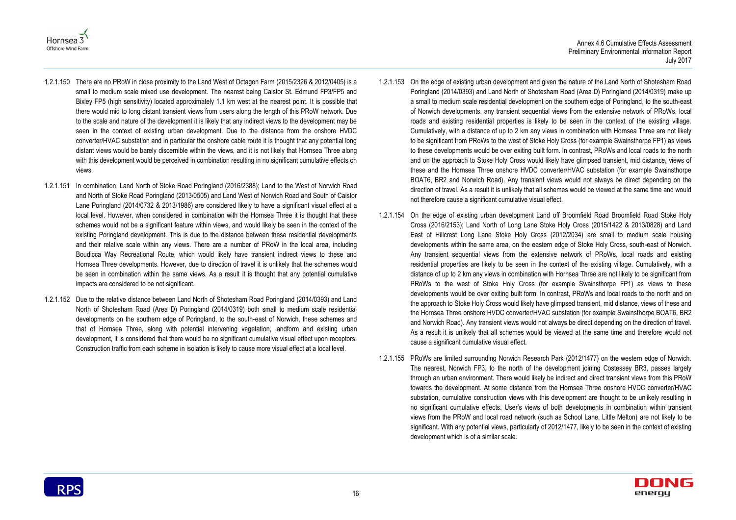1.2.1.150 There are no PRoW in close proximity to the Land West of Octagon Farm (2015/2326 & 2012/0405) is a small to medium scale mixed use development. The nearest being Caistor St. Edmund FP3/FP5 and Bixley FP5 (high sensitivity) located approximately 1.1 km west at the nearest point. It is possible that there would mid to long distant transient views from users along the length of this PRoW network. Due to the scale and nature of the development it is likely that any indirect views to the development may be seen in the context of existing urban development. Due to the distance from the onshore HVDC converter/HVAC substation and in particular the onshore cable route it is thought that any potential long distant views would be barely discernible within the views, and it is not likely that Hornsea Three along with this development would be perceived in combination resulting in no significant cumulative effects on views.

1.2.1.151 In combination, Land North of Stoke Road Poringland (2016/2388); Land to the West of Norwich Road and North of Stoke Road Poringland (2013/0505) and Land West of Norwich Road and South of Caistor Lane Poringland (2014/0732 & 2013/1986) are considered likely to have a significant visual effect at a local level. However, when considered in combination with the Hornsea Three it is thought that these schemes would not be a significant feature within views, and would likely be seen in the context of the existing Poringland development. This is due to the distance between these residential developments and their relative scale within any views. There are a number of PRoW in the local area, including Boudicca Way Recreational Route, which would likely have transient indirect views to these and Hornsea Three developments. However, due to direction of travel it is unlikely that the schemes would be seen in combination within the same views. As a result it is thought that any potential cumulative impacts are considered to be not significant.

1.2.1.152 Due to the relative distance between Land North of Shotesham Road Poringland (2014/0393) and Land North of Shotesham Road (Area D) Poringland (2014/0319) both small to medium scale residential developments on the southern edge of Poringland, to the south-east of Norwich, these schemes and that of Hornsea Three, along with potential intervening vegetation, landform and existing urban development, it is considered that there would be no significant cumulative visual effect upon receptors. Construction traffic from each scheme in isolation is likely to cause more visual effect at a local level.

1.2.1.153 On the edge of existing urban development and given the nature of the Land North of Shotesham Road Poringland (2014/0393) and Land North of Shotesham Road (Area D) Poringland (2014/0319) make up a small to medium scale residential development on the southern edge of Poringland, to the south-east of Norwich developments, any transient sequential views from the extensive network of PRoWs, local roads and existing residential properties is likely to be seen in the context of the existing village. Cumulatively, with a distance of up to 2 km any views in combination with Hornsea Three are not likely to be significant from PRoWs to the west of Stoke Holy Cross (for example Swainsthorpe FP1) as views to these developments would be over exiting built form. In contrast, PRoWs and local roads to the north and on the approach to Stoke Holy Cross would likely have glimpsed transient, mid distance, views of these and the Hornsea Three onshore HVDC converter/HVAC substation (for example Swainsthorpe BOAT6, BR2 and Norwich Road). Any transient views would not always be direct depending on the direction of travel. As a result it is unlikely that all schemes would be viewed at the same time and would not therefore cause a significant cumulative visual effect.

1.2.1.154 On the edge of existing urban development Land off Broomfield Road Broomfield Road Stoke Holy Cross (2016/2153); Land North of Long Lane Stoke Holy Cross (2015/1422 & 2013/0828) and Land East of Hillcrest Long Lane Stoke Holy Cross (2012/2034) are small to medium scale housing developments within the same area, on the eastern edge of Stoke Holy Cross, south-east of Norwich. Any transient sequential views from the extensive network of PRoWs, local roads and existing residential properties are likely to be seen in the context of the existing village. Cumulatively, with a distance of up to 2 km any views in combination with Hornsea Three are not likely to be significant from PRoWs to the west of Stoke Holy Cross (for example Swainsthorpe FP1) as views to these developments would be over exiting built form. In contrast, PRoWs and local roads to the north and on the approach to Stoke Holy Cross would likely have glimpsed transient, mid distance, views of these and the Hornsea Three onshore HVDC converter/HVAC substation (for example Swainsthorpe BOAT6, BR2 and Norwich Road). Any transient views would not always be direct depending on the direction of travel. As a result it is unlikely that all schemes would be viewed at the same time and therefore would not cause a significant cumulative visual effect.

1.2.1.155 PRoWs are limited surrounding Norwich Research Park (2012/1477) on the western edge of Norwich. The nearest, Norwich FP3, to the north of the development joining Costessey BR3, passes largely through an urban environment. There would likely be indirect and direct transient views from this PRoW towards the development. At some distance from the Hornsea Three onshore HVDC converter/HVAC substation, cumulative construction views with this development are thought to be unlikely resulting in no significant cumulative effects. User's views of both developments in combination within transient views from the PRoW and local road network (such as School Lane, Little Melton) are not likely to be significant. With any potential views, particularly of 2012/1477, likely to be seen in the context of existing development which is of a similar scale.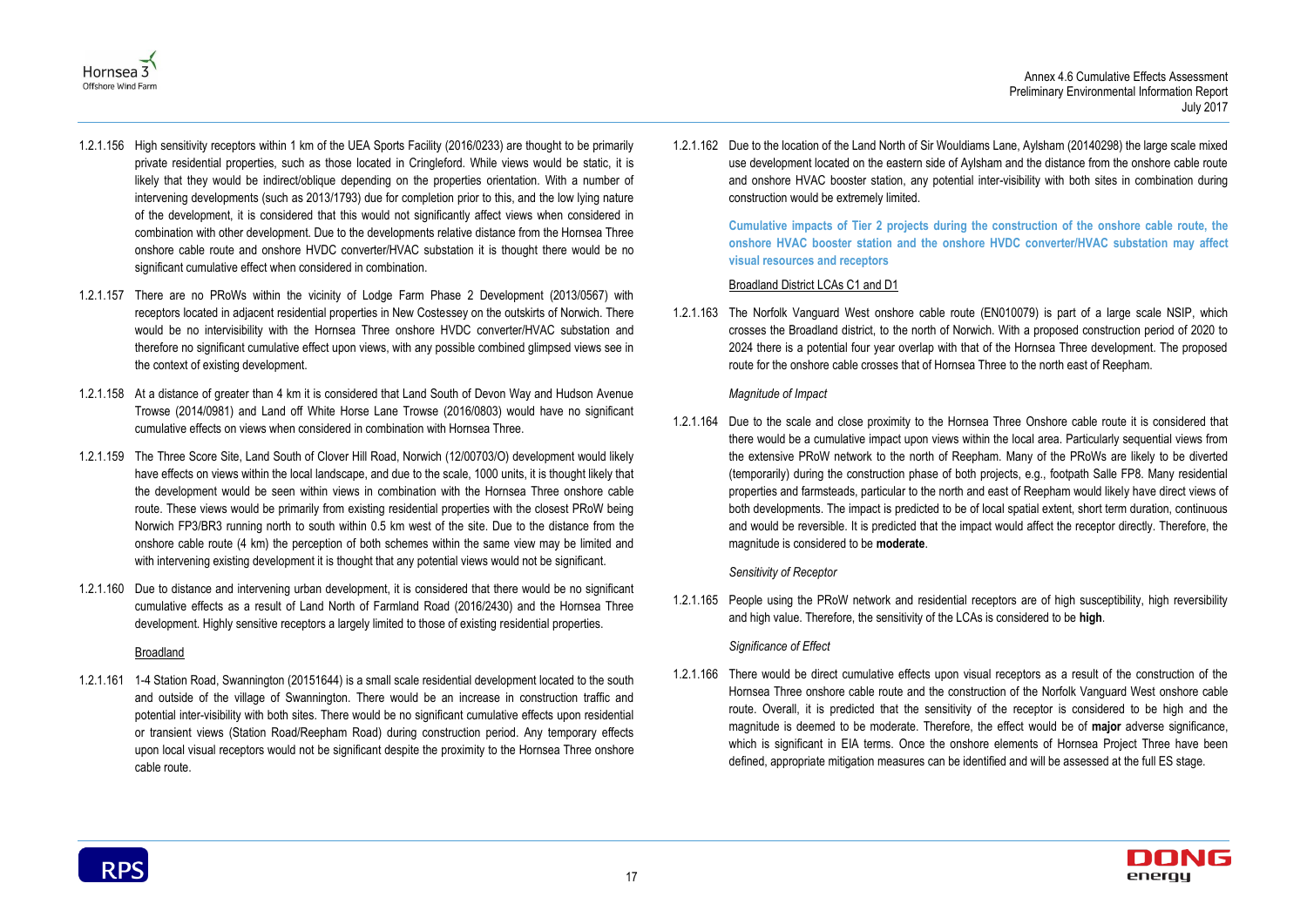1.2.1.156 High sensitivity receptors within 1 km of the UEA Sports Facility (2016/0233) are thought to be primarily private residential properties, such as those located in Cringleford. While views would be static, it is likely that they would be indirect/oblique depending on the properties orientation. With a number of intervening developments (such as 2013/1793) due for completion prior to this, and the low lying nature of the development, it is considered that this would not significantly affect views when considered in combination with other development. Due to the developments relative distance from the Hornsea Three onshore cable route and onshore HVDC converter/HVAC substation it is thought there would be no significant cumulative effect when considered in combination.

1.2.1.157 There are no PRoWs within the vicinity of Lodge Farm Phase 2 Development (2013/0567) with receptors located in adjacent residential properties in New Costessey on the outskirts of Norwich. There would be no intervisibility with the Hornsea Three onshore HVDC converter/HVAC substation and therefore no significant cumulative effect upon views, with any possible combined glimpsed views see in the context of existing development.

1.2.1.158 At a distance of greater than 4 km it is considered that Land South of Devon Way and Hudson Avenue Trowse (2014/0981) and Land off White Horse Lane Trowse (2016/0803) would have no significant cumulative effects on views when considered in combination with Hornsea Three.

1.2.1.159 The Three Score Site, Land South of Clover Hill Road, Norwich (12/00703/O) development would likely have effects on views within the local landscape, and due to the scale, 1000 units, it is thought likely that the development would be seen within views in combination with the Hornsea Three onshore cable route. These views would be primarily from existing residential properties with the closest PRoW being Norwich FP3/BR3 running north to south within 0.5 km west of the site. Due to the distance from the onshore cable route (4 km) the perception of both schemes within the same view may be limited and with intervening existing development it is thought that any potential views would not be significant.

1.2.1.160 Due to distance and intervening urban development, it is considered that there would be no significant cumulative effects as a result of Land North of Farmland Road (2016/2430) and the Hornsea Three development. Highly sensitive receptors a largely limited to those of existing residential properties.

Broadland

1.2.1.161 1-4 Station Road, Swannington (20151644) is a small scale residential development located to the south and outside of the village of Swannington. There would be an increase in construction traffic and potential inter-visibility with both sites. There would be no significant cumulative effects upon residential or transient views (Station Road/Reepham Road) during construction period. Any temporary effects upon local visual receptors would not be significant despite the proximity to the Hornsea Three onshore cable route.

1.2.1.162 Due to the location of the Land North of Sir Wouldiams Lane, Aylsham (20140298) the large scale mixed use development located on the eastern side of Aylsham and the distance from the onshore cable route and onshore HVAC booster station, any potential inter-visibility with both sites in combination during construction would be extremely limited.

**Cumulative impacts of Tier 2 projects during the construction of the onshore cable route, the onshore HVAC booster station and the onshore HVDC converter/HVAC substation may affect visual resources and receptors**

Broadland District LCAs C1 and D1

1.2.1.163 The Norfolk Vanguard West onshore cable route (EN010079) is part of a large scale NSIP, which crosses the Broadland district, to the north of Norwich. With a proposed construction period of 2020 to 2024 there is a potential four year overlap with that of the Hornsea Three development. The proposed route for the onshore cable crosses that of Hornsea Three to the north east of Reepham.

*Magnitude of Impact*

1.2.1.164 Due to the scale and close proximity to the Hornsea Three Onshore cable route it is considered that there would be a cumulative impact upon views within the local area. Particularly sequential views from the extensive PRoW network to the north of Reepham. Many of the PRoWs are likely to be diverted (temporarily) during the construction phase of both projects, e.g., footpath Salle FP8. Many residential properties and farmsteads, particular to the north and east of Reepham would likely have direct views of both developments. The impact is predicted to be of local spatial extent, short term duration, continuous and would be reversible. It is predicted that the impact would affect the receptor directly. Therefore, the magnitude is considered to be **moderate**.

*Sensitivity of Receptor*

1.2.1.165 People using the PRoW network and residential receptors are of high susceptibility, high reversibility and high value. Therefore, the sensitivity of the LCAs is considered to be **high**.

*Significance of Effect*

1.2.1.166 There would be direct cumulative effects upon visual receptors as a result of the construction of the Hornsea Three onshore cable route and the construction of the Norfolk Vanguard West onshore cable route. Overall, it is predicted that the sensitivity of the receptor is considered to be high and the magnitude is deemed to be moderate. Therefore, the effect would be of **major** adverse significance, which is significant in EIA terms. Once the onshore elements of Hornsea Project Three have been defined, appropriate mitigation measures can be identified and will be assessed at the full ES stage.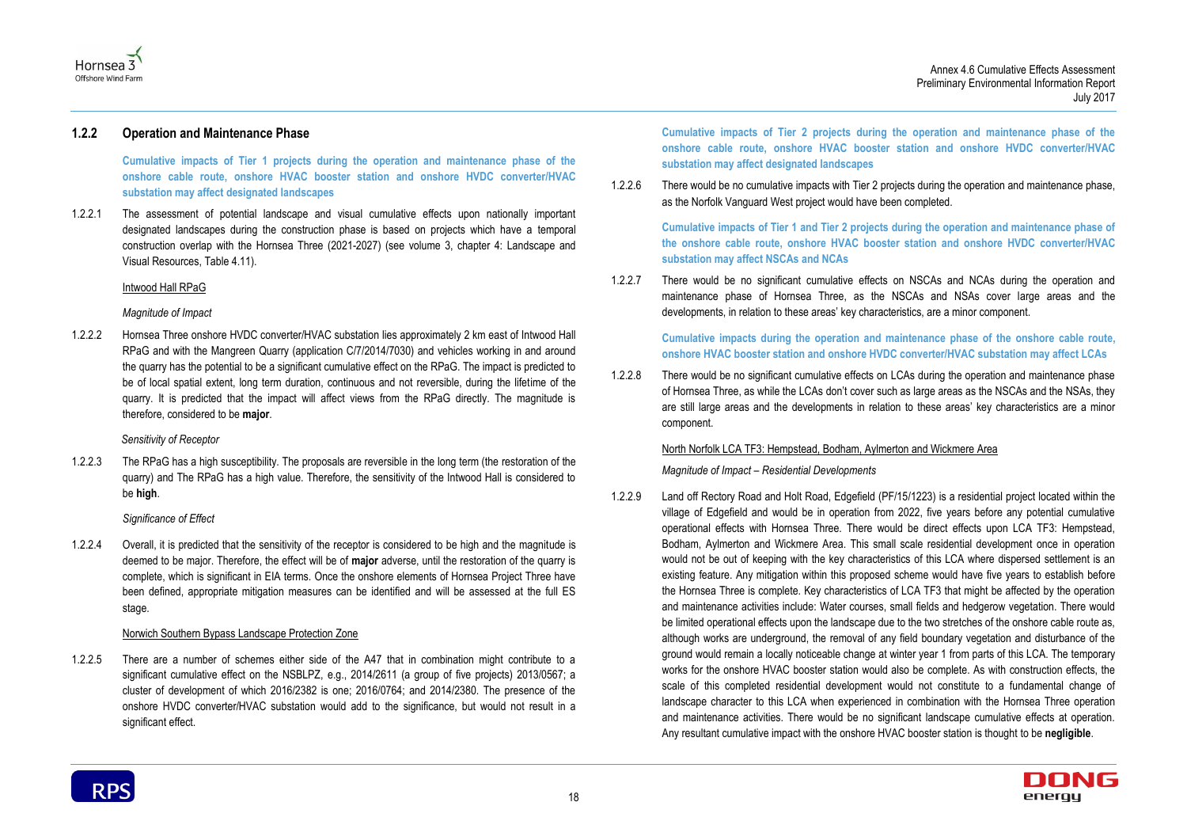### 1.2.2 Operation and Maintenance Phase

**Cumulative impacts of Tier 1 projects during the operation and maintenance phase of the onshore cable route, onshore HVAC booster station and onshore HVDC converter/HVAC substation may affect designated landscapes**

1.2.2.1 The assessment of potential landscape and visual cumulative effects upon nationally important designated landscapes during the construction phase is based on projects which have a temporal construction overlap with the Hornsea Three (2021-2027) (see volume 3, chapter 4: Landscape and Visual Resources, Table 4.11).

Intwood Hall RPaG

*Magnitude of Impact*

1.2.2.2 Hornsea Three onshore HVDC converter/HVAC substation lies approximately 2 km east of Intwood Hall RPaG and with the Mangreen Quarry (application C/7/2014/7030) and vehicles working in and around the quarry has the potential to be a significant cumulative effect on the RPaG. The impact is predicted to be of local spatial extent, long term duration, continuous and not reversible, during the lifetime of the quarry. It is predicted that the impact will affect views from the RPaG directly. The magnitude is therefore, considered to be **major**.

*Sensitivity of Receptor*

1.2.2.3 The RPaG has a high susceptibility. The proposals are reversible in the long term (the restoration of the quarry) and The RPaG has a high value. Therefore, the sensitivity of the Intwood Hall is considered to be **high**.

*Significance of Effect*

1.2.2.4 Overall, it is predicted that the sensitivity of the receptor is considered to be high and the magnitude is deemed to be major. Therefore, the effect will be of **major** adverse, until the restoration of the quarry is complete, which is significant in EIA terms. Once the onshore elements of Hornsea Project Three have been defined, appropriate mitigation measures can be identified and will be assessed at the full ES stage.

Norwich Southern Bypass Landscape Protection Zone

1.2.2.5 There are a number of schemes either side of the A47 that in combination might contribute to a significant cumulative effect on the NSBLPZ, e.g., 2014/2611 (a group of five projects) 2013/0567; a cluster of development of which 2016/2382 is one; 2016/0764; and 2014/2380. The presence of the onshore HVDC converter/HVAC substation would add to the significance, but would not result in a significant effect.

**Cumulative impacts of Tier 2 projects during the operation and maintenance phase of the onshore cable route, onshore HVAC booster station and onshore HVDC converter/HVAC substation may affect designated landscapes**

1.2.2.6 There would be no cumulative impacts with Tier 2 projects during the operation and maintenance phase, as the Norfolk Vanguard West project would have been completed.

**Cumulative impacts of Tier 1 and Tier 2 projects during the operation and maintenance phase of the onshore cable route, onshore HVAC booster station and onshore HVDC converter/HVAC substation may affect NSCAs and NCAs**

1.2.2.7 There would be no significant cumulative effects on NSCAs and NCAs during the operation and maintenance phase of Hornsea Three, as the NSCAs and NSAs cover large areas and the developments, in relation to these areas' key characteristics, are a minor component.

**Cumulative impacts during the operation and maintenance phase of the onshore cable route, onshore HVAC booster station and onshore HVDC converter/HVAC substation may affect LCAs**

1.2.2.8 There would be no significant cumulative effects on LCAs during the operation and maintenance phase of Hornsea Three, as while the LCAs don't cover such as large areas as the NSCAs and the NSAs, they are still large areas and the developments in relation to these areas' key characteristics are a minor component.

North Norfolk LCA TF3: Hempstead, Bodham, Aylmerton and Wickmere Area

*Magnitude of Impact – Residential Developments*

1.2.2.9 Land off Rectory Road and Holt Road, Edgefield (PF/15/1223) is a residential project located within the village of Edgefield and would be in operation from 2022, five years before any potential cumulative operational effects with Hornsea Three. There would be direct effects upon LCA TF3: Hempstead, Bodham, Aylmerton and Wickmere Area. This small scale residential development once in operation would not be out of keeping with the key characteristics of this LCA where dispersed settlement is an existing feature. Any mitigation within this proposed scheme would have five years to establish before the Hornsea Three is complete. Key characteristics of LCA TF3 that might be affected by the operation and maintenance activities include: Water courses, small fields and hedgerow vegetation. There would be limited operational effects upon the landscape due to the two stretches of the onshore cable route as, although works are underground, the removal of any field boundary vegetation and disturbance of the ground would remain a locally noticeable change at winter year 1 from parts of this LCA. The temporary works for the onshore HVAC booster station would also be complete. As with construction effects, the scale of this completed residential development would not constitute to a fundamental change of landscape character to this LCA when experienced in combination with the Hornsea Three operation and maintenance activities. There would be no significant landscape cumulative effects at operation. Any resultant cumulative impact with the onshore HVAC booster station is thought to be **negligible**.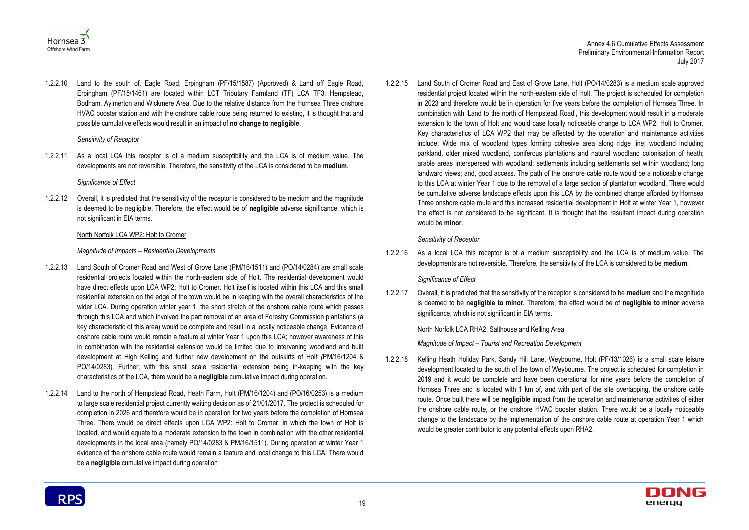1.2.2.10 Land to the south of, Eagle Road, Erpingham (PF/15/1587) (Approved) & Land off Eagle Road, Erpingham (PF/15/1461) are located within LCT Tributary Farmland (TF) LCA TF3: Hempstead, Bodham, Aylmerton and Wickmere Area. Due to the relative distance from the Hornsea Three onshore HVAC booster station and with the onshore cable route being returned to existing, it is thought that and possible cumulative effects would result in an impact of **no change to negligible**.

*Sensitivity of Receptor*

1.2.2.11 As a local LCA this receptor is of a medium susceptibility and the LCA is of medium value. The developments are not reversible. Therefore, the sensitivity of the LCA is considered to be **medium**.

*Significance of Effect*

1.2.2.12 Overall, it is predicted that the sensitivity of the receptor is considered to be medium and the magnitude is deemed to be negligible. Therefore, the effect would be of **negligible** adverse significance, which is not significant in EIA terms.

North Norfolk LCA WP2: Holt to Cromer

*Magnitude of Impacts – Residential Developments*

1.2.2.13 Land South of Cromer Road and West of Grove Lane (PM/16/1511) and (PO/14/0284) are small scale residential projects located within the north-eastern side of Holt. The residential development would have direct effects upon LCA WP2: Holt to Cromer. Holt itself is located within this LCA and this small residential extension on the edge of the town would be in keeping with the overall characteristics of the wider LCA. During operation winter year 1, the short stretch of the onshore cable route which passes through this LCA and which involved the part removal of an area of Forestry Commission plantations (a key characteristic of this area) would be complete and result in a locally noticeable change. Evidence of onshore cable route would remain a feature at winter Year 1 upon this LCA; however awareness of this in combination with the residential extension would be limited due to intervening woodland and built development at High Kelling and further new development on the outskirts of Holt *(*PM/16/1204 & PO/14/0283). Further, with this small scale residential extension being in-keeping with the key characteristics of the LCA, there would be a **negligible** cumulative impact during operation.

1.2.2.14 Land to the north of Hempstead Road, Heath Farm, Holt (PM/16/1204) and (PO/16/0253) is a medium to large scale residential project currently waiting decision as of 21/01/2017. The project is scheduled for completion in 2026 and therefore would be in operation for two years before the completion of Hornsea Three. There would be direct effects upon LCA WP2: Holt to Cromer, in which the town of Holt is located, and would equate to a moderate extension to the town in combination with the other residential developments in the local area (namely PO/14/0283 & PM/16/1511). During operation at winter Year 1 evidence of the onshore cable route would remain a feature and local change to this LCA. There would be a **negligible** cumulative impact during operation

1.2.2.15 Land South of Cromer Road and East of Grove Lane, Holt (PO/14/0283) is a medium scale approved residential project located within the north-eastern side of Holt. The project is scheduled for completion in 2023 and therefore would be in operation for five years before the completion of Hornsea Three. In combination with 'Land to the north of Hempstead Road', this development would result in a moderate extension to the town of Holt and would case locally noticeable change to LCA WP2: Holt to Cromer. Key characteristics of LCA WP2 that may be affected by the operation and maintenance activities include: Wide mix of woodland types forming cohesive area along ridge line; woodland including parkland, older mixed woodland, coniferous plantations and natural woodland colonisation of heath; arable areas interspersed with woodland; settlements including settlements set within woodland; long landward views; and, good access. The path of the onshore cable route would be a noticeable change to this LCA at winter Year 1 due to the removal of a large section of plantation woodland. There would be cumulative adverse landscape effects upon this LCA by the combined change afforded by Hornsea Three onshore cable route and this increased residential development in Holt at winter Year 1, however the effect is not considered to be significant. It is thought that the resultant impact during operation would be **minor**.

*Sensitivity of Receptor*

1.2.2.16 As a local LCA this receptor is of a medium susceptibility and the LCA is of medium value. The developments are not reversible. Therefore, the sensitivity of the LCA is considered to be **medium**.

*Significance of Effect*

1.2.2.17 Overall, it is predicted that the sensitivity of the receptor is considered to be **medium** and the magnitude is deemed to be **negligible to minor.** Therefore, the effect would be of **negligible to minor** adverse significance, which is not significant in EIA terms.

North Norfolk LCA RHA2: Salthouse and Kelling Area

*Magnitude of Impact – Tourist and Recreation Development*

1.2.2.18 Kelling Heath Holiday Park, Sandy Hill Lane, Weybourne, Holt (PF/13/1026) is a small scale leisure development located to the south of the town of Weybourne. The project is scheduled for completion in 2019 and it would be complete and have been operational for nine years before the completion of Hornsea Three and is located with 1 km of, and with part of the site overlapping, the onshore cable route. Once built there will be **negligible** impact from the operation and maintenance activities of either the onshore cable route, or the onshore HVAC booster station. There would be a locally noticeable change to the landscape by the implementation of the onshore cable route at operation Year 1 which would be greater contributor to any potential effects upon RHA2.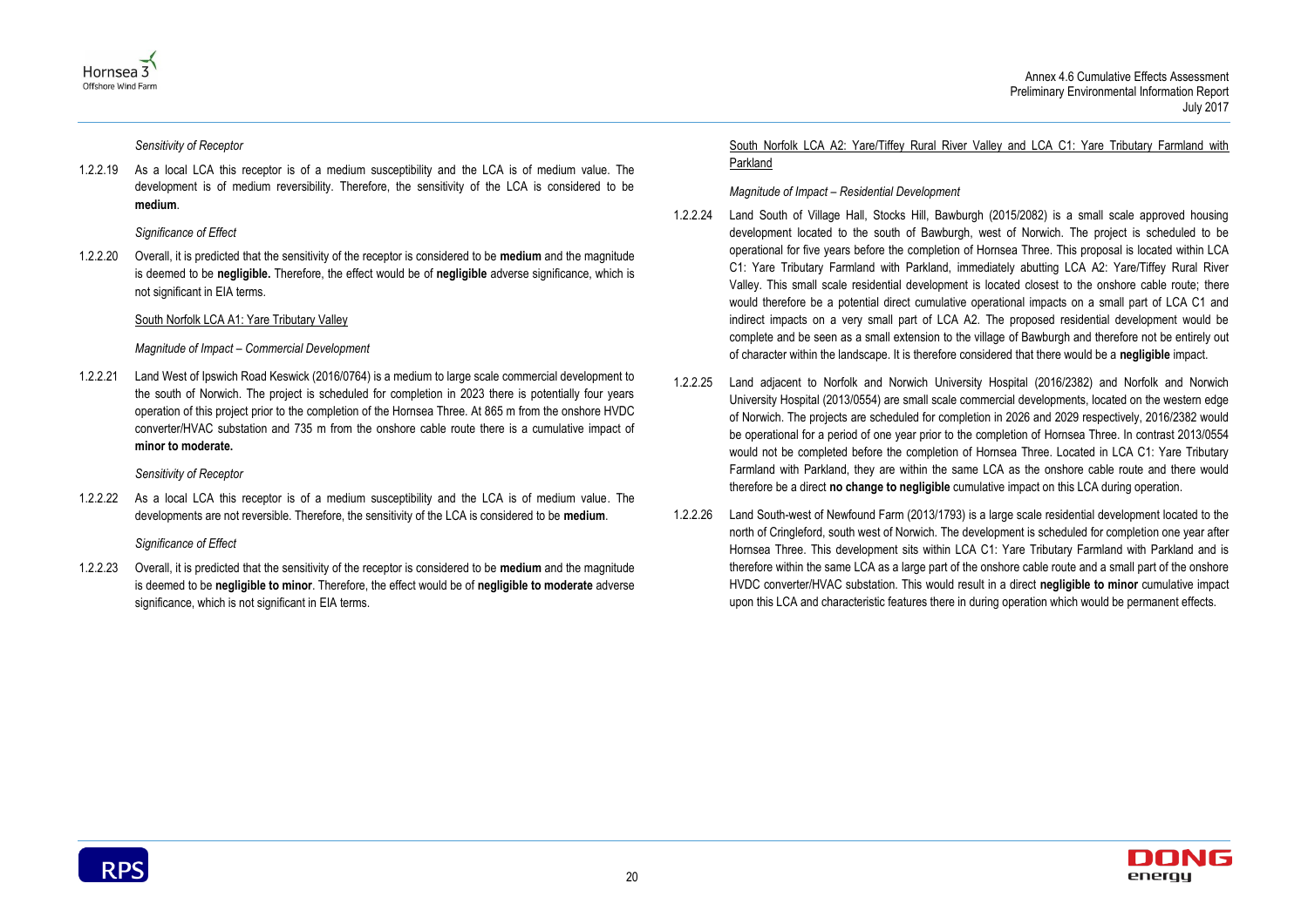*Sensitivity of Receptor*

1.2.2.19 As a local LCA this receptor is of a medium susceptibility and the LCA is of medium value. The development is of medium reversibility. Therefore, the sensitivity of the LCA is considered to be **medium**.

*Significance of Effect*

1.2.2.20 Overall, it is predicted that the sensitivity of the receptor is considered to be **medium** and the magnitude is deemed to be **negligible.** Therefore, the effect would be of **negligible** adverse significance, which is not significant in EIA terms.

South Norfolk LCA A1: Yare Tributary Valley

*Magnitude of Impact – Commercial Development*

1.2.2.21 Land West of Ipswich Road Keswick (2016/0764) is a medium to large scale commercial development to the south of Norwich. The project is scheduled for completion in 2023 there is potentially four years operation of this project prior to the completion of the Hornsea Three. At 865 m from the onshore HVDC converter/HVAC substation and 735 m from the onshore cable route there is a cumulative impact of **minor to moderate.**

*Sensitivity of Receptor*

1.2.2.22 As a local LCA this receptor is of a medium susceptibility and the LCA is of medium value. The developments are not reversible. Therefore, the sensitivity of the LCA is considered to be **medium**.

*Significance of Effect*

1.2.2.23 Overall, it is predicted that the sensitivity of the receptor is considered to be **medium** and the magnitude is deemed to be **negligible to minor**. Therefore, the effect would be of **negligible to moderate** adverse significance, which is not significant in EIA terms.

South Norfolk LCA A2: Yare/Tiffey Rural River Valley and LCA C1: Yare Tributary Farmland with Parkland

*Magnitude of Impact – Residential Development*

1.2.2.24 Land South of Village Hall, Stocks Hill, Bawburgh (2015/2082) is a small scale approved housing development located to the south of Bawburgh, west of Norwich. The project is scheduled to be operational for five years before the completion of Hornsea Three. This proposal is located within LCA C1: Yare Tributary Farmland with Parkland, immediately abutting LCA A2: Yare/Tiffey Rural River Valley. This small scale residential development is located closest to the onshore cable route; there would therefore be a potential direct cumulative operational impacts on a small part of LCA C1 and indirect impacts on a very small part of LCA A2. The proposed residential development would be complete and be seen as a small extension to the village of Bawburgh and therefore not be entirely out of character within the landscape. It is therefore considered that there would be a **negligible** impact.

1.2.2.25 Land adjacent to Norfolk and Norwich University Hospital (2016/2382) and Norfolk and Norwich University Hospital (2013/0554) are small scale commercial developments, located on the western edge of Norwich. The projects are scheduled for completion in 2026 and 2029 respectively, 2016/2382 would be operational for a period of one year prior to the completion of Hornsea Three. In contrast 2013/0554 would not be completed before the completion of Hornsea Three. Located in LCA C1: Yare Tributary Farmland with Parkland, they are within the same LCA as the onshore cable route and there would therefore be a direct **no change to negligible** cumulative impact on this LCA during operation.

1.2.2.26 Land South-west of Newfound Farm (2013/1793) is a large scale residential development located to the north of Cringleford, south west of Norwich. The development is scheduled for completion one year after Hornsea Three. This development sits within LCA C1: Yare Tributary Farmland with Parkland and is therefore within the same LCA as a large part of the onshore cable route and a small part of the onshore HVDC converter/HVAC substation. This would result in a direct **negligible to minor** cumulative impact upon this LCA and characteristic features there in during operation which would be permanent effects.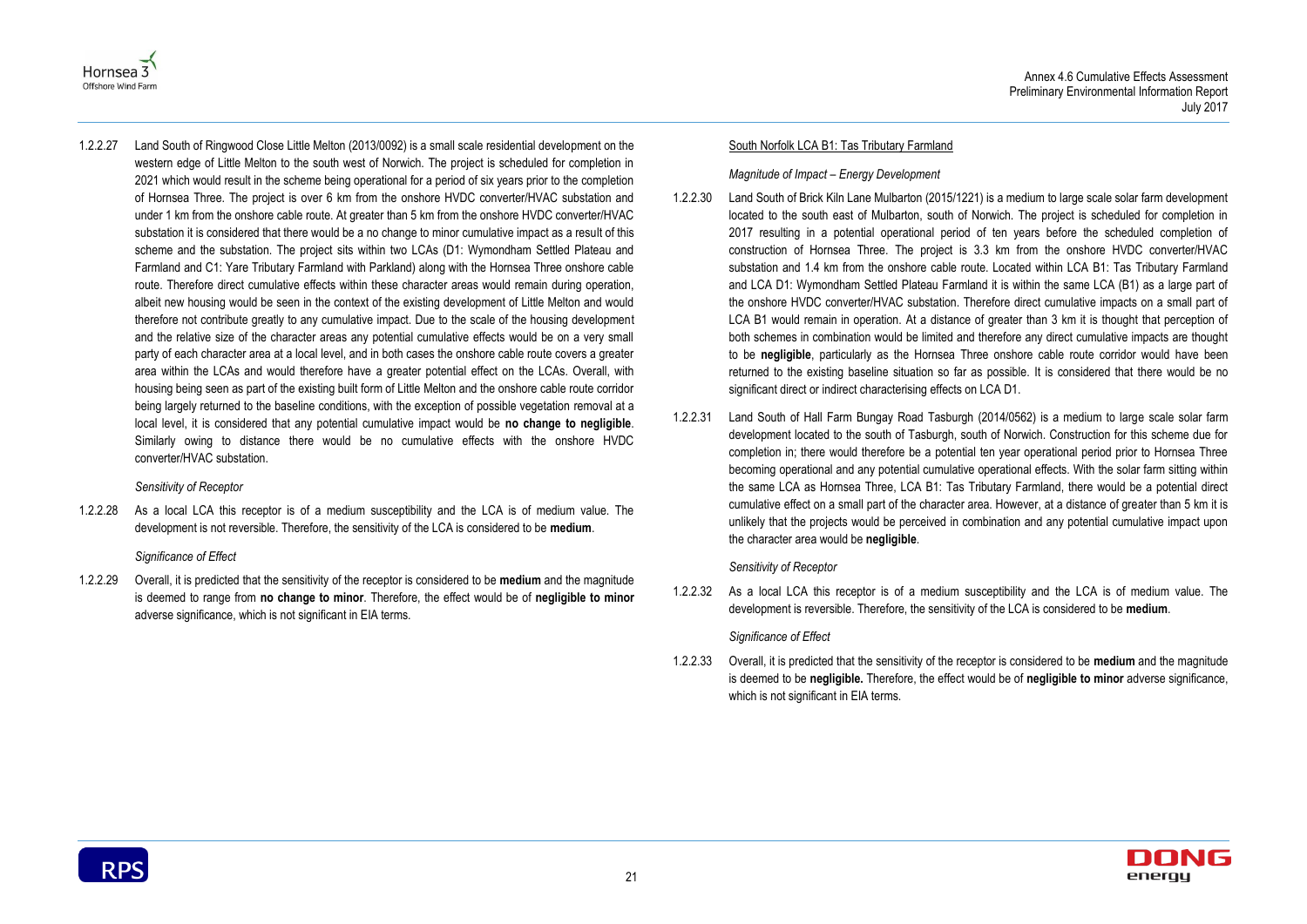1.2.2.27 Land South of Ringwood Close Little Melton (2013/0092) is a small scale residential development on the western edge of Little Melton to the south west of Norwich. The project is scheduled for completion in 2021 which would result in the scheme being operational for a period of six years prior to the completion of Hornsea Three. The project is over 6 km from the onshore HVDC converter/HVAC substation and under 1 km from the onshore cable route. At greater than 5 km from the onshore HVDC converter/HVAC substation it is considered that there would be a no change to minor cumulative impact as a result of this scheme and the substation. The project sits within two LCAs (D1: Wymondham Settled Plateau and Farmland and C1: Yare Tributary Farmland with Parkland) along with the Hornsea Three onshore cable route. Therefore direct cumulative effects within these character areas would remain during operation, albeit new housing would be seen in the context of the existing development of Little Melton and would therefore not contribute greatly to any cumulative impact. Due to the scale of the housing development and the relative size of the character areas any potential cumulative effects would be on a very small party of each character area at a local level, and in both cases the onshore cable route covers a greater area within the LCAs and would therefore have a greater potential effect on the LCAs. Overall, with housing being seen as part of the existing built form of Little Melton and the onshore cable route corridor being largely returned to the baseline conditions, with the exception of possible vegetation removal at a local level, it is considered that any potential cumulative impact would be **no change to negligible**. Similarly owing to distance there would be no cumulative effects with the onshore HVDC converter/HVAC substation.

*Sensitivity of Receptor*

1.2.2.28 As a local LCA this receptor is of a medium susceptibility and the LCA is of medium value. The development is not reversible. Therefore, the sensitivity of the LCA is considered to be **medium**.

*Significance of Effect*

1.2.2.29 Overall, it is predicted that the sensitivity of the receptor is considered to be **medium** and the magnitude is deemed to range from **no change to minor**. Therefore, the effect would be of **negligible to minor** adverse significance, which is not significant in EIA terms.

South Norfolk LCA B1: Tas Tributary Farmland

*Magnitude of Impact – Energy Development*

1.2.2.30 Land South of Brick Kiln Lane Mulbarton (2015/1221) is a medium to large scale solar farm development located to the south east of Mulbarton, south of Norwich. The project is scheduled for completion in 2017 resulting in a potential operational period of ten years before the scheduled completion of construction of Hornsea Three. The project is 3.3 km from the onshore HVDC converter/HVAC substation and 1.4 km from the onshore cable route. Located within LCA B1: Tas Tributary Farmland and LCA D1: Wymondham Settled Plateau Farmland it is within the same LCA (B1) as a large part of the onshore HVDC converter/HVAC substation. Therefore direct cumulative impacts on a small part of LCA B1 would remain in operation. At a distance of greater than 3 km it is thought that perception of both schemes in combination would be limited and therefore any direct cumulative impacts are thought to be **negligible**, particularly as the Hornsea Three onshore cable route corridor would have been returned to the existing baseline situation so far as possible. It is considered that there would be no significant direct or indirect characterising effects on LCA D1.

1.2.2.31 Land South of Hall Farm Bungay Road Tasburgh (2014/0562) is a medium to large scale solar farm development located to the south of Tasburgh, south of Norwich. Construction for this scheme due for completion in; there would therefore be a potential ten year operational period prior to Hornsea Three becoming operational and any potential cumulative operational effects. With the solar farm sitting within the same LCA as Hornsea Three, LCA B1: Tas Tributary Farmland, there would be a potential direct cumulative effect on a small part of the character area. However, at a distance of greater than 5 km it is unlikely that the projects would be perceived in combination and any potential cumulative impact upon the character area would be **negligible**.

*Sensitivity of Receptor*

1.2.2.32 As a local LCA this receptor is of a medium susceptibility and the LCA is of medium value. The development is reversible. Therefore, the sensitivity of the LCA is considered to be **medium**.

*Significance of Effect*

1.2.2.33 Overall, it is predicted that the sensitivity of the receptor is considered to be **medium** and the magnitude is deemed to be **negligible.** Therefore, the effect would be of **negligible to minor** adverse significance, which is not significant in EIA terms.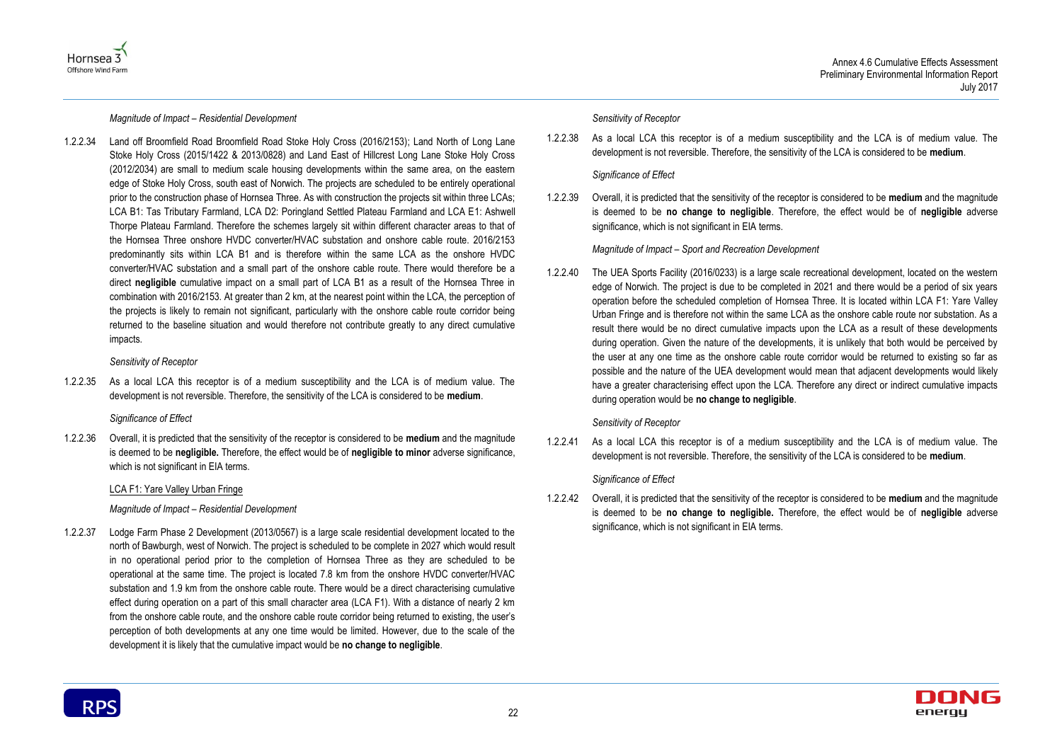*Magnitude of Impact – Residential Development*

1.2.2.34 Land off Broomfield Road Broomfield Road Stoke Holy Cross (2016/2153); Land North of Long Lane Stoke Holy Cross (2015/1422 & 2013/0828) and Land East of Hillcrest Long Lane Stoke Holy Cross (2012/2034) are small to medium scale housing developments within the same area, on the eastern edge of Stoke Holy Cross, south east of Norwich. The projects are scheduled to be entirely operational prior to the construction phase of Hornsea Three. As with construction the projects sit within three LCAs; LCA B1: Tas Tributary Farmland, LCA D2: Poringland Settled Plateau Farmland and LCA E1: Ashwell Thorpe Plateau Farmland. Therefore the schemes largely sit within different character areas to that of the Hornsea Three onshore HVDC converter/HVAC substation and onshore cable route. 2016/2153 predominantly sits within LCA B1 and is therefore within the same LCA as the onshore HVDC converter/HVAC substation and a small part of the onshore cable route. There would therefore be a direct **negligible** cumulative impact on a small part of LCA B1 as a result of the Hornsea Three in combination with 2016/2153. At greater than 2 km, at the nearest point within the LCA, the perception of the projects is likely to remain not significant, particularly with the onshore cable route corridor being returned to the baseline situation and would therefore not contribute greatly to any direct cumulative impacts.

*Sensitivity of Receptor*

1.2.2.35 As a local LCA this receptor is of a medium susceptibility and the LCA is of medium value. The development is not reversible. Therefore, the sensitivity of the LCA is considered to be **medium**.

*Significance of Effect*

1.2.2.36 Overall, it is predicted that the sensitivity of the receptor is considered to be **medium** and the magnitude is deemed to be **negligible.** Therefore, the effect would be of **negligible to minor** adverse significance, which is not significant in EIA terms.

LCA F1: Yare Valley Urban Fringe

*Magnitude of Impact – Residential Development*

1.2.2.37 Lodge Farm Phase 2 Development (2013/0567) is a large scale residential development located to the north of Bawburgh, west of Norwich. The project is scheduled to be complete in 2027 which would result in no operational period prior to the completion of Hornsea Three as they are scheduled to be operational at the same time. The project is located 7.8 km from the onshore HVDC converter/HVAC substation and 1.9 km from the onshore cable route. There would be a direct characterising cumulative effect during operation on a part of this small character area (LCA F1). With a distance of nearly 2 km from the onshore cable route, and the onshore cable route corridor being returned to existing, the user's perception of both developments at any one time would be limited. However, due to the scale of the development it is likely that the cumulative impact would be **no change to negligible**.

*Sensitivity of Receptor*

1.2.2.38 As a local LCA this receptor is of a medium susceptibility and the LCA is of medium value. The development is not reversible. Therefore, the sensitivity of the LCA is considered to be **medium**.

*Significance of Effect*

1.2.2.39 Overall, it is predicted that the sensitivity of the receptor is considered to be **medium** and the magnitude is deemed to be **no change to negligible**. Therefore, the effect would be of **negligible** adverse significance, which is not significant in EIA terms.

*Magnitude of Impact – Sport and Recreation Development*

1.2.2.40 The UEA Sports Facility (2016/0233) is a large scale recreational development, located on the western edge of Norwich. The project is due to be completed in 2021 and there would be a period of six years operation before the scheduled completion of Hornsea Three. It is located within LCA F1: Yare Valley Urban Fringe and is therefore not within the same LCA as the onshore cable route nor substation. As a result there would be no direct cumulative impacts upon the LCA as a result of these developments during operation. Given the nature of the developments, it is unlikely that both would be perceived by the user at any one time as the onshore cable route corridor would be returned to existing so far as possible and the nature of the UEA development would mean that adjacent developments would likely have a greater characterising effect upon the LCA. Therefore any direct or indirect cumulative impacts during operation would be **no change to negligible**.

*Sensitivity of Receptor*

1.2.2.41 As a local LCA this receptor is of a medium susceptibility and the LCA is of medium value. The development is not reversible. Therefore, the sensitivity of the LCA is considered to be **medium**.

*Significance of Effect*

1.2.2.42 Overall, it is predicted that the sensitivity of the receptor is considered to be **medium** and the magnitude is deemed to be **no change to negligible.** Therefore, the effect would be of **negligible** adverse significance, which is not significant in EIA terms.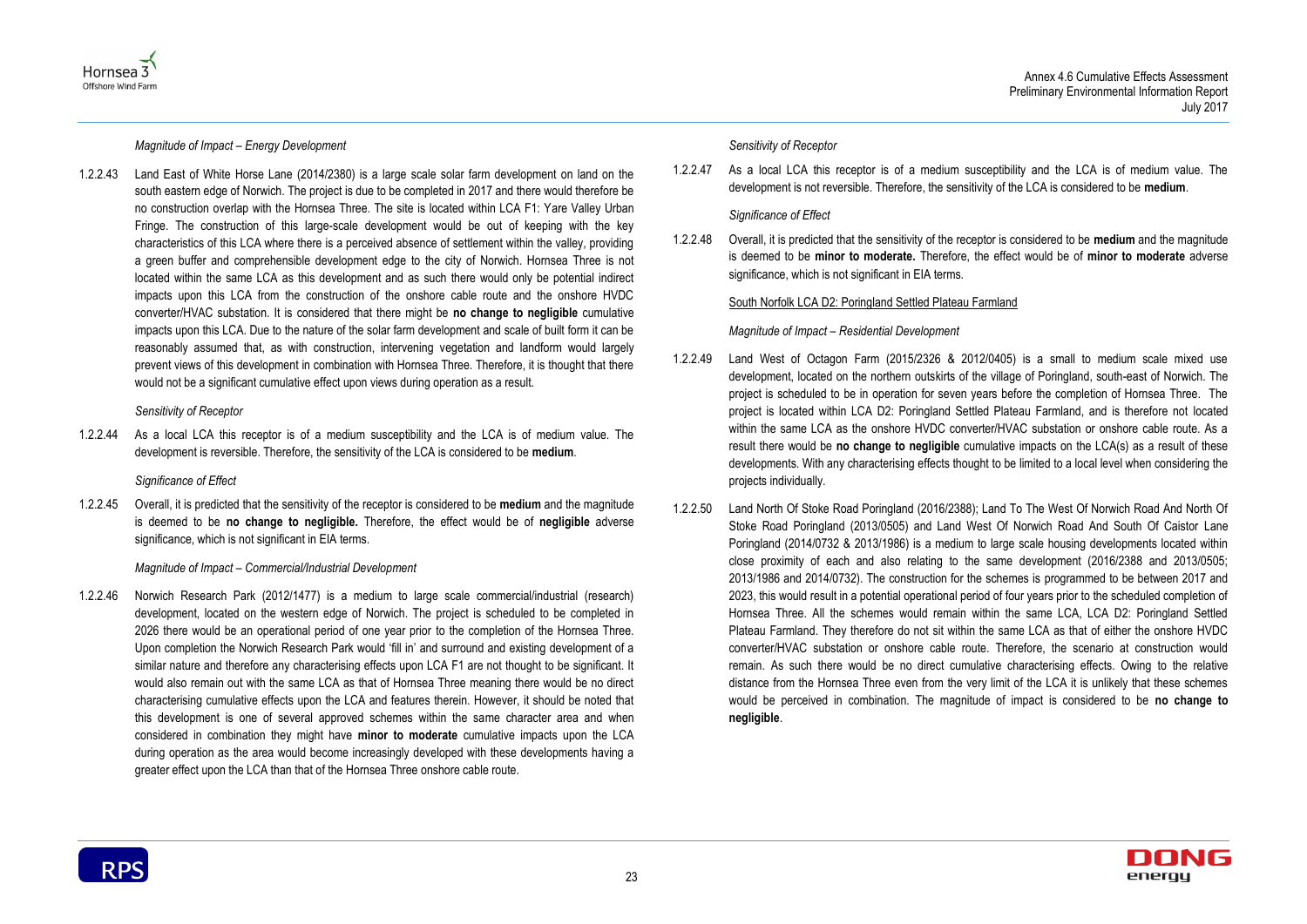*Magnitude of Impact – Energy Development*

1.2.2.43 Land East of White Horse Lane (2014/2380) is a large scale solar farm development on land on the south eastern edge of Norwich. The project is due to be completed in 2017 and there would therefore be no construction overlap with the Hornsea Three. The site is located within LCA F1: Yare Valley Urban Fringe. The construction of this large-scale development would be out of keeping with the key characteristics of this LCA where there is a perceived absence of settlement within the valley, providing a green buffer and comprehensible development edge to the city of Norwich. Hornsea Three is not located within the same LCA as this development and as such there would only be potential indirect impacts upon this LCA from the construction of the onshore cable route and the onshore HVDC converter/HVAC substation. It is considered that there might be **no change to negligible** cumulative impacts upon this LCA. Due to the nature of the solar farm development and scale of built form it can be reasonably assumed that, as with construction, intervening vegetation and landform would largely prevent views of this development in combination with Hornsea Three. Therefore, it is thought that there would not be a significant cumulative effect upon views during operation as a result.

*Sensitivity of Receptor*

1.2.2.44 As a local LCA this receptor is of a medium susceptibility and the LCA is of medium value. The development is reversible. Therefore, the sensitivity of the LCA is considered to be **medium**.

*Significance of Effect*

1.2.2.45 Overall, it is predicted that the sensitivity of the receptor is considered to be **medium** and the magnitude is deemed to be **no change to negligible.** Therefore, the effect would be of **negligible** adverse significance, which is not significant in EIA terms.

*Magnitude of Impact – Commercial/Industrial Development*

1.2.2.46 Norwich Research Park (2012/1477) is a medium to large scale commercial/industrial (research) development, located on the western edge of Norwich. The project is scheduled to be completed in 2026 there would be an operational period of one year prior to the completion of the Hornsea Three. Upon completion the Norwich Research Park would 'fill in' and surround and existing development of a similar nature and therefore any characterising effects upon LCA F1 are not thought to be significant. It would also remain out with the same LCA as that of Hornsea Three meaning there would be no direct characterising cumulative effects upon the LCA and features therein. However, it should be noted that this development is one of several approved schemes within the same character area and when considered in combination they might have **minor to moderate** cumulative impacts upon the LCA during operation as the area would become increasingly developed with these developments having a greater effect upon the LCA than that of the Hornsea Three onshore cable route.

*Sensitivity of Receptor*

1.2.2.47 As a local LCA this receptor is of a medium susceptibility and the LCA is of medium value. The development is not reversible. Therefore, the sensitivity of the LCA is considered to be **medium**.

*Significance of Effect*

1.2.2.48 Overall, it is predicted that the sensitivity of the receptor is considered to be **medium** and the magnitude is deemed to be **minor to moderate.** Therefore, the effect would be of **minor to moderate** adverse significance, which is not significant in EIA terms.

South Norfolk LCA D2: Poringland Settled Plateau Farmland

*Magnitude of Impact – Residential Development*

1.2.2.49 Land West of Octagon Farm (2015/2326 & 2012/0405) is a small to medium scale mixed use development, located on the northern outskirts of the village of Poringland, south-east of Norwich. The project is scheduled to be in operation for seven years before the completion of Hornsea Three. The project is located within LCA D2: Poringland Settled Plateau Farmland, and is therefore not located within the same LCA as the onshore HVDC converter/HVAC substation or onshore cable route. As a result there would be **no change to negligible** cumulative impacts on the LCA(s) as a result of these developments. With any characterising effects thought to be limited to a local level when considering the projects individually.

1.2.2.50 Land North Of Stoke Road Poringland (2016/2388); Land To The West Of Norwich Road And North Of Stoke Road Poringland (2013/0505) and Land West Of Norwich Road And South Of Caistor Lane Poringland (2014/0732 & 2013/1986) is a medium to large scale housing developments located within close proximity of each and also relating to the same development (2016/2388 and 2013/0505; 2013/1986 and 2014/0732). The construction for the schemes is programmed to be between 2017 and 2023, this would result in a potential operational period of four years prior to the scheduled completion of Hornsea Three. All the schemes would remain within the same LCA, LCA D2: Poringland Settled Plateau Farmland. They therefore do not sit within the same LCA as that of either the onshore HVDC converter/HVAC substation or onshore cable route. Therefore, the scenario at construction would remain. As such there would be no direct cumulative characterising effects. Owing to the relative distance from the Hornsea Three even from the very limit of the LCA it is unlikely that these schemes would be perceived in combination. The magnitude of impact is considered to be **no change to negligible**.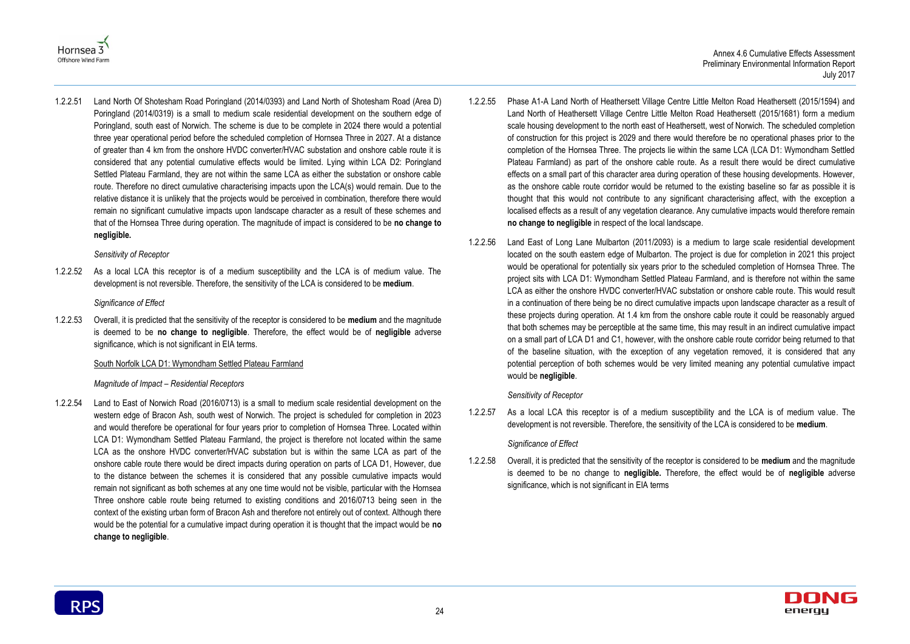1.2.2.51 Land North Of Shotesham Road Poringland (2014/0393) and Land North of Shotesham Road (Area D) Poringland (2014/0319) is a small to medium scale residential development on the southern edge of Poringland, south east of Norwich. The scheme is due to be complete in 2024 there would a potential three year operational period before the scheduled completion of Hornsea Three in 2027. At a distance of greater than 4 km from the onshore HVDC converter/HVAC substation and onshore cable route it is considered that any potential cumulative effects would be limited. Lying within LCA D2: Poringland Settled Plateau Farmland, they are not within the same LCA as either the substation or onshore cable route. Therefore no direct cumulative characterising impacts upon the LCA(s) would remain. Due to the relative distance it is unlikely that the projects would be perceived in combination, therefore there would remain no significant cumulative impacts upon landscape character as a result of these schemes and that of the Hornsea Three during operation. The magnitude of impact is considered to be **no change to negligible.**

*Sensitivity of Receptor*

1.2.2.52 As a local LCA this receptor is of a medium susceptibility and the LCA is of medium value. The development is not reversible. Therefore, the sensitivity of the LCA is considered to be **medium**.

*Significance of Effect*

1.2.2.53 Overall, it is predicted that the sensitivity of the receptor is considered to be **medium** and the magnitude is deemed to be **no change to negligible**. Therefore, the effect would be of **negligible** adverse significance, which is not significant in EIA terms.

South Norfolk LCA D1: Wymondham Settled Plateau Farmland

*Magnitude of Impact – Residential Receptors*

1.2.2.54 Land to East of Norwich Road (2016/0713) is a small to medium scale residential development on the western edge of Bracon Ash, south west of Norwich. The project is scheduled for completion in 2023 and would therefore be operational for four years prior to completion of Hornsea Three. Located within LCA D1: Wymondham Settled Plateau Farmland, the project is therefore not located within the same LCA as the onshore HVDC converter/HVAC substation but is within the same LCA as part of the onshore cable route there would be direct impacts during operation on parts of LCA D1, However, due to the distance between the schemes it is considered that any possible cumulative impacts would remain not significant as both schemes at any one time would not be visible, particular with the Hornsea Three onshore cable route being returned to existing conditions and 2016/0713 being seen in the context of the existing urban form of Bracon Ash and therefore not entirely out of context. Although there would be the potential for a cumulative impact during operation it is thought that the impact would be **no change to negligible**.

1.2.2.55 Phase A1-A Land North of Heathersett Village Centre Little Melton Road Heathersett (2015/1594) and Land North of Heathersett Village Centre Little Melton Road Heathersett (2015/1681) form a medium scale housing development to the north east of Heathersett, west of Norwich. The scheduled completion of construction for this project is 2029 and there would therefore be no operational phases prior to the completion of the Hornsea Three. The projects lie within the same LCA (LCA D1: Wymondham Settled Plateau Farmland) as part of the onshore cable route. As a result there would be direct cumulative effects on a small part of this character area during operation of these housing developments. However, as the onshore cable route corridor would be returned to the existing baseline so far as possible it is thought that this would not contribute to any significant characterising affect, with the exception a localised effects as a result of any vegetation clearance. Any cumulative impacts would therefore remain **no change to negligible** in respect of the local landscape.

1.2.2.56 Land East of Long Lane Mulbarton (2011/2093) is a medium to large scale residential development located on the south eastern edge of Mulbarton. The project is due for completion in 2021 this project would be operational for potentially six years prior to the scheduled completion of Hornsea Three. The project sits with LCA D1: Wymondham Settled Plateau Farmland, and is therefore not within the same LCA as either the onshore HVDC converter/HVAC substation or onshore cable route. This would result in a continuation of there being be no direct cumulative impacts upon landscape character as a result of these projects during operation. At 1.4 km from the onshore cable route it could be reasonably argued that both schemes may be perceptible at the same time, this may result in an indirect cumulative impact on a small part of LCA D1 and C1, however, with the onshore cable route corridor being returned to that of the baseline situation, with the exception of any vegetation removed, it is considered that any potential perception of both schemes would be very limited meaning any potential cumulative impact would be **negligible**.

*Sensitivity of Receptor*

1.2.2.57 As a local LCA this receptor is of a medium susceptibility and the LCA is of medium value. The development is not reversible. Therefore, the sensitivity of the LCA is considered to be **medium**.

*Significance of Effect*

1.2.2.58 Overall, it is predicted that the sensitivity of the receptor is considered to be **medium** and the magnitude is deemed to be no change to **negligible.** Therefore, the effect would be of **negligible** adverse significance, which is not significant in EIA terms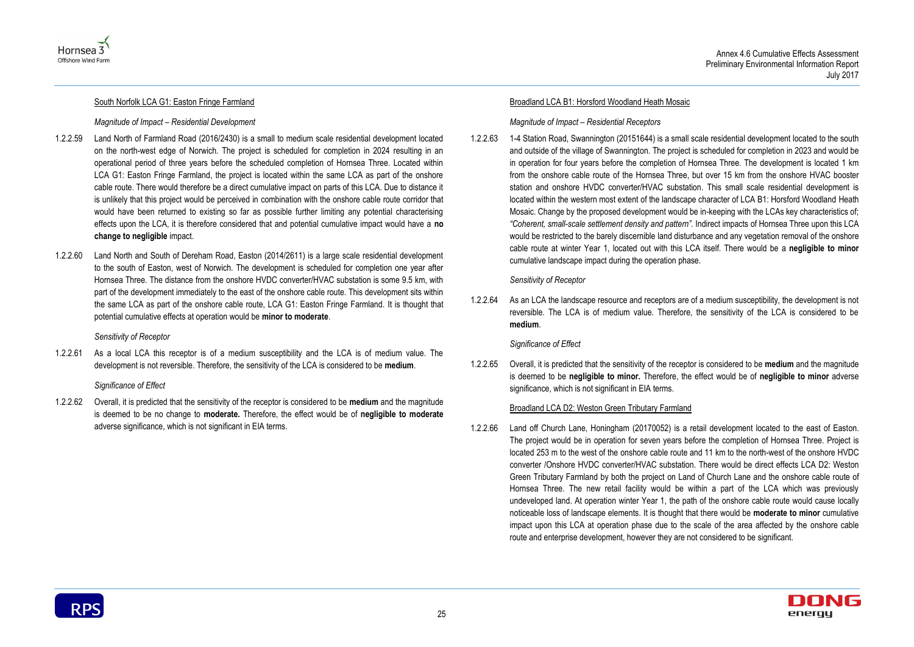South Norfolk LCA G1: Easton Fringe Farmland

*Magnitude of Impact – Residential Development*

1.2.2.59 Land North of Farmland Road (2016/2430) is a small to medium scale residential development located on the north-west edge of Norwich. The project is scheduled for completion in 2024 resulting in an operational period of three years before the scheduled completion of Hornsea Three. Located within LCA G1: Easton Fringe Farmland, the project is located within the same LCA as part of the onshore cable route. There would therefore be a direct cumulative impact on parts of this LCA. Due to distance it is unlikely that this project would be perceived in combination with the onshore cable route corridor that would have been returned to existing so far as possible further limiting any potential characterising effects upon the LCA, it is therefore considered that and potential cumulative impact would have a **no change to negligible** impact.

1.2.2.60 Land North and South of Dereham Road, Easton (2014/2611) is a large scale residential development to the south of Easton, west of Norwich. The development is scheduled for completion one year after Hornsea Three. The distance from the onshore HVDC converter/HVAC substation is some 9.5 km, with part of the development immediately to the east of the onshore cable route. This development sits within the same LCA as part of the onshore cable route, LCA G1: Easton Fringe Farmland. It is thought that potential cumulative effects at operation would be **minor to moderate**.

*Sensitivity of Receptor*

1.2.2.61 As a local LCA this receptor is of a medium susceptibility and the LCA is of medium value. The development is not reversible. Therefore, the sensitivity of the LCA is considered to be **medium**.

*Significance of Effect*

1.2.2.62 Overall, it is predicted that the sensitivity of the receptor is considered to be **medium** and the magnitude is deemed to be no change to **moderate.** Therefore, the effect would be of **negligible to moderate** adverse significance, which is not significant in EIA terms.

Broadland LCA B1: Horsford Woodland Heath Mosaic

*Magnitude of Impact – Residential Receptors*

1.2.2.63 1-4 Station Road, Swannington (20151644) is a small scale residential development located to the south and outside of the village of Swannington. The project is scheduled for completion in 2023 and would be in operation for four years before the completion of Hornsea Three. The development is located 1 km from the onshore cable route of the Hornsea Three, but over 15 km from the onshore HVAC booster station and onshore HVDC converter/HVAC substation. This small scale residential development is located within the western most extent of the landscape character of LCA B1: Horsford Woodland Heath Mosaic. Change by the proposed development would be in-keeping with the LCAs key characteristics of; *"Coherent, small-scale settlement density and pattern"*. Indirect impacts of Hornsea Three upon this LCA would be restricted to the barely discernible land disturbance and any vegetation removal of the onshore cable route at winter Year 1, located out with this LCA itself. There would be a **negligible to minor** cumulative landscape impact during the operation phase.

*Sensitivity of Receptor*

1.2.2.64 As an LCA the landscape resource and receptors are of a medium susceptibility, the development is not reversible. The LCA is of medium value. Therefore, the sensitivity of the LCA is considered to be **medium**.

*Significance of Effect*

1.2.2.65 Overall, it is predicted that the sensitivity of the receptor is considered to be **medium** and the magnitude is deemed to be **negligible to minor.** Therefore, the effect would be of **negligible to minor** adverse significance, which is not significant in EIA terms.

Broadland LCA D2: Weston Green Tributary Farmland

1.2.2.66 Land off Church Lane, Honingham (20170052) is a retail development located to the east of Easton. The project would be in operation for seven years before the completion of Hornsea Three. Project is located 253 m to the west of the onshore cable route and 11 km to the north-west of the onshore HVDC converter /Onshore HVDC converter/HVAC substation. There would be direct effects LCA D2: Weston Green Tributary Farmland by both the project on Land of Church Lane and the onshore cable route of Hornsea Three. The new retail facility would be within a part of the LCA which was previously undeveloped land. At operation winter Year 1, the path of the onshore cable route would cause locally noticeable loss of landscape elements. It is thought that there would be **moderate to minor** cumulative impact upon this LCA at operation phase due to the scale of the area affected by the onshore cable route and enterprise development, however they are not considered to be significant.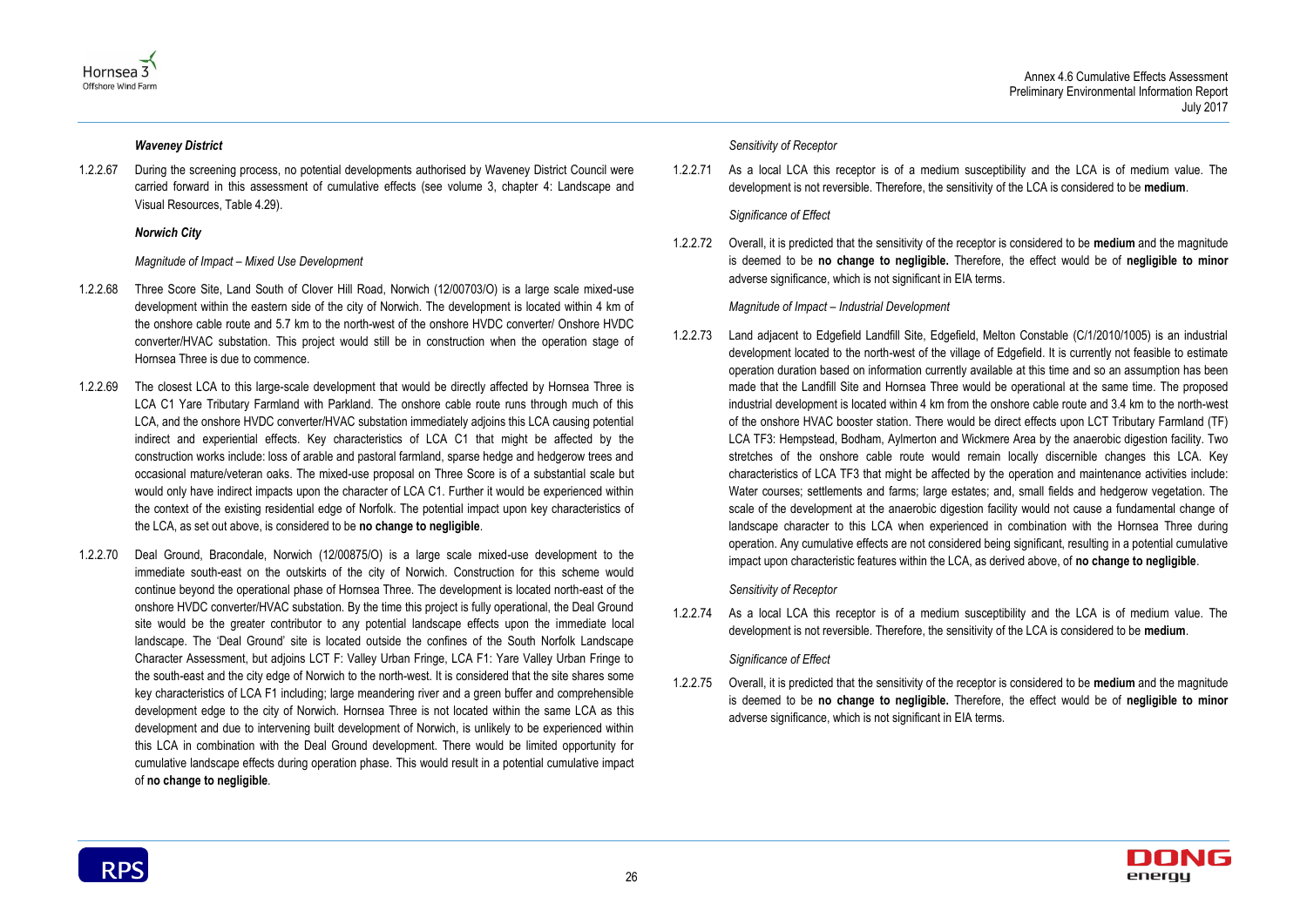#### *Waveney District*

1.2.2.67 During the screening process, no potential developments authorised by Waveney District Council were carried forward in this assessment of cumulative effects (see volume 3, chapter 4: Landscape and Visual Resources, Table 4.29).

#### *Norwich City*

*Magnitude of Impact – Mixed Use Development*

1.2.2.68 Three Score Site, Land South of Clover Hill Road, Norwich (12/00703/O) is a large scale mixed-use development within the eastern side of the city of Norwich. The development is located within 4 km of the onshore cable route and 5.7 km to the north-west of the onshore HVDC converter/ Onshore HVDC converter/HVAC substation. This project would still be in construction when the operation stage of Hornsea Three is due to commence.

1.2.2.69 The closest LCA to this large-scale development that would be directly affected by Hornsea Three is LCA C1 Yare Tributary Farmland with Parkland. The onshore cable route runs through much of this LCA, and the onshore HVDC converter/HVAC substation immediately adjoins this LCA causing potential indirect and experiential effects. Key characteristics of LCA C1 that might be affected by the construction works include: loss of arable and pastoral farmland, sparse hedge and hedgerow trees and occasional mature/veteran oaks. The mixed-use proposal on Three Score is of a substantial scale but would only have indirect impacts upon the character of LCA C1. Further it would be experienced within the context of the existing residential edge of Norfolk. The potential impact upon key characteristics of the LCA, as set out above, is considered to be **no change to negligible**.

1.2.2.70 Deal Ground, Bracondale, Norwich (12/00875/O) is a large scale mixed-use development to the immediate south-east on the outskirts of the city of Norwich. Construction for this scheme would continue beyond the operational phase of Hornsea Three. The development is located north-east of the onshore HVDC converter/HVAC substation. By the time this project is fully operational, the Deal Ground site would be the greater contributor to any potential landscape effects upon the immediate local landscape. The 'Deal Ground' site is located outside the confines of the South Norfolk Landscape Character Assessment, but adjoins LCT F: Valley Urban Fringe, LCA F1: Yare Valley Urban Fringe to the south-east and the city edge of Norwich to the north-west. It is considered that the site shares some key characteristics of LCA F1 including; large meandering river and a green buffer and comprehensible development edge to the city of Norwich. Hornsea Three is not located within the same LCA as this development and due to intervening built development of Norwich, is unlikely to be experienced within this LCA in combination with the Deal Ground development. There would be limited opportunity for cumulative landscape effects during operation phase. This would result in a potential cumulative impact of **no change to negligible**.

*Sensitivity of Receptor*

1.2.2.71 As a local LCA this receptor is of a medium susceptibility and the LCA is of medium value. The development is not reversible. Therefore, the sensitivity of the LCA is considered to be **medium**.

*Significance of Effect*

1.2.2.72 Overall, it is predicted that the sensitivity of the receptor is considered to be **medium** and the magnitude is deemed to be **no change to negligible.** Therefore, the effect would be of **negligible to minor** adverse significance, which is not significant in EIA terms.

*Magnitude of Impact – Industrial Development*

1.2.2.73 Land adjacent to Edgefield Landfill Site, Edgefield, Melton Constable (C/1/2010/1005) is an industrial development located to the north-west of the village of Edgefield. It is currently not feasible to estimate operation duration based on information currently available at this time and so an assumption has been made that the Landfill Site and Hornsea Three would be operational at the same time. The proposed industrial development is located within 4 km from the onshore cable route and 3.4 km to the north-west of the onshore HVAC booster station. There would be direct effects upon LCT Tributary Farmland (TF) LCA TF3: Hempstead, Bodham, Aylmerton and Wickmere Area by the anaerobic digestion facility. Two stretches of the onshore cable route would remain locally discernible changes this LCA. Key characteristics of LCA TF3 that might be affected by the operation and maintenance activities include: Water courses; settlements and farms; large estates; and, small fields and hedgerow vegetation. The scale of the development at the anaerobic digestion facility would not cause a fundamental change of landscape character to this LCA when experienced in combination with the Hornsea Three during operation. Any cumulative effects are not considered being significant, resulting in a potential cumulative impact upon characteristic features within the LCA, as derived above, of **no change to negligible**.

*Sensitivity of Receptor*

1.2.2.74 As a local LCA this receptor is of a medium susceptibility and the LCA is of medium value. The development is not reversible. Therefore, the sensitivity of the LCA is considered to be **medium**.

*Significance of Effect*

1.2.2.75 Overall, it is predicted that the sensitivity of the receptor is considered to be **medium** and the magnitude is deemed to be **no change to negligible.** Therefore, the effect would be of **negligible to minor** adverse significance, which is not significant in EIA terms.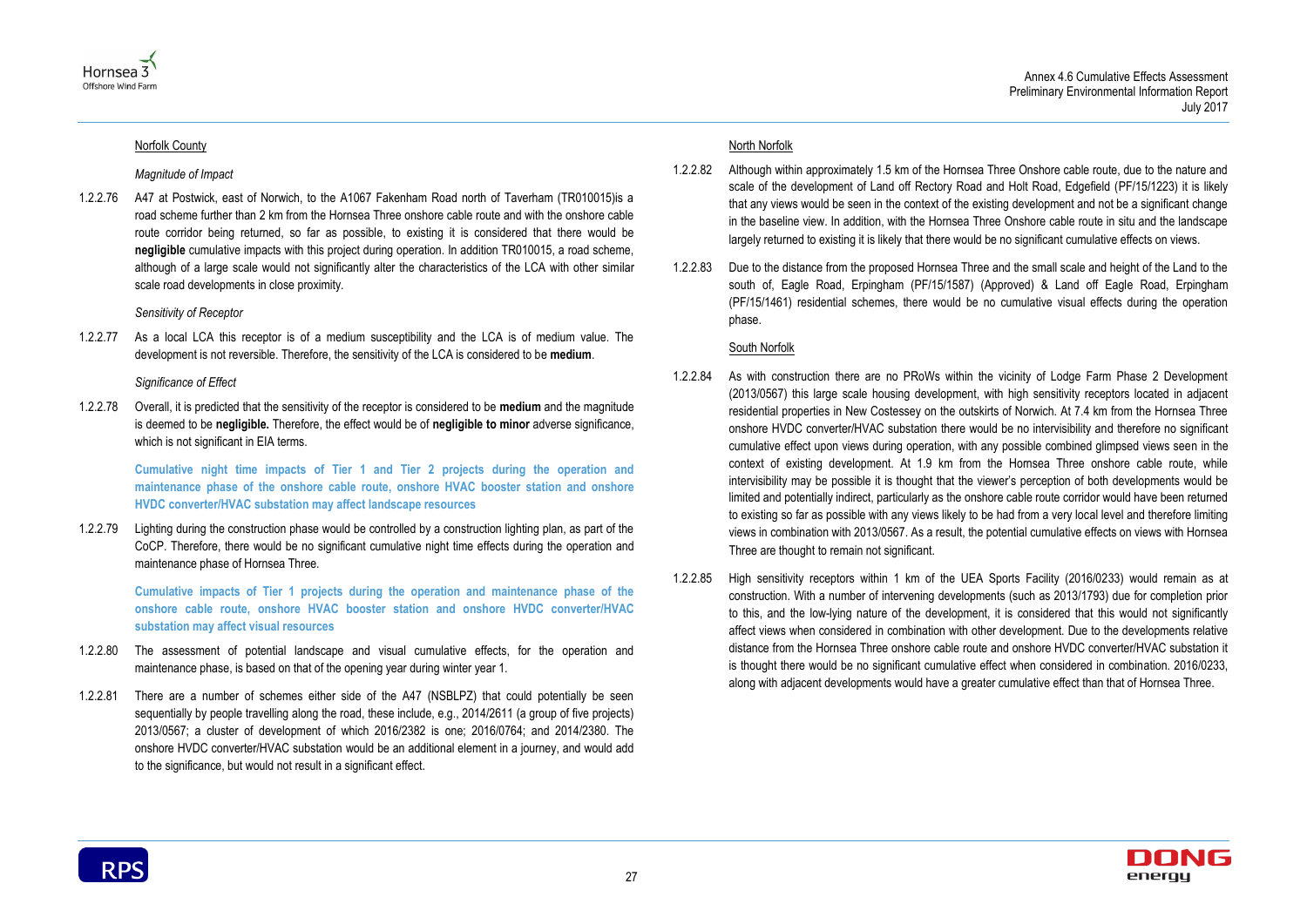Norfolk County

*Magnitude of Impact*

1.2.2.76 A47 at Postwick, east of Norwich, to the A1067 Fakenham Road north of Taverham (TR010015)is a road scheme further than 2 km from the Hornsea Three onshore cable route and with the onshore cable route corridor being returned, so far as possible, to existing it is considered that there would be **negligible** cumulative impacts with this project during operation. In addition TR010015, a road scheme, although of a large scale would not significantly alter the characteristics of the LCA with other similar scale road developments in close proximity.

*Sensitivity of Receptor*

1.2.2.77 As a local LCA this receptor is of a medium susceptibility and the LCA is of medium value. The development is not reversible. Therefore, the sensitivity of the LCA is considered to be **medium**.

*Significance of Effect*

1.2.2.78 Overall, it is predicted that the sensitivity of the receptor is considered to be **medium** and the magnitude is deemed to be **negligible.** Therefore, the effect would be of **negligible to minor** adverse significance, which is not significant in EIA terms.

**Cumulative night time impacts of Tier 1 and Tier 2 projects during the operation and maintenance phase of the onshore cable route, onshore HVAC booster station and onshore HVDC converter/HVAC substation may affect landscape resources**

1.2.2.79 Lighting during the construction phase would be controlled by a construction lighting plan, as part of the CoCP. Therefore, there would be no significant cumulative night time effects during the operation and maintenance phase of Hornsea Three.

**Cumulative impacts of Tier 1 projects during the operation and maintenance phase of the onshore cable route, onshore HVAC booster station and onshore HVDC converter/HVAC substation may affect visual resources**

1.2.2.80 The assessment of potential landscape and visual cumulative effects, for the operation and maintenance phase, is based on that of the opening year during winter year 1.

1.2.2.81 There are a number of schemes either side of the A47 (NSBLPZ) that could potentially be seen sequentially by people travelling along the road, these include, e.g., 2014/2611 (a group of five projects) 2013/0567; a cluster of development of which 2016/2382 is one; 2016/0764; and 2014/2380. The onshore HVDC converter/HVAC substation would be an additional element in a journey, and would add to the significance, but would not result in a significant effect.

North Norfolk

1.2.2.82 Although within approximately 1.5 km of the Hornsea Three Onshore cable route, due to the nature and scale of the development of Land off Rectory Road and Holt Road, Edgefield (PF/15/1223) it is likely that any views would be seen in the context of the existing development and not be a significant change in the baseline view. In addition, with the Hornsea Three Onshore cable route in situ and the landscape largely returned to existing it is likely that there would be no significant cumulative effects on views.

1.2.2.83 Due to the distance from the proposed Hornsea Three and the small scale and height of the Land to the south of, Eagle Road, Erpingham (PF/15/1587) (Approved) & Land off Eagle Road, Erpingham (PF/15/1461) residential schemes, there would be no cumulative visual effects during the operation phase.

South Norfolk

1.2.2.84 As with construction there are no PRoWs within the vicinity of Lodge Farm Phase 2 Development (2013/0567) this large scale housing development, with high sensitivity receptors located in adjacent residential properties in New Costessey on the outskirts of Norwich. At 7.4 km from the Hornsea Three onshore HVDC converter/HVAC substation there would be no intervisibility and therefore no significant cumulative effect upon views during operation, with any possible combined glimpsed views seen in the context of existing development. At 1.9 km from the Hornsea Three onshore cable route, while intervisibility may be possible it is thought that the viewer's perception of both developments would be limited and potentially indirect, particularly as the onshore cable route corridor would have been returned to existing so far as possible with any views likely to be had from a very local level and therefore limiting views in combination with 2013/0567. As a result, the potential cumulative effects on views with Hornsea Three are thought to remain not significant.

1.2.2.85 High sensitivity receptors within 1 km of the UEA Sports Facility (2016/0233) would remain as at construction. With a number of intervening developments (such as 2013/1793) due for completion prior to this, and the low-lying nature of the development, it is considered that this would not significantly affect views when considered in combination with other development. Due to the developments relative distance from the Hornsea Three onshore cable route and onshore HVDC converter/HVAC substation it is thought there would be no significant cumulative effect when considered in combination. 2016/0233, along with adjacent developments would have a greater cumulative effect than that of Hornsea Three.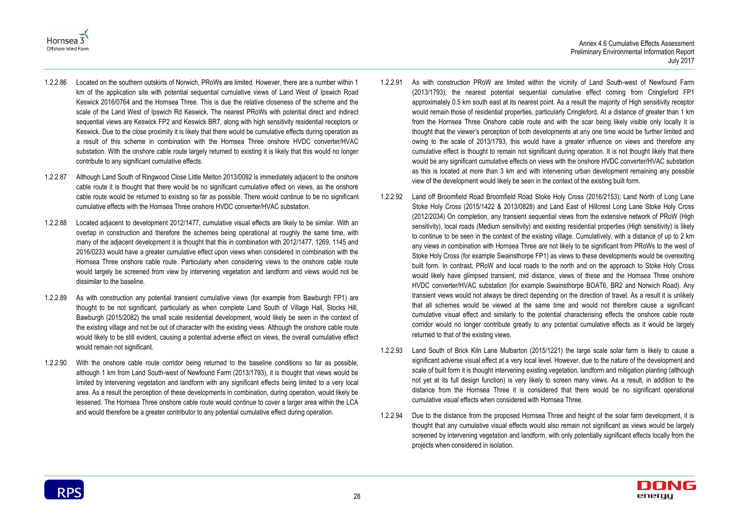1.2.2.86 Located on the southern outskirts of Norwich, PRoWs are limited. However, there are a number within 1 km of the application site with potential sequential cumulative views of Land West of Ipswich Road Keswick 2016/0764 and the Hornsea Three. This is due the relative closeness of the scheme and the scale of the Land West of Ipswich Rd Keswick. The nearest PRoWs with potential direct and indirect sequential views are Keswick FP2 and Keswick BR7, along with high sensitivity residential receptors or Keswick. Due to the close proximity it is likely that there would be cumulative effects during operation as a result of this scheme in combination with the Hornsea Three onshore HVDC converter/HVAC substation. With the onshore cable route largely returned to existing it is likely that this would no longer contribute to any significant cumulative effects.

1.2.2.87 Although Land South of Ringwood Close Little Melton 2013/0092 is immediately adjacent to the onshore cable route it is thought that there would be no significant cumulative effect on views, as the onshore cable route would be returned to existing so far as possible. There would continue to be no significant cumulative effects with the Hornsea Three onshore HVDC converter/HVAC substation.

1.2.2.88 Located adjacent to development 2012/1477, cumulative visual effects are likely to be similar. With an overlap in construction and therefore the schemes being operational at roughly the same time, with many of the adjacent development it is thought that this in combination with 2012/1477, 1269, 1145 and 2016/0233 would have a greater cumulative effect upon views when considered in combination with the Hornsea Three onshore cable route. Particularly when considering views to the onshore cable route would largely be screened from view by intervening vegetation and landform and views would not be dissimilar to the baseline.

1.2.2.89 As with construction any potential transient cumulative views (for example from Bawburgh FP1) are thought to be not significant, particularly as when complete Land South of Village Hall, Stocks Hill, Bawburgh (2015/2082) the small scale residential development, would likely be seen in the context of the existing village and not be out of character with the existing views. Although the onshore cable route would likely to be still evident, causing a potential adverse effect on views, the overall cumulative effect would remain not significant.

1.2.2.90 With the onshore cable route corridor being returned to the baseline conditions so far as possible, although 1 km from Land South-west of Newfound Farm (2013/1793), it is thought that views would be limited by intervening vegetation and landform with any significant effects being limited to a very local area. As a result the perception of these developments in combination, during operation, would likely be lessened. The Hornsea Three onshore cable route would continue to cover a larger area within the LCA and would therefore be a greater contributor to any potential cumulative effect during operation.

1.2.2.91 As with construction PRoW are limited within the vicinity of Land South-west of Newfound Farm (2013/1793), the nearest potential sequential cumulative effect coming from Cringleford FP1 approximately 0.5 km south east at its nearest point. As a result the majority of High sensitivity receptor would remain those of residential properties, particularly Cringleford. At a distance of greater than 1 km from the Hornsea Three Onshore cable route and with the scar being likely visible only locally it is thought that the viewer's perception of both developments at any one time would be further limited and owing to the scale of 2013/1793, this would have a greater influence on views and therefore any cumulative effect is thought to remain not significant during operation. It is not thought likely that there would be any significant cumulative effects on views with the onshore HVDC converter/HVAC substation as this is located at more than 3 km and with intervening urban development remaining any possible view of the development would likely be seen in the context of the existing built form.

1.2.2.92 Land off Broomfield Road Broomfield Road Stoke Holy Cross (2016/2153); Land North of Long Lane Stoke Holy Cross (2015/1422 & 2013/0828) and Land East of Hillcrest Long Lane Stoke Holy Cross (2012/2034) On completion, any transient sequential views from the extensive network of PRoW (High sensitivity), local roads (Medium sensitivity) and existing residential properties (High sensitivity) is likely to continue to be seen in the context of the existing village. Cumulatively, with a distance of up to 2 km any views in combination with Hornsea Three are not likely to be significant from PRoWs to the west of Stoke Holy Cross (for example Swainsthorpe FP1) as views to these developments would be overexiting built form. In contrast, PRoW and local roads to the north and on the approach to Stoke Holy Cross would likely have glimpsed transient, mid distance, views of these and the Hornsea Three onshore HVDC converter/HVAC substation (for example Swainsthorpe BOAT6, BR2 and Norwich Road). Any transient views would not always be direct depending on the direction of travel. As a result it is unlikely that all schemes would be viewed at the same time and would not therefore cause a significant cumulative visual effect and similarly to the potential characterising effects the onshore cable route corridor would no longer contribute greatly to any potential cumulative effects as it would be largely returned to that of the existing views.

1.2.2.93 Land South of Brick Kiln Lane Mulbarton (2015/1221) the large scale solar farm is likely to cause a significant adverse visual effect at a very local level. However, due to the nature of the development and scale of built form it is thought intervening existing vegetation, landform and mitigation planting (although not yet at its full design function) is very likely to screen many views. As a result, in addition to the distance from the Hornsea Three it is considered that there would be no significant operational cumulative visual effects when considered with Hornsea Three.

1.2.2.94 Due to the distance from the proposed Hornsea Three and height of the solar farm development, it is thought that any cumulative visual effects would also remain not significant as views would be largely screened by intervening vegetation and landform, with only potentially significant effects locally from the projects when considered in isolation.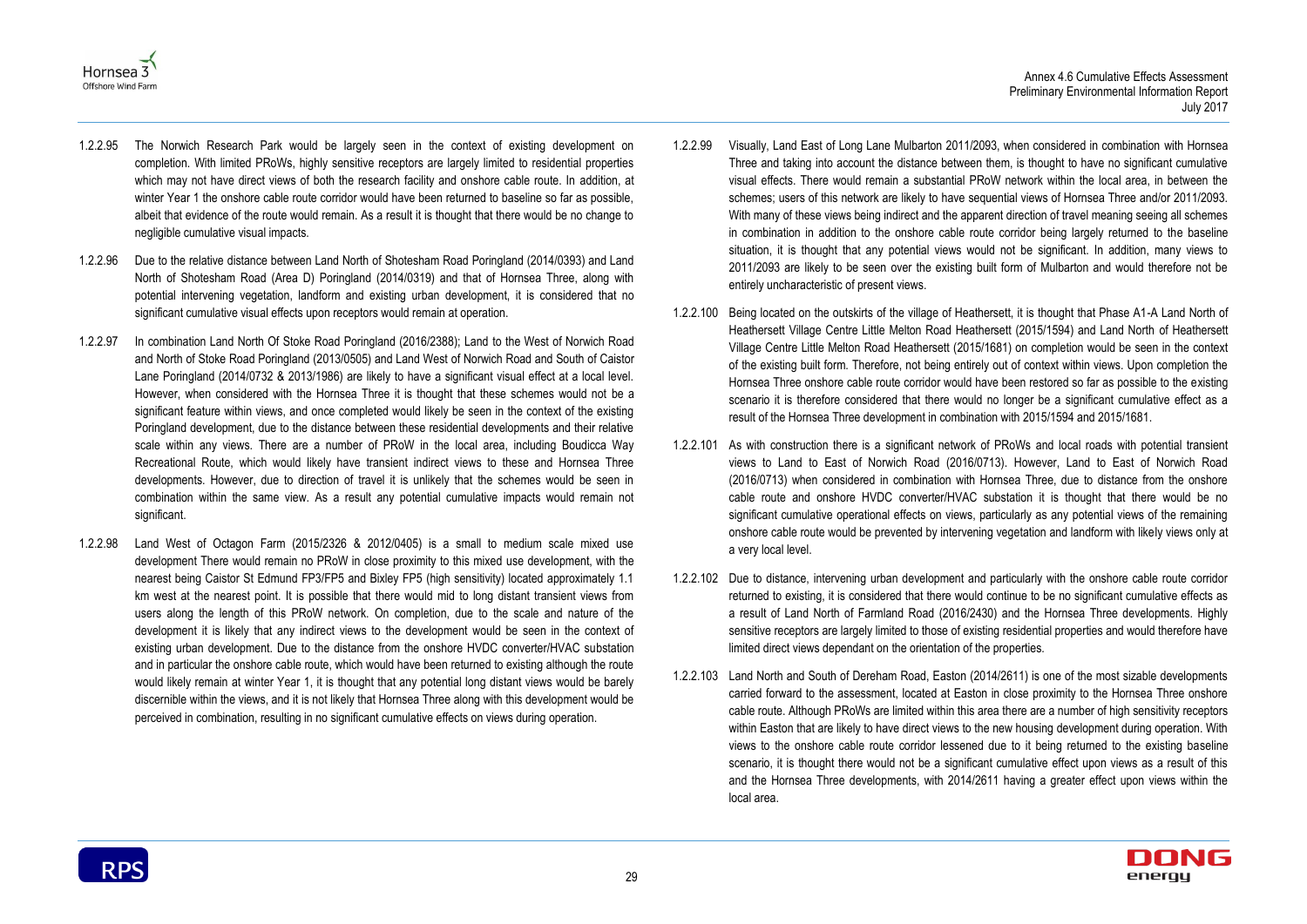1.2.2.95 The Norwich Research Park would be largely seen in the context of existing development on completion. With limited PRoWs, highly sensitive receptors are largely limited to residential properties which may not have direct views of both the research facility and onshore cable route. In addition, at winter Year 1 the onshore cable route corridor would have been returned to baseline so far as possible, albeit that evidence of the route would remain. As a result it is thought that there would be no change to negligible cumulative visual impacts.

1.2.2.96 Due to the relative distance between Land North of Shotesham Road Poringland (2014/0393) and Land North of Shotesham Road (Area D) Poringland (2014/0319) and that of Hornsea Three, along with potential intervening vegetation, landform and existing urban development, it is considered that no significant cumulative visual effects upon receptors would remain at operation.

1.2.2.97 In combination Land North Of Stoke Road Poringland (2016/2388); Land to the West of Norwich Road and North of Stoke Road Poringland (2013/0505) and Land West of Norwich Road and South of Caistor Lane Poringland (2014/0732 & 2013/1986) are likely to have a significant visual effect at a local level. However, when considered with the Hornsea Three it is thought that these schemes would not be a significant feature within views, and once completed would likely be seen in the context of the existing Poringland development, due to the distance between these residential developments and their relative scale within any views. There are a number of PRoW in the local area, including Boudicca Way Recreational Route, which would likely have transient indirect views to these and Hornsea Three developments. However, due to direction of travel it is unlikely that the schemes would be seen in combination within the same view. As a result any potential cumulative impacts would remain not significant.

1.2.2.98 Land West of Octagon Farm (2015/2326 & 2012/0405) is a small to medium scale mixed use development There would remain no PRoW in close proximity to this mixed use development, with the nearest being Caistor St Edmund FP3/FP5 and Bixley FP5 (high sensitivity) located approximately 1.1 km west at the nearest point. It is possible that there would mid to long distant transient views from users along the length of this PRoW network. On completion, due to the scale and nature of the development it is likely that any indirect views to the development would be seen in the context of existing urban development. Due to the distance from the onshore HVDC converter/HVAC substation and in particular the onshore cable route, which would have been returned to existing although the route would likely remain at winter Year 1, it is thought that any potential long distant views would be barely discernible within the views, and it is not likely that Hornsea Three along with this development would be perceived in combination, resulting in no significant cumulative effects on views during operation.

1.2.2.99 Visually, Land East of Long Lane Mulbarton 2011/2093, when considered in combination with Hornsea Three and taking into account the distance between them, is thought to have no significant cumulative visual effects. There would remain a substantial PRoW network within the local area, in between the schemes; users of this network are likely to have sequential views of Hornsea Three and/or 2011/2093. With many of these views being indirect and the apparent direction of travel meaning seeing all schemes in combination in addition to the onshore cable route corridor being largely returned to the baseline situation, it is thought that any potential views would not be significant. In addition, many views to 2011/2093 are likely to be seen over the existing built form of Mulbarton and would therefore not be entirely uncharacteristic of present views.

1.2.2.100 Being located on the outskirts of the village of Heathersett, it is thought that Phase A1-A Land North of Heathersett Village Centre Little Melton Road Heathersett (2015/1594) and Land North of Heathersett Village Centre Little Melton Road Heathersett (2015/1681) on completion would be seen in the context of the existing built form. Therefore, not being entirely out of context within views. Upon completion the Hornsea Three onshore cable route corridor would have been restored so far as possible to the existing scenario it is therefore considered that there would no longer be a significant cumulative effect as a result of the Hornsea Three development in combination with 2015/1594 and 2015/1681.

1.2.2.101 As with construction there is a significant network of PRoWs and local roads with potential transient views to Land to East of Norwich Road (2016/0713). However, Land to East of Norwich Road (2016/0713) when considered in combination with Hornsea Three, due to distance from the onshore cable route and onshore HVDC converter/HVAC substation it is thought that there would be no significant cumulative operational effects on views, particularly as any potential views of the remaining onshore cable route would be prevented by intervening vegetation and landform with likely views only at a very local level.

1.2.2.102 Due to distance, intervening urban development and particularly with the onshore cable route corridor returned to existing, it is considered that there would continue to be no significant cumulative effects as a result of Land North of Farmland Road (2016/2430) and the Hornsea Three developments. Highly sensitive receptors are largely limited to those of existing residential properties and would therefore have limited direct views dependant on the orientation of the properties.

1.2.2.103 Land North and South of Dereham Road, Easton (2014/2611) is one of the most sizable developments carried forward to the assessment, located at Easton in close proximity to the Hornsea Three onshore cable route. Although PRoWs are limited within this area there are a number of high sensitivity receptors within Easton that are likely to have direct views to the new housing development during operation. With views to the onshore cable route corridor lessened due to it being returned to the existing baseline scenario, it is thought there would not be a significant cumulative effect upon views as a result of this and the Hornsea Three developments, with 2014/2611 having a greater effect upon views within the local area.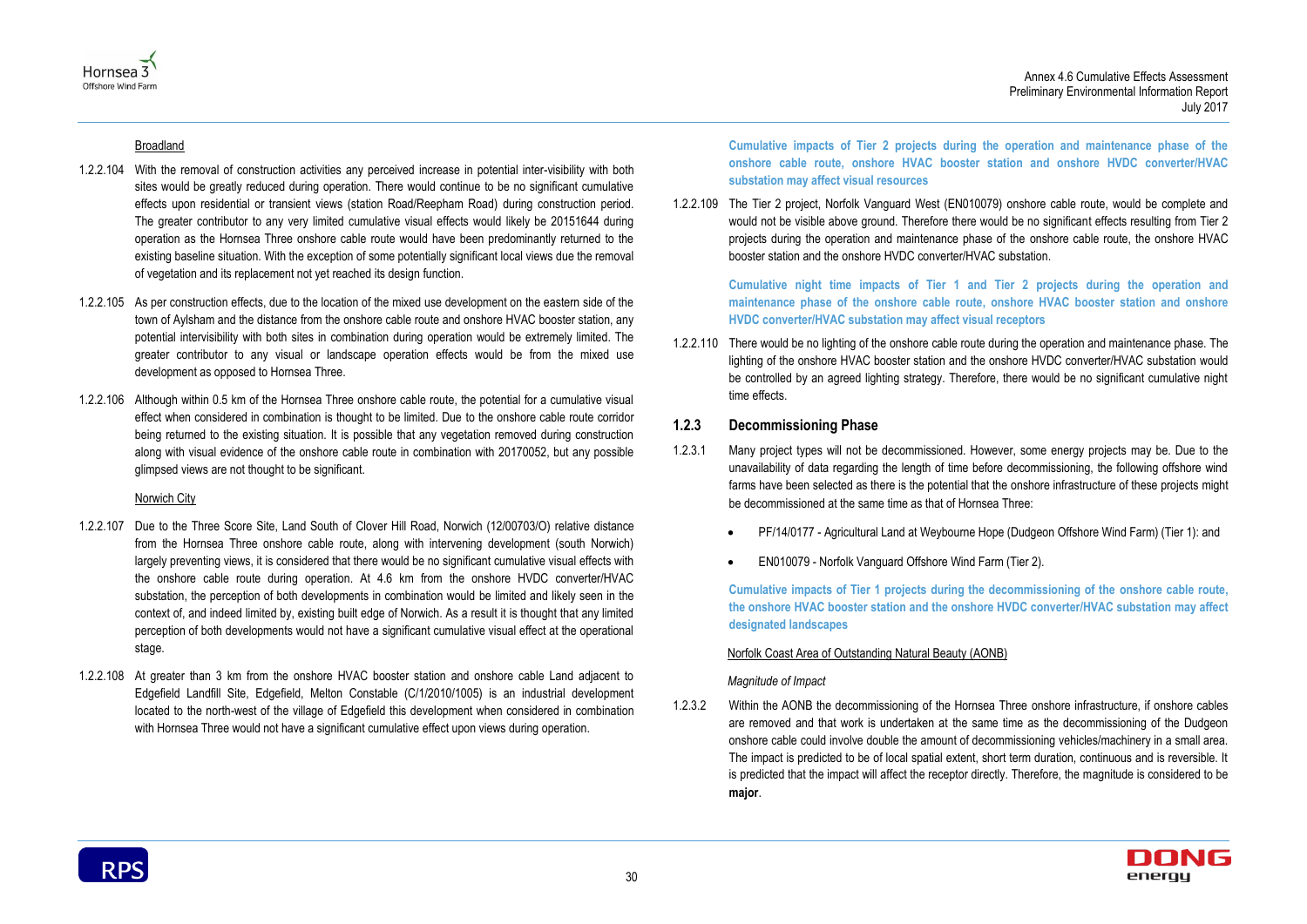Broadland

1.2.2.104 With the removal of construction activities any perceived increase in potential inter-visibility with both sites would be greatly reduced during operation. There would continue to be no significant cumulative effects upon residential or transient views (station Road/Reepham Road) during construction period. The greater contributor to any very limited cumulative visual effects would likely be 20151644 during operation as the Hornsea Three onshore cable route would have been predominantly returned to the existing baseline situation. With the exception of some potentially significant local views due the removal of vegetation and its replacement not yet reached its design function.

1.2.2.105 As per construction effects, due to the location of the mixed use development on the eastern side of the town of Aylsham and the distance from the onshore cable route and onshore HVAC booster station, any potential intervisibility with both sites in combination during operation would be extremely limited. The greater contributor to any visual or landscape operation effects would be from the mixed use development as opposed to Hornsea Three.

1.2.2.106 Although within 0.5 km of the Hornsea Three onshore cable route, the potential for a cumulative visual effect when considered in combination is thought to be limited. Due to the onshore cable route corridor being returned to the existing situation. It is possible that any vegetation removed during construction along with visual evidence of the onshore cable route in combination with 20170052, but any possible glimpsed views are not thought to be significant.

Norwich City

1.2.2.107 Due to the Three Score Site, Land South of Clover Hill Road, Norwich (12/00703/O) relative distance from the Hornsea Three onshore cable route, along with intervening development (south Norwich) largely preventing views, it is considered that there would be no significant cumulative visual effects with the onshore cable route during operation. At 4.6 km from the onshore HVDC converter/HVAC substation, the perception of both developments in combination would be limited and likely seen in the context of, and indeed limited by, existing built edge of Norwich. As a result it is thought that any limited perception of both developments would not have a significant cumulative visual effect at the operational stage.

1.2.2.108 At greater than 3 km from the onshore HVAC booster station and onshore cable Land adjacent to Edgefield Landfill Site, Edgefield, Melton Constable (C/1/2010/1005) is an industrial development located to the north-west of the village of Edgefield this development when considered in combination with Hornsea Three would not have a significant cumulative effect upon views during operation.

**Cumulative impacts of Tier 2 projects during the operation and maintenance phase of the onshore cable route, onshore HVAC booster station and onshore HVDC converter/HVAC substation may affect visual resources**

1.2.2.109 The Tier 2 project, Norfolk Vanguard West (EN010079) onshore cable route, would be complete and would not be visible above ground. Therefore there would be no significant effects resulting from Tier 2 projects during the operation and maintenance phase of the onshore cable route, the onshore HVAC booster station and the onshore HVDC converter/HVAC substation.

**Cumulative night time impacts of Tier 1 and Tier 2 projects during the operation and maintenance phase of the onshore cable route, onshore HVAC booster station and onshore HVDC converter/HVAC substation may affect visual receptors**

1.2.2.110 There would be no lighting of the onshore cable route during the operation and maintenance phase. The lighting of the onshore HVAC booster station and the onshore HVDC converter/HVAC substation would be controlled by an agreed lighting strategy. Therefore, there would be no significant cumulative night time effects.

### 1.2.3 Decommissioning Phase

1.2.3.1 Many project types will not be decommissioned. However, some energy projects may be. Due to the unavailability of data regarding the length of time before decommissioning, the following offshore wind farms have been selected as there is the potential that the onshore infrastructure of these projects might be decommissioned at the same time as that of Hornsea Three:

- PF/14/0177 - Agricultural Land at Weybourne Hope (Dudgeon Offshore Wind Farm) (Tier 1): and
- EN010079 - Norfolk Vanguard Offshore Wind Farm (Tier 2).

**Cumulative impacts of Tier 1 projects during the decommissioning of the onshore cable route, the onshore HVAC booster station and the onshore HVDC converter/HVAC substation may affect designated landscapes**

Norfolk Coast Area of Outstanding Natural Beauty (AONB)

*Magnitude of Impact*

1.2.3.2 Within the AONB the decommissioning of the Hornsea Three onshore infrastructure, if onshore cables are removed and that work is undertaken at the same time as the decommissioning of the Dudgeon onshore cable could involve double the amount of decommissioning vehicles/machinery in a small area. The impact is predicted to be of local spatial extent, short term duration, continuous and is reversible. It is predicted that the impact will affect the receptor directly. Therefore, the magnitude is considered to be **major**.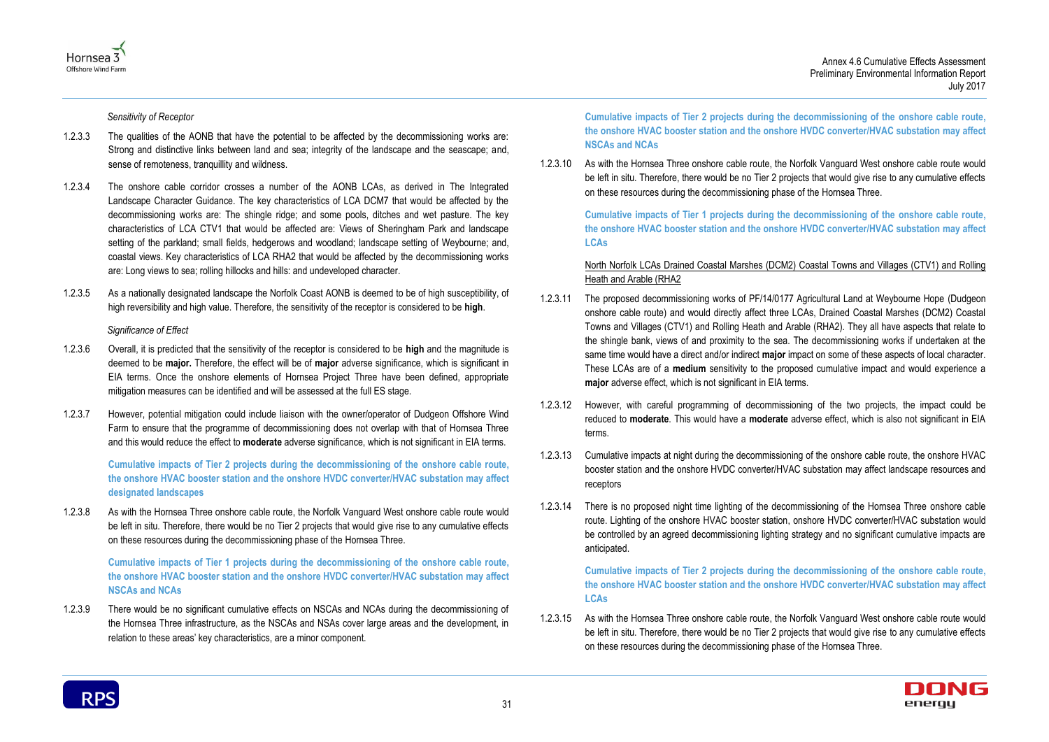*Sensitivity of Receptor*

1.2.3.3 The qualities of the AONB that have the potential to be affected by the decommissioning works are: Strong and distinctive links between land and sea; integrity of the landscape and the seascape; and, sense of remoteness, tranquillity and wildness.

1.2.3.4 The onshore cable corridor crosses a number of the AONB LCAs, as derived in The Integrated Landscape Character Guidance. The key characteristics of LCA DCM7 that would be affected by the decommissioning works are: The shingle ridge; and some pools, ditches and wet pasture. The key characteristics of LCA CTV1 that would be affected are: Views of Sheringham Park and landscape setting of the parkland; small fields, hedgerows and woodland; landscape setting of Weybourne; and, coastal views. Key characteristics of LCA RHA2 that would be affected by the decommissioning works are: Long views to sea; rolling hillocks and hills: and undeveloped character.

1.2.3.5 As a nationally designated landscape the Norfolk Coast AONB is deemed to be of high susceptibility, of high reversibility and high value. Therefore, the sensitivity of the receptor is considered to be **high**.

*Significance of Effect*

1.2.3.6 Overall, it is predicted that the sensitivity of the receptor is considered to be **high** and the magnitude is deemed to be **major.** Therefore, the effect will be of **major** adverse significance, which is significant in EIA terms. Once the onshore elements of Hornsea Project Three have been defined, appropriate mitigation measures can be identified and will be assessed at the full ES stage.

1.2.3.7 However, potential mitigation could include liaison with the owner/operator of Dudgeon Offshore Wind Farm to ensure that the programme of decommissioning does not overlap with that of Hornsea Three and this would reduce the effect to **moderate** adverse significance, which is not significant in EIA terms.

**Cumulative impacts of Tier 2 projects during the decommissioning of the onshore cable route, the onshore HVAC booster station and the onshore HVDC converter/HVAC substation may affect designated landscapes**

1.2.3.8 As with the Hornsea Three onshore cable route, the Norfolk Vanguard West onshore cable route would be left in situ. Therefore, there would be no Tier 2 projects that would give rise to any cumulative effects on these resources during the decommissioning phase of the Hornsea Three.

**Cumulative impacts of Tier 1 projects during the decommissioning of the onshore cable route, the onshore HVAC booster station and the onshore HVDC converter/HVAC substation may affect NSCAs and NCAs**

1.2.3.9 There would be no significant cumulative effects on NSCAs and NCAs during the decommissioning of the Hornsea Three infrastructure, as the NSCAs and NSAs cover large areas and the development, in relation to these areas' key characteristics, are a minor component.

**Cumulative impacts of Tier 2 projects during the decommissioning of the onshore cable route, the onshore HVAC booster station and the onshore HVDC converter/HVAC substation may affect NSCAs and NCAs**

1.2.3.10 As with the Hornsea Three onshore cable route, the Norfolk Vanguard West onshore cable route would be left in situ. Therefore, there would be no Tier 2 projects that would give rise to any cumulative effects on these resources during the decommissioning phase of the Hornsea Three.

**Cumulative impacts of Tier 1 projects during the decommissioning of the onshore cable route, the onshore HVAC booster station and the onshore HVDC converter/HVAC substation may affect LCAs**

<u>North Norfolk LCAs Drained Coastal Marshes (DCM2) Coastal Towns and Villages (CTV1) and Rolling Heath and Arable (RHA2)</u>

1.2.3.11 The proposed decommissioning works of PF/14/0177 Agricultural Land at Weybourne Hope (Dudgeon onshore cable route) and would directly affect three LCAs, Drained Coastal Marshes (DCM2) Coastal Towns and Villages (CTV1) and Rolling Heath and Arable (RHA2). They all have aspects that relate to the shingle bank, views of and proximity to the sea. The decommissioning works if undertaken at the same time would have a direct and/or indirect **major** impact on some of these aspects of local character. These LCAs are of a **medium** sensitivity to the proposed cumulative impact and would experience a **major** adverse effect, which is not significant in EIA terms.

1.2.3.12 However, with careful programming of decommissioning of the two projects, the impact could be reduced to **moderate**. This would have a **moderate** adverse effect, which is also not significant in EIA terms.

1.2.3.13 Cumulative impacts at night during the decommissioning of the onshore cable route, the onshore HVAC booster station and the onshore HVDC converter/HVAC substation may affect landscape resources and receptors

1.2.3.14 There is no proposed night time lighting of the decommissioning of the Hornsea Three onshore cable route. Lighting of the onshore HVAC booster station, onshore HVDC converter/HVAC substation would be controlled by an agreed decommissioning lighting strategy and no significant cumulative impacts are anticipated.

**Cumulative impacts of Tier 2 projects during the decommissioning of the onshore cable route, the onshore HVAC booster station and the onshore HVDC converter/HVAC substation may affect LCAs**

1.2.3.15 As with the Hornsea Three onshore cable route, the Norfolk Vanguard West onshore cable route would be left in situ. Therefore, there would be no Tier 2 projects that would give rise to any cumulative effects on these resources during the decommissioning phase of the Hornsea Three.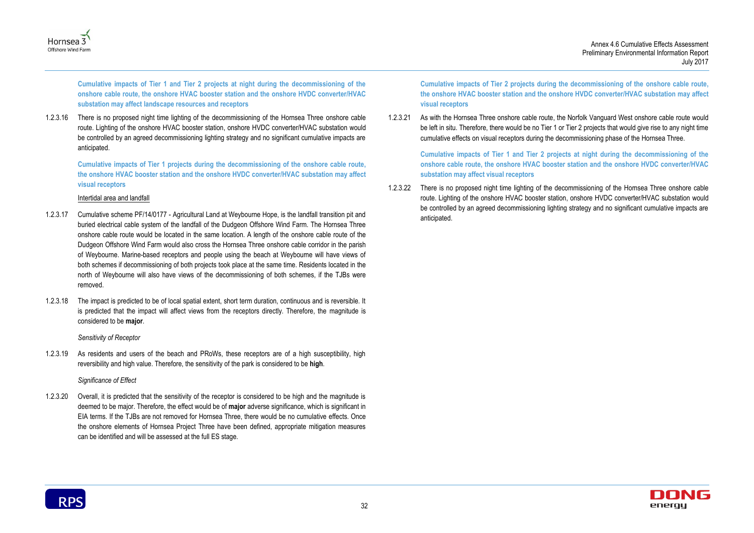**Cumulative impacts of Tier 1 and Tier 2 projects at night during the decommissioning of the onshore cable route, the onshore HVAC booster station and the onshore HVDC converter/HVAC substation may affect landscape resources and receptors**

1.2.3.16 There is no proposed night time lighting of the decommissioning of the Hornsea Three onshore cable route. Lighting of the onshore HVAC booster station, onshore HVDC converter/HVAC substation would be controlled by an agreed decommissioning lighting strategy and no significant cumulative impacts are anticipated.

**Cumulative impacts of Tier 1 projects during the decommissioning of the onshore cable route, the onshore HVAC booster station and the onshore HVDC converter/HVAC substation may affect visual receptors**

Intertidal area and landfall

1.2.3.17 Cumulative scheme PF/14/0177 - Agricultural Land at Weybourne Hope, is the landfall transition pit and buried electrical cable system of the landfall of the Dudgeon Offshore Wind Farm. The Hornsea Three onshore cable route would be located in the same location. A length of the onshore cable route of the Dudgeon Offshore Wind Farm would also cross the Hornsea Three onshore cable corridor in the parish of Weybourne. Marine-based receptors and people using the beach at Weybourne will have views of both schemes if decommissioning of both projects took place at the same time. Residents located in the north of Weybourne will also have views of the decommissioning of both schemes, if the TJBs were removed.

1.2.3.18 The impact is predicted to be of local spatial extent, short term duration, continuous and is reversible. It is predicted that the impact will affect views from the receptors directly. Therefore, the magnitude is considered to be **major**.

*Sensitivity of Receptor*

1.2.3.19 As residents and users of the beach and PRoWs, these receptors are of a high susceptibility, high reversibility and high value. Therefore, the sensitivity of the park is considered to be **high**.

*Significance of Effect*

1.2.3.20 Overall, it is predicted that the sensitivity of the receptor is considered to be high and the magnitude is deemed to be major. Therefore, the effect would be of **major** adverse significance, which is significant in EIA terms. If the TJBs are not removed for Hornsea Three, there would be no cumulative effects. Once the onshore elements of Hornsea Project Three have been defined, appropriate mitigation measures can be identified and will be assessed at the full ES stage.

**Cumulative impacts of Tier 2 projects during the decommissioning of the onshore cable route, the onshore HVAC booster station and the onshore HVDC converter/HVAC substation may affect visual receptors**

1.2.3.21 As with the Hornsea Three onshore cable route, the Norfolk Vanguard West onshore cable route would be left in situ. Therefore, there would be no Tier 1 or Tier 2 projects that would give rise to any night time cumulative effects on visual receptors during the decommissioning phase of the Hornsea Three.

**Cumulative impacts of Tier 1 and Tier 2 projects at night during the decommissioning of the onshore cable route, the onshore HVAC booster station and the onshore HVDC converter/HVAC substation may affect visual receptors**

1.2.3.22 There is no proposed night time lighting of the decommissioning of the Hornsea Three onshore cable route. Lighting of the onshore HVAC booster station, onshore HVDC converter/HVAC substation would be controlled by an agreed decommissioning lighting strategy and no significant cumulative impacts are anticipated.